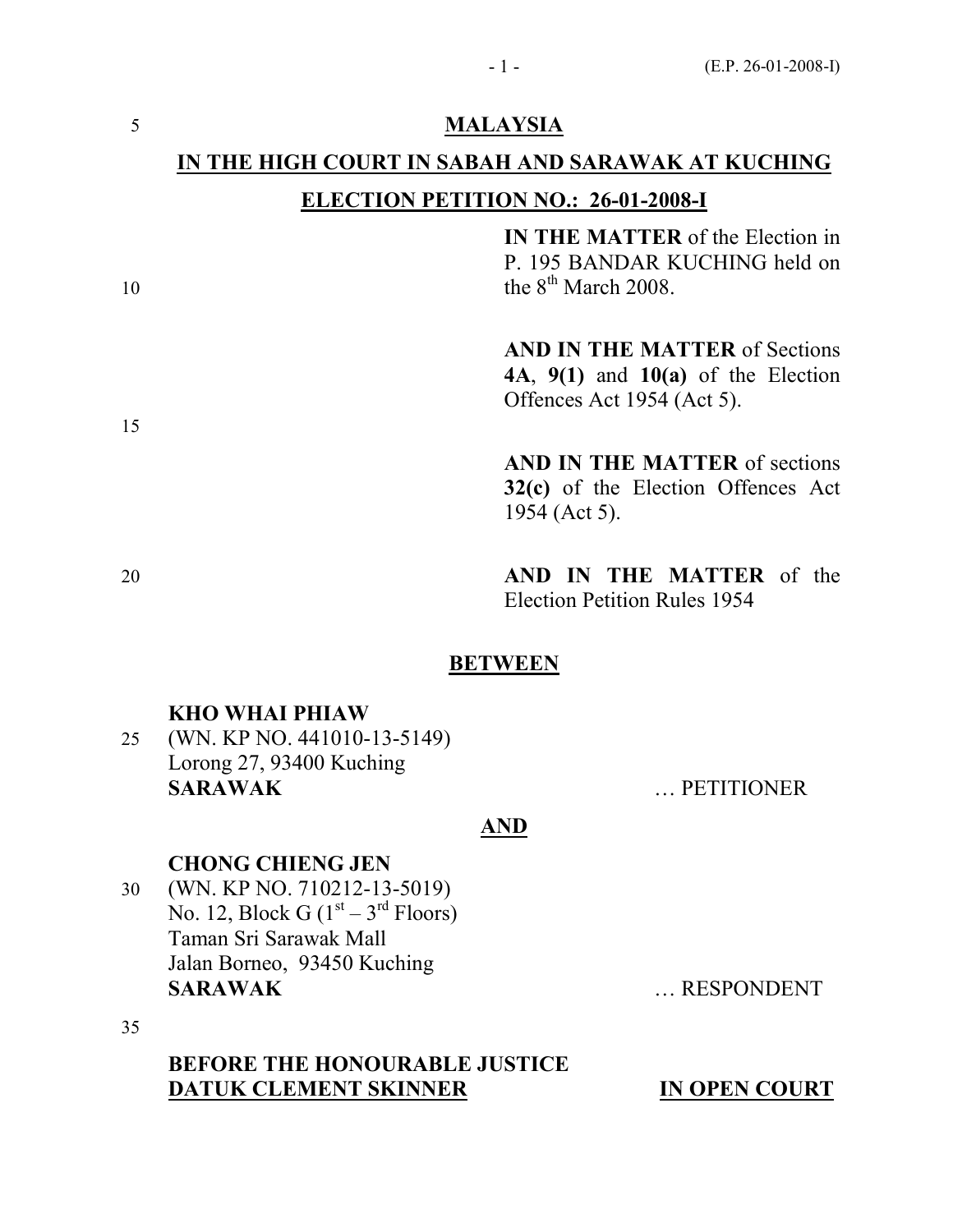**MALAYSIA**

**IN THE HIGH COURT IN SABAH AND SARAWAK AT KUCHING**

**ELECTION PETITION NO.: 26-01-2008-I**

**IN THE MATTER** of the Election in P. 195 BANDAR KUCHING held on the 8th March 2008.

**AND IN THE MATTER** of Sections **4A**, **9(1)** and **10(a)** of the Election Offences Act 1954 (Act 5).

**AND IN THE MATTER** of sections **32(c)** of the Election Offences Act 1954 (Act 5).

**AND IN THE MATTER** of the Election Petition Rules 1954

**BETWEEN**

**KHO WHAI PHIAW**
(WN. KP NO. 441010-13-5149)
Lorong 27, 93400 Kuching
**SARAWAK** … PETITIONER

**AND**

**CHONG CHIENG JEN**
(WN. KP NO. 710212-13-5019)
No. 12, Block G (1st – 3rd Floors)
Taman Sri Sarawak Mall
Jalan Borneo, 93450 Kuching
**SARAWAK** … RESPONDENT

**BEFORE THE HONOURABLE JUSTICE DATUK CLEMENT SKINNER** **IN OPEN COURT**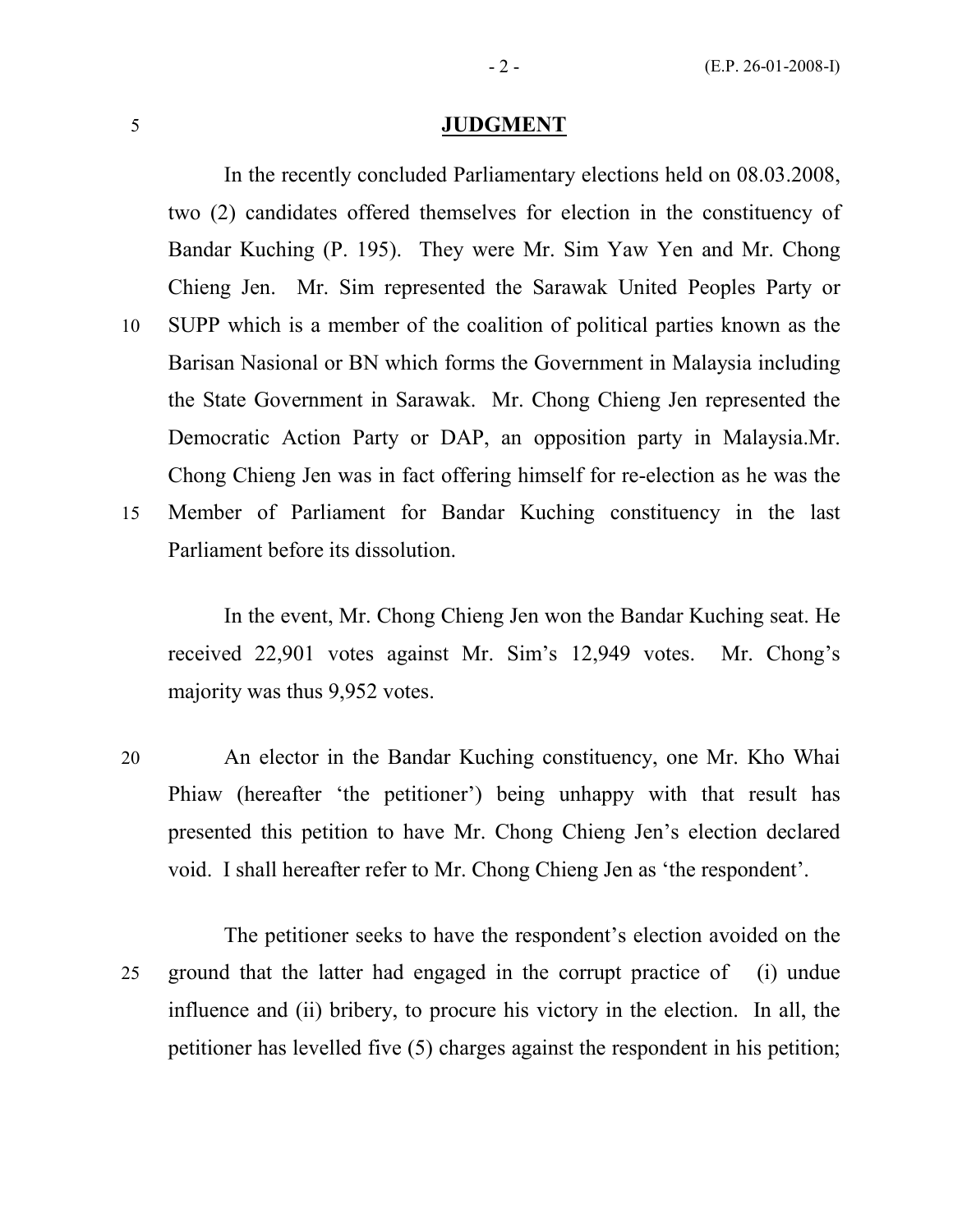## JUDGMENT

In the recently concluded Parliamentary elections held on 08.03.2008, two (2) candidates offered themselves for election in the constituency of Bandar Kuching (P. 195). They were Mr. Sim Yaw Yen and Mr. Chong Chieng Jen. Mr. Sim represented the Sarawak United Peoples Party or SUPP which is a member of the coalition of political parties known as the Barisan Nasional or BN which forms the Government in Malaysia including the State Government in Sarawak. Mr. Chong Chieng Jen represented the Democratic Action Party or DAP, an opposition party in Malaysia.Mr. Chong Chieng Jen was in fact offering himself for re-election as he was the Member of Parliament for Bandar Kuching constituency in the last Parliament before its dissolution.

In the event, Mr. Chong Chieng Jen won the Bandar Kuching seat. He received 22,901 votes against Mr. Sim's 12,949 votes. Mr. Chong's majority was thus 9,952 votes.

An elector in the Bandar Kuching constituency, one Mr. Kho Whai Phiaw (hereafter 'the petitioner') being unhappy with that result has presented this petition to have Mr. Chong Chieng Jen's election declared void. I shall hereafter refer to Mr. Chong Chieng Jen as 'the respondent'.

The petitioner seeks to have the respondent's election avoided on the ground that the latter had engaged in the corrupt practice of (i) undue influence and (ii) bribery, to procure his victory in the election. In all, the petitioner has levelled five (5) charges against the respondent in his petition;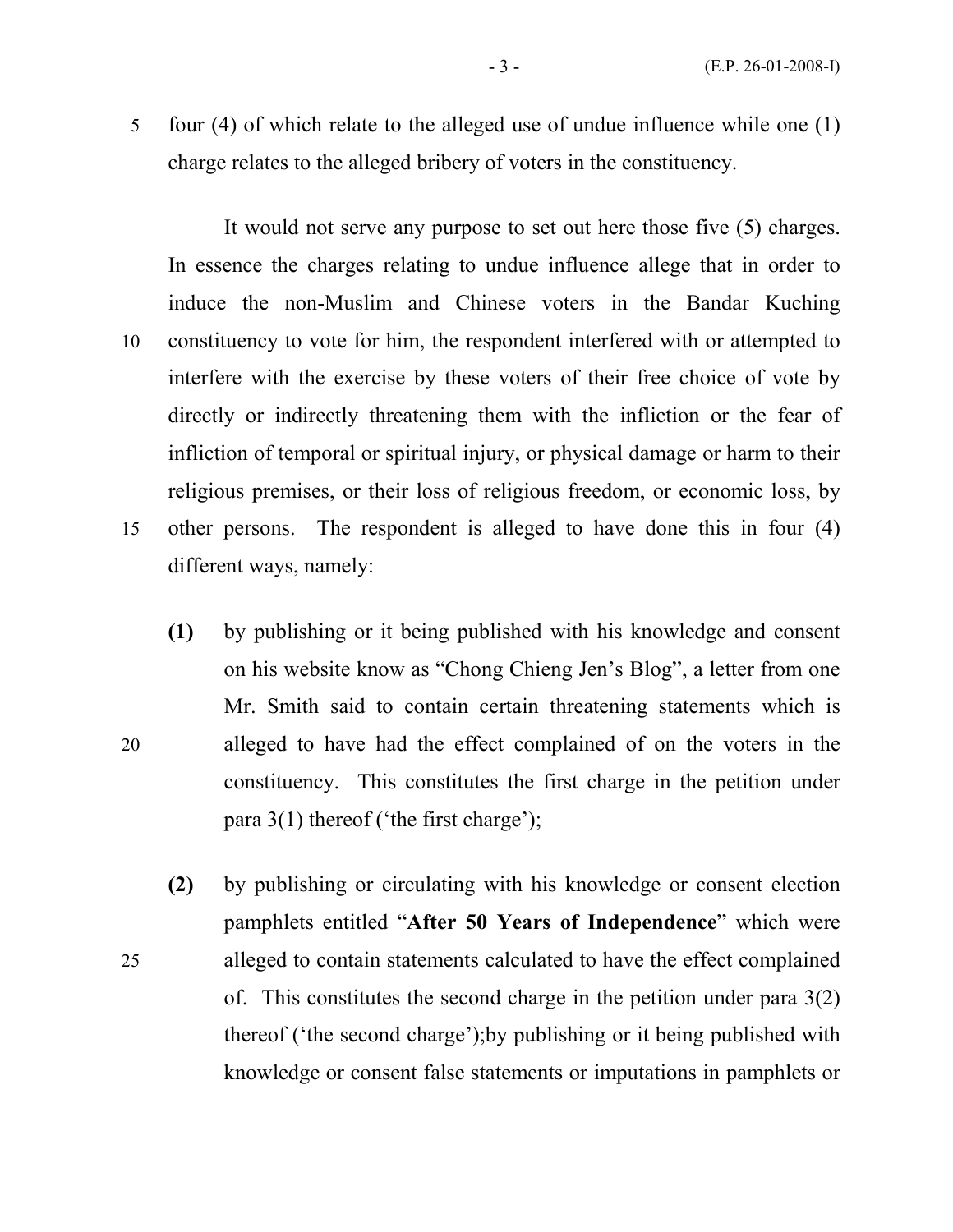four (4) of which relate to the alleged use of undue influence while one (1) charge relates to the alleged bribery of voters in the constituency.

It would not serve any purpose to set out here those five (5) charges. In essence the charges relating to undue influence allege that in order to induce the non-Muslim and Chinese voters in the Bandar Kuching constituency to vote for him, the respondent interfered with or attempted to interfere with the exercise by these voters of their free choice of vote by directly or indirectly threatening them with the infliction or the fear of infliction of temporal or spiritual injury, or physical damage or harm to their religious premises, or their loss of religious freedom, or economic loss, by other persons. The respondent is alleged to have done this in four (4) different ways, namely:

**(1)** by publishing or it being published with his knowledge and consent on his website know as "Chong Chieng Jen's Blog", a letter from one Mr. Smith said to contain certain threatening statements which is alleged to have had the effect complained of on the voters in the constituency. This constitutes the first charge in the petition under para 3(1) thereof ('the first charge');

**(2)** by publishing or circulating with his knowledge or consent election pamphlets entitled "**After 50 Years of Independence**" which were alleged to contain statements calculated to have the effect complained of. This constitutes the second charge in the petition under para 3(2) thereof ('the second charge');by publishing or it being published with knowledge or consent false statements or imputations in pamphlets or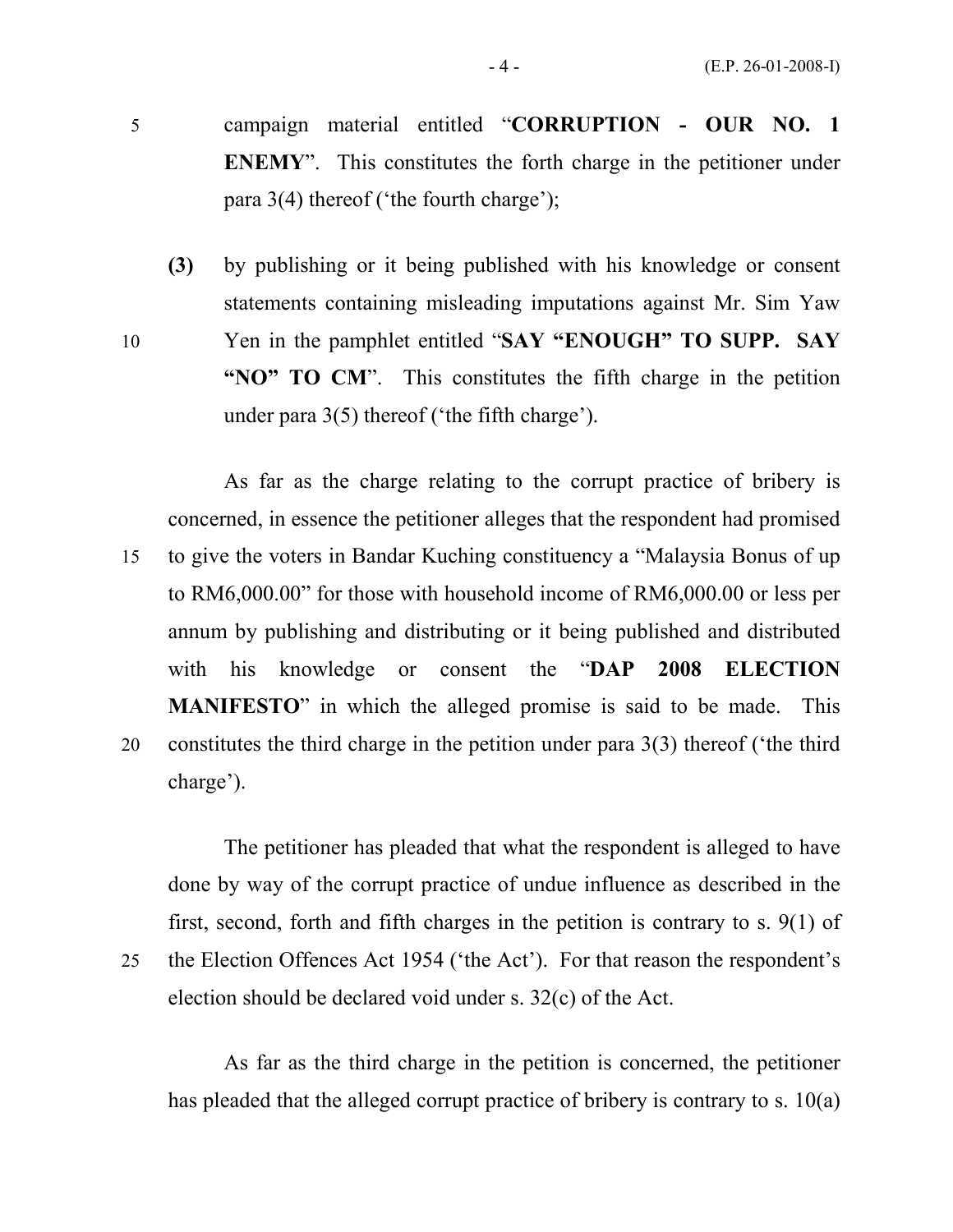campaign material entitled "**CORRUPTION - OUR NO. 1 ENEMY**". This constitutes the forth charge in the petitioner under para 3(4) thereof ('the fourth charge');

**(3)** by publishing or it being published with his knowledge or consent statements containing misleading imputations against Mr. Sim Yaw Yen in the pamphlet entitled "**SAY "ENOUGH" TO SUPP. SAY "NO" TO CM**". This constitutes the fifth charge in the petition under para 3(5) thereof ('the fifth charge').

As far as the charge relating to the corrupt practice of bribery is concerned, in essence the petitioner alleges that the respondent had promised to give the voters in Bandar Kuching constituency a "Malaysia Bonus of up to RM6,000.00" for those with household income of RM6,000.00 or less per annum by publishing and distributing or it being published and distributed with his knowledge or consent the "**DAP 2008 ELECTION MANIFESTO**" in which the alleged promise is said to be made. This constitutes the third charge in the petition under para 3(3) thereof ('the third charge').

The petitioner has pleaded that what the respondent is alleged to have done by way of the corrupt practice of undue influence as described in the first, second, forth and fifth charges in the petition is contrary to s. 9(1) of the Election Offences Act 1954 ('the Act'). For that reason the respondent's election should be declared void under s. 32(c) of the Act.

As far as the third charge in the petition is concerned, the petitioner has pleaded that the alleged corrupt practice of bribery is contrary to s. 10(a)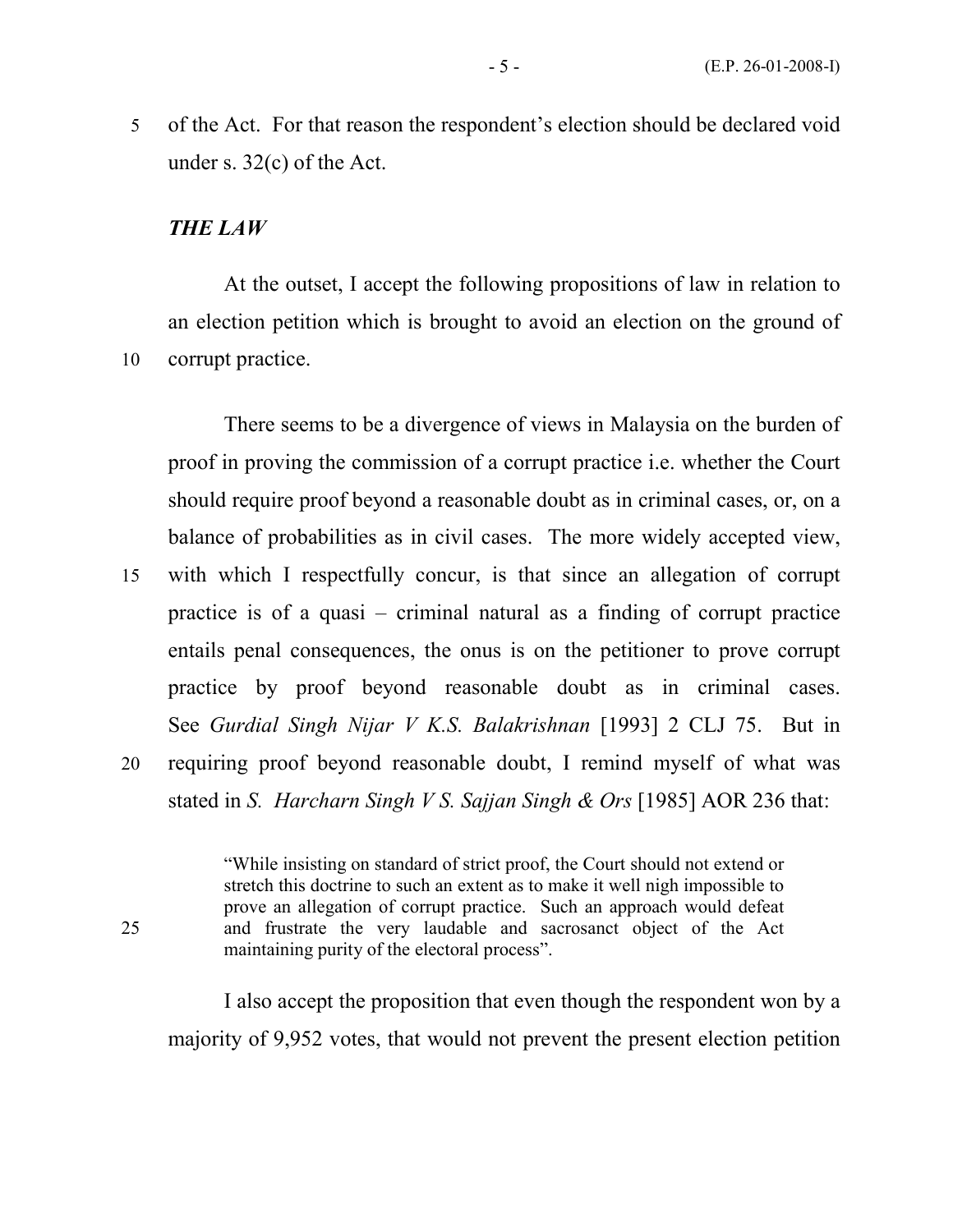of the Act. For that reason the respondent's election should be declared void under s. 32(c) of the Act.

### ***THE LAW***

At the outset, I accept the following propositions of law in relation to an election petition which is brought to avoid an election on the ground of corrupt practice.

There seems to be a divergence of views in Malaysia on the burden of proof in proving the commission of a corrupt practice i.e. whether the Court should require proof beyond a reasonable doubt as in criminal cases, or, on a balance of probabilities as in civil cases. The more widely accepted view, with which I respectfully concur, is that since an allegation of corrupt practice is of a quasi – criminal natural as a finding of corrupt practice entails penal consequences, the onus is on the petitioner to prove corrupt practice by proof beyond reasonable doubt as in criminal cases. See *Gurdial Singh Nijar V K.S. Balakrishnan* [1993] 2 CLJ 75. But in requiring proof beyond reasonable doubt, I remind myself of what was stated in *S. Harcharn Singh V S. Sajjan Singh & Ors* [1985] AOR 236 that:

> "While insisting on standard of strict proof, the Court should not extend or stretch this doctrine to such an extent as to make it well nigh impossible to prove an allegation of corrupt practice. Such an approach would defeat and frustrate the very laudable and sacrosanct object of the Act maintaining purity of the electoral process".

I also accept the proposition that even though the respondent won by a majority of 9,952 votes, that would not prevent the present election petition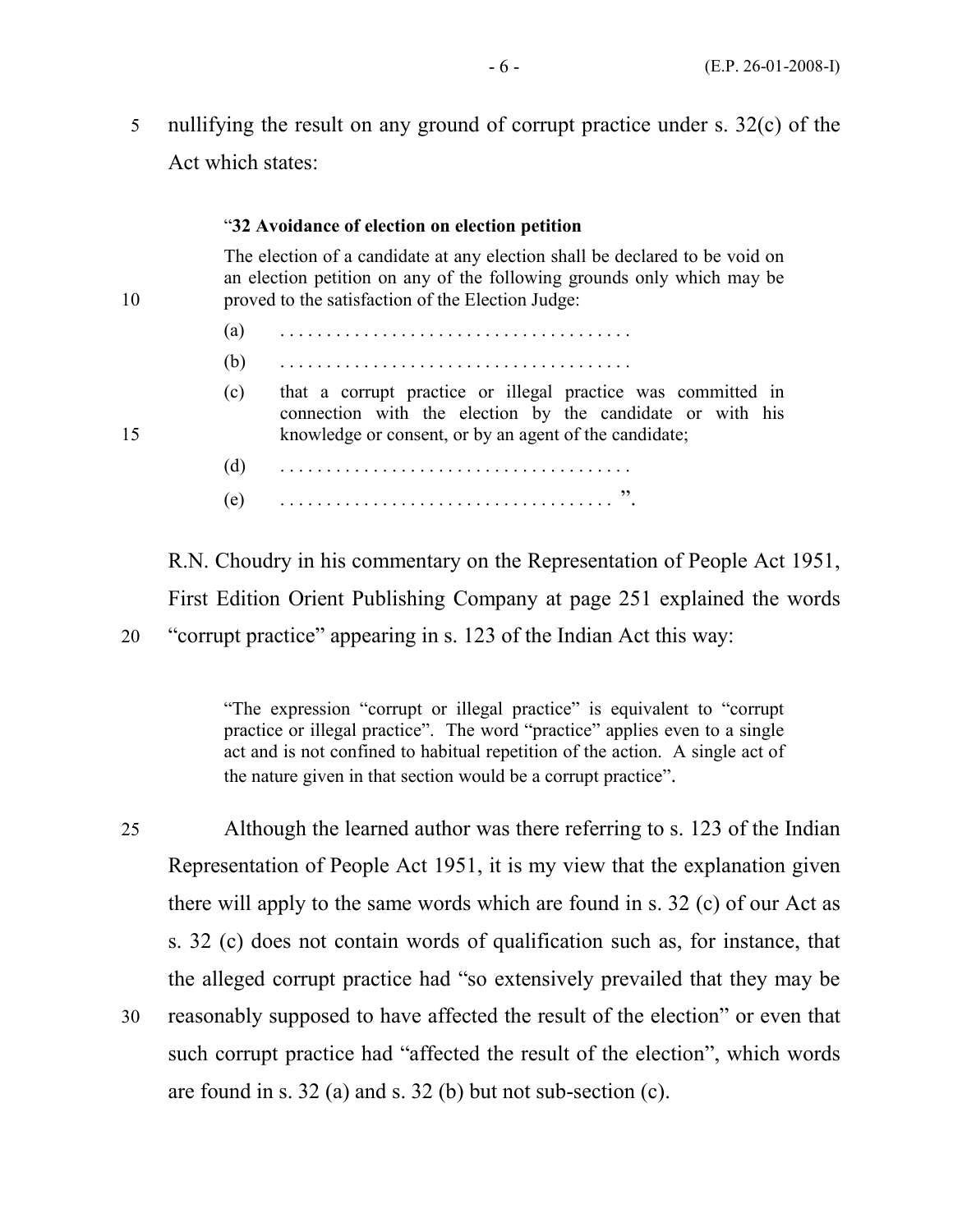nullifying the result on any ground of corrupt practice under s. 32(c) of the Act which states:

> "**32 Avoidance of election on election petition**
>
> The election of a candidate at any election shall be declared to be void on an election petition on any of the following grounds only which may be proved to the satisfaction of the Election Judge:
>
> (a) . . . . . . . . . . . . . . . . . . . . . . . . . . . . . . . . . . . . .
>
> (b) . . . . . . . . . . . . . . . . . . . . . . . . . . . . . . . . . . . . .
>
> (c) that a corrupt practice or illegal practice was committed in connection with the election by the candidate or with his knowledge or consent, or by an agent of the candidate;
>
> (d) . . . . . . . . . . . . . . . . . . . . . . . . . . . . . . . . . . . . .
>
> (e) . . . . . . . . . . . . . . . . . . . . . . . . . . . . . . . . . . ".

R.N. Choudry in his commentary on the Representation of People Act 1951, First Edition Orient Publishing Company at page 251 explained the words "corrupt practice" appearing in s. 123 of the Indian Act this way:

> "The expression "corrupt or illegal practice" is equivalent to "corrupt practice or illegal practice". The word "practice" applies even to a single act and is not confined to habitual repetition of the action. A single act of the nature given in that section would be a corrupt practice".

Although the learned author was there referring to s. 123 of the Indian Representation of People Act 1951, it is my view that the explanation given there will apply to the same words which are found in s. 32 (c) of our Act as s. 32 (c) does not contain words of qualification such as, for instance, that the alleged corrupt practice had "so extensively prevailed that they may be reasonably supposed to have affected the result of the election" or even that such corrupt practice had "affected the result of the election", which words are found in s. 32 (a) and s. 32 (b) but not sub-section (c).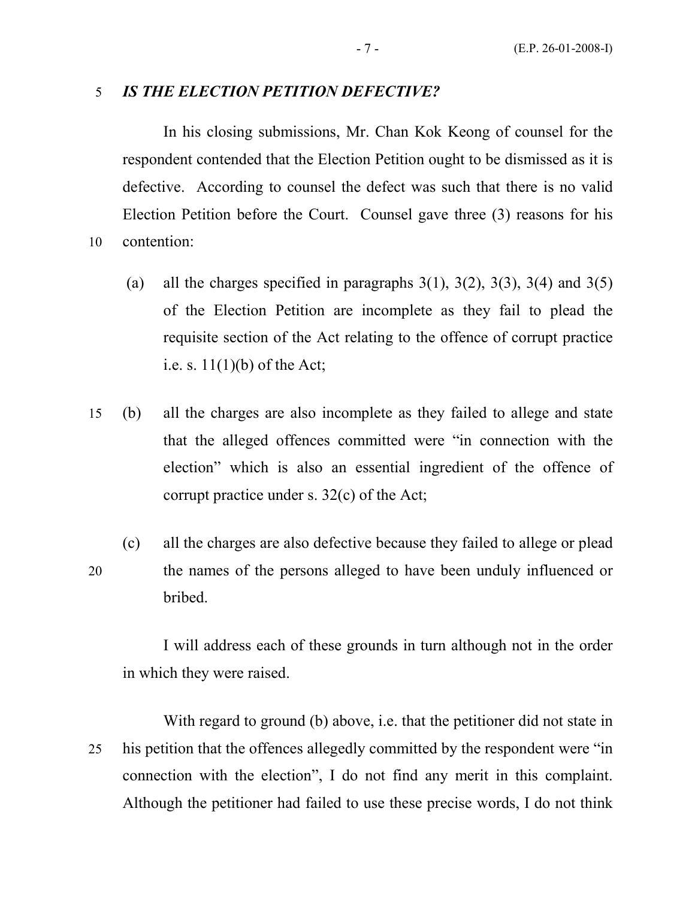***IS THE ELECTION PETITION DEFECTIVE?***

In his closing submissions, Mr. Chan Kok Keong of counsel for the respondent contended that the Election Petition ought to be dismissed as it is defective. According to counsel the defect was such that there is no valid Election Petition before the Court. Counsel gave three (3) reasons for his contention:

(a) all the charges specified in paragraphs 3(1), 3(2), 3(3), 3(4) and 3(5) of the Election Petition are incomplete as they fail to plead the requisite section of the Act relating to the offence of corrupt practice i.e. s. 11(1)(b) of the Act;

(b) all the charges are also incomplete as they failed to allege and state that the alleged offences committed were "in connection with the election" which is also an essential ingredient of the offence of corrupt practice under s. 32(c) of the Act;

(c) all the charges are also defective because they failed to allege or plead the names of the persons alleged to have been unduly influenced or bribed.

I will address each of these grounds in turn although not in the order in which they were raised.

With regard to ground (b) above, i.e. that the petitioner did not state in his petition that the offences allegedly committed by the respondent were "in connection with the election", I do not find any merit in this complaint. Although the petitioner had failed to use these precise words, I do not think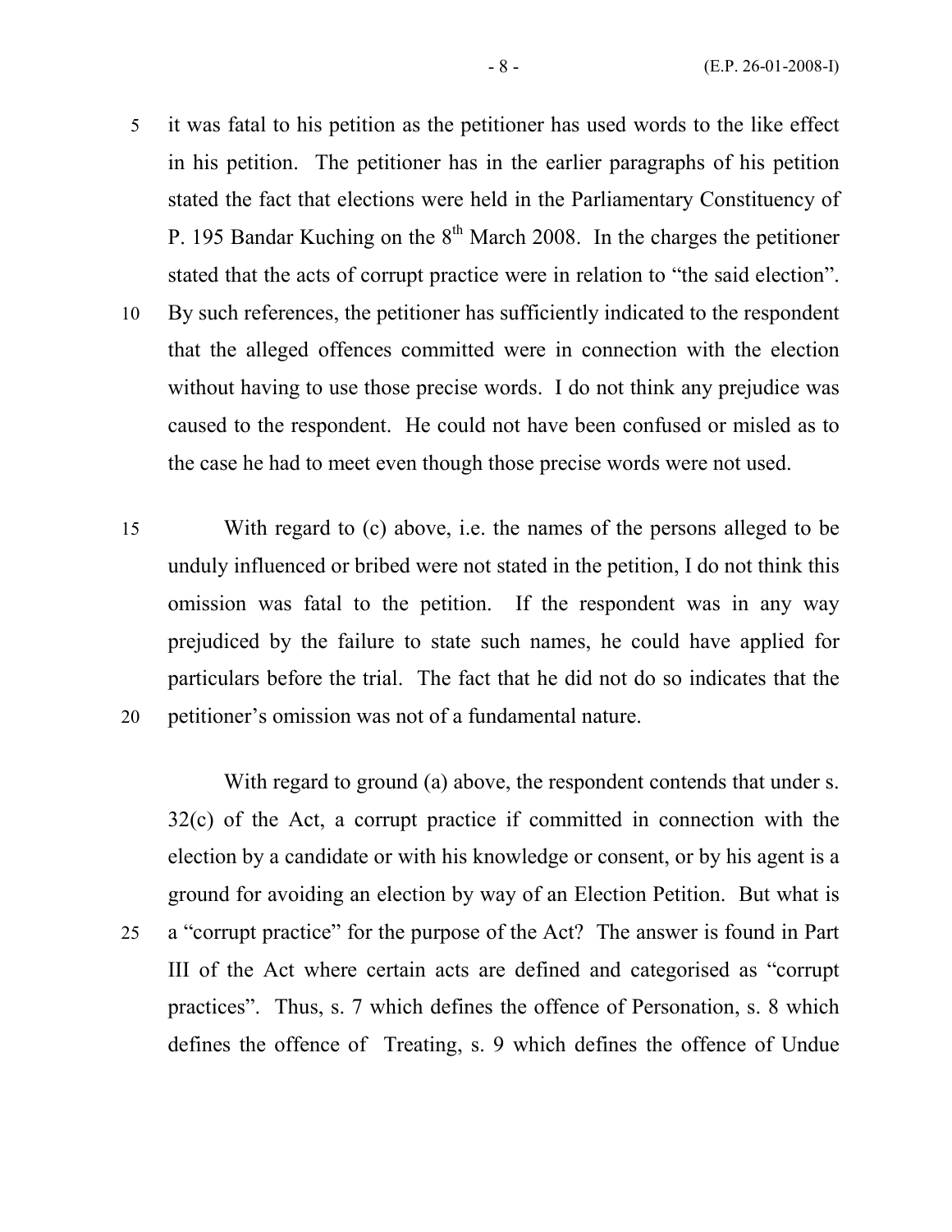it was fatal to his petition as the petitioner has used words to the like effect in his petition. The petitioner has in the earlier paragraphs of his petition stated the fact that elections were held in the Parliamentary Constituency of P. 195 Bandar Kuching on the 8th March 2008. In the charges the petitioner stated that the acts of corrupt practice were in relation to "the said election". By such references, the petitioner has sufficiently indicated to the respondent that the alleged offences committed were in connection with the election without having to use those precise words. I do not think any prejudice was caused to the respondent. He could not have been confused or misled as to the case he had to meet even though those precise words were not used.

With regard to (c) above, i.e. the names of the persons alleged to be unduly influenced or bribed were not stated in the petition, I do not think this omission was fatal to the petition. If the respondent was in any way prejudiced by the failure to state such names, he could have applied for particulars before the trial. The fact that he did not do so indicates that the petitioner's omission was not of a fundamental nature.

With regard to ground (a) above, the respondent contends that under s. 32(c) of the Act, a corrupt practice if committed in connection with the election by a candidate or with his knowledge or consent, or by his agent is a ground for avoiding an election by way of an Election Petition. But what is a "corrupt practice" for the purpose of the Act? The answer is found in Part III of the Act where certain acts are defined and categorised as "corrupt practices". Thus, s. 7 which defines the offence of Personation, s. 8 which defines the offence of Treating, s. 9 which defines the offence of Undue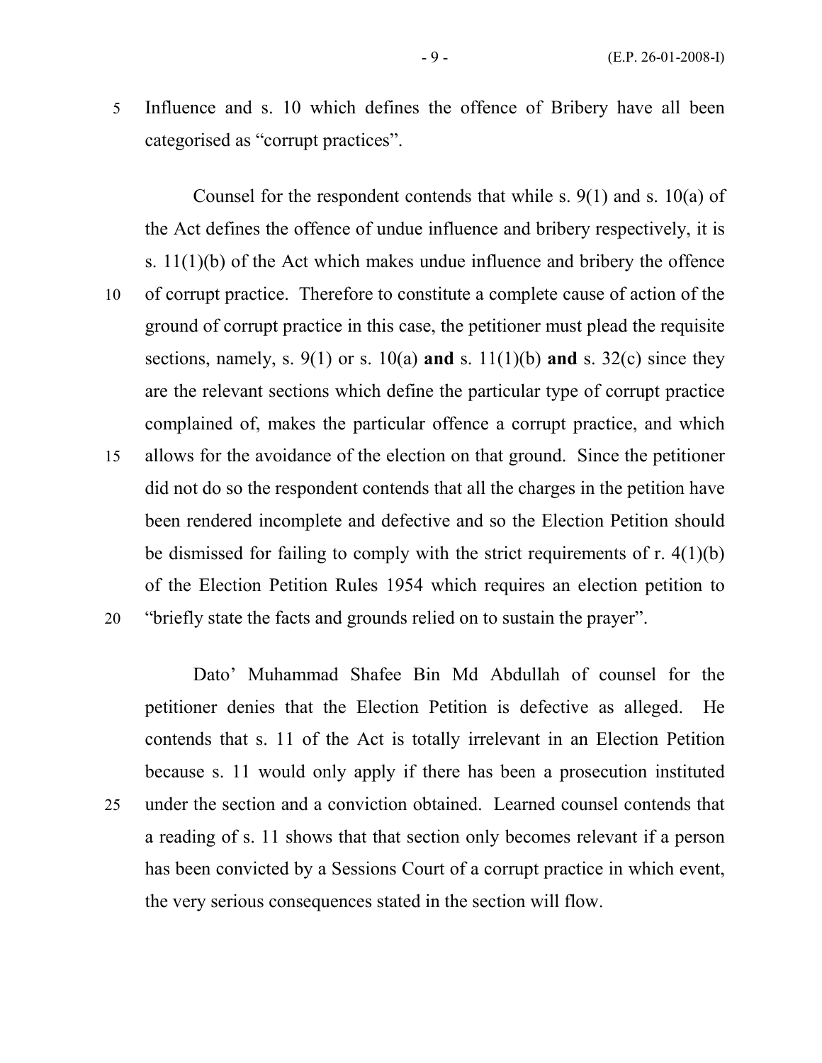Influence and s. 10 which defines the offence of Bribery have all been categorised as “corrupt practices”.

Counsel for the respondent contends that while s. 9(1) and s. 10(a) of the Act defines the offence of undue influence and bribery respectively, it is s. 11(1)(b) of the Act which makes undue influence and bribery the offence of corrupt practice. Therefore to constitute a complete cause of action of the ground of corrupt practice in this case, the petitioner must plead the requisite sections, namely, s. 9(1) or s. 10(a) **and** s. 11(1)(b) **and** s. 32(c) since they are the relevant sections which define the particular type of corrupt practice complained of, makes the particular offence a corrupt practice, and which allows for the avoidance of the election on that ground. Since the petitioner did not do so the respondent contends that all the charges in the petition have been rendered incomplete and defective and so the Election Petition should be dismissed for failing to comply with the strict requirements of r. 4(1)(b) of the Election Petition Rules 1954 which requires an election petition to “briefly state the facts and grounds relied on to sustain the prayer”.

Dato’ Muhammad Shafee Bin Md Abdullah of counsel for the petitioner denies that the Election Petition is defective as alleged. He contends that s. 11 of the Act is totally irrelevant in an Election Petition because s. 11 would only apply if there has been a prosecution instituted under the section and a conviction obtained. Learned counsel contends that a reading of s. 11 shows that that section only becomes relevant if a person has been convicted by a Sessions Court of a corrupt practice in which event, the very serious consequences stated in the section will flow.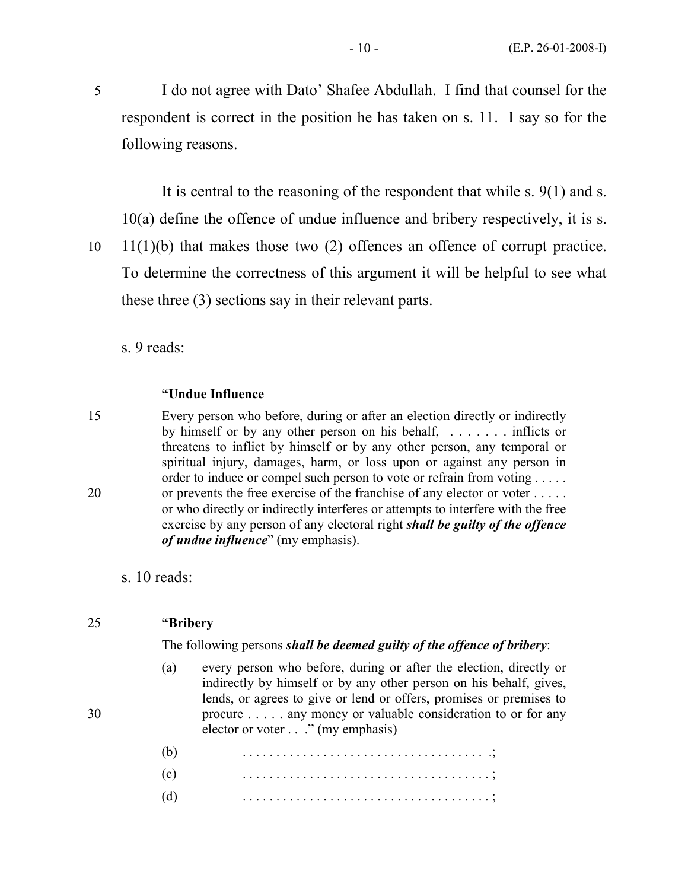I do not agree with Dato' Shafee Abdullah. I find that counsel for the respondent is correct in the position he has taken on s. 11. I say so for the following reasons.

It is central to the reasoning of the respondent that while s. 9(1) and s. 10(a) define the offence of undue influence and bribery respectively, it is s. 11(1)(b) that makes those two (2) offences an offence of corrupt practice. To determine the correctness of this argument it will be helpful to see what these three (3) sections say in their relevant parts.

s. 9 reads:

> **"Undue Influence**
>
> Every person who before, during or after an election directly or indirectly by himself or by any other person on his behalf, . . . . . . . inflicts or threatens to inflict by himself or by any other person, any temporal or spiritual injury, damages, harm, or loss upon or against any person in order to induce or compel such person to vote or refrain from voting . . . . . or prevents the free exercise of the franchise of any elector or voter . . . . . or who directly or indirectly interferes or attempts to interfere with the free exercise by any person of any electoral right ***shall be guilty of the offence of undue influence***" (my emphasis).

s. 10 reads:

> **"Bribery**
>
> The following persons ***shall be deemed guilty of the offence of bribery***:
>
> (a) every person who before, during or after the election, directly or indirectly by himself or by any other person on his behalf, gives, lends, or agrees to give or lend or offers, promises or premises to procure . . . . . any money or valuable consideration to or for any elector or voter . . ." (my emphasis)
>
> (b) . . . . . . . . . . . . . . . . . . . . . . . . . . . . . . . . . . . .;
>
> (c) . . . . . . . . . . . . . . . . . . . . . . . . . . . . . . . . . . . . ;
>
> (d) . . . . . . . . . . . . . . . . . . . . . . . . . . . . . . . . . . . . ;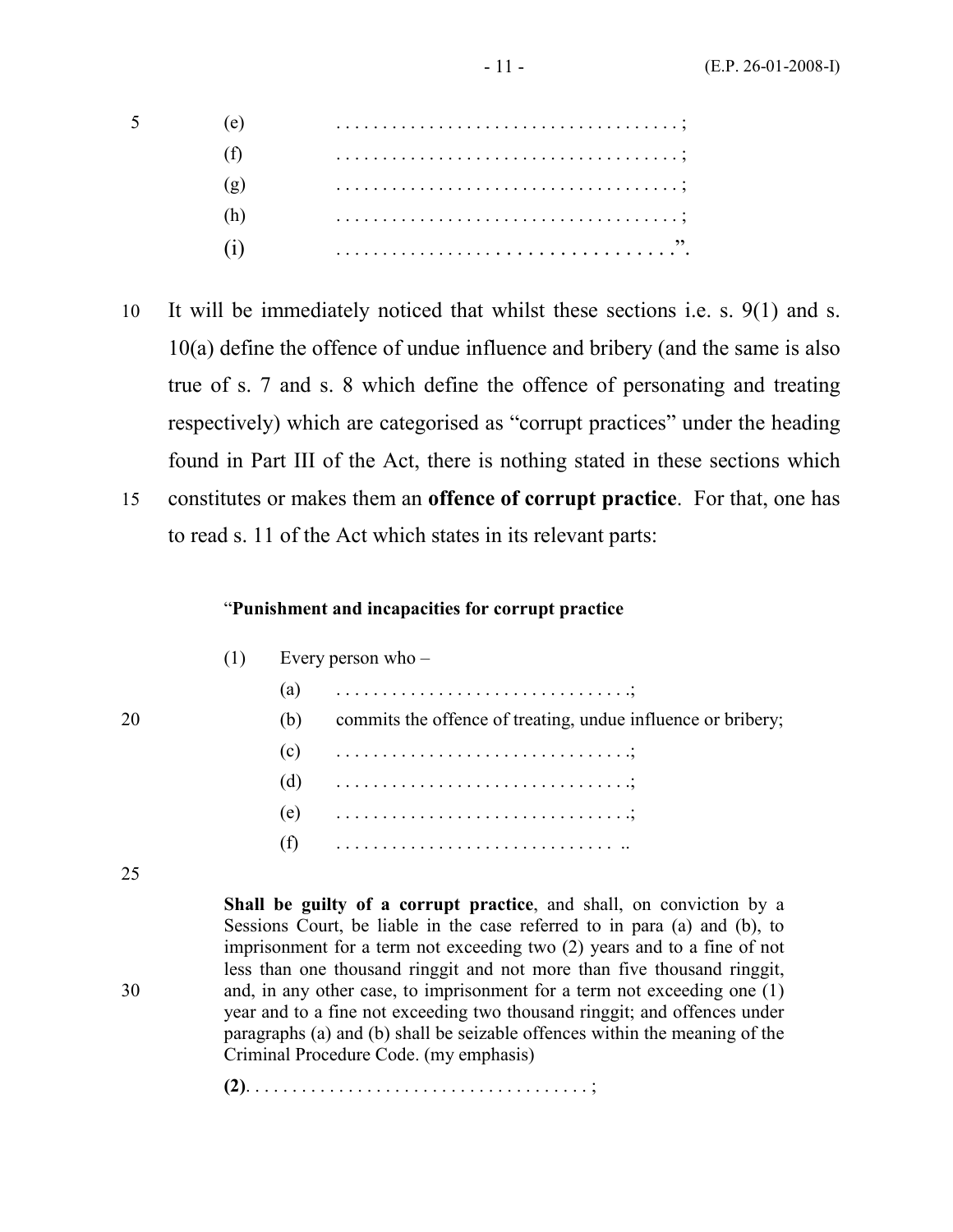(e) . . . . . . . . . . . . . . . . . . . . . . . . . . . . . . . . . . . ;

(f) . . . . . . . . . . . . . . . . . . . . . . . . . . . . . . . . . . . ;

(g) . . . . . . . . . . . . . . . . . . . . . . . . . . . . . . . . . . . ;

(h) . . . . . . . . . . . . . . . . . . . . . . . . . . . . . . . . . . . ;

(i) . . . . . . . . . . . . . . . . . . . . . . . . . . . . . . . . . .".

It will be immediately noticed that whilst these sections i.e. s. 9(1) and s. 10(a) define the offence of undue influence and bribery (and the same is also true of s. 7 and s. 8 which define the offence of personating and treating respectively) which are categorised as "corrupt practices" under the heading found in Part III of the Act, there is nothing stated in these sections which constitutes or makes them an **offence of corrupt practice**. For that, one has to read s. 11 of the Act which states in its relevant parts:

> "**Punishment and incapacities for corrupt practice**
>
> (1) Every person who –
>
> (a) . . . . . . . . . . . . . . . . . . . . . . . . . . . . . . . .;
>
> (b) commits the offence of treating, undue influence or bribery;
>
> (c) . . . . . . . . . . . . . . . . . . . . . . . . . . . . . . . .;
>
> (d) . . . . . . . . . . . . . . . . . . . . . . . . . . . . . . . .;
>
> (e) . . . . . . . . . . . . . . . . . . . . . . . . . . . . . . . .;
>
> (f) . . . . . . . . . . . . . . . . . . . . . . . . . . . . . . ..
>
> **Shall be guilty of a corrupt practice**, and shall, on conviction by a Sessions Court, be liable in the case referred to in para (a) and (b), to imprisonment for a term not exceeding two (2) years and to a fine of not less than one thousand ringgit and not more than five thousand ringgit, and, in any other case, to imprisonment for a term not exceeding one (1) year and to a fine not exceeding two thousand ringgit; and offences under paragraphs (a) and (b) shall be seizable offences within the meaning of the Criminal Procedure Code. (my emphasis)
>
> **(2)**. . . . . . . . . . . . . . . . . . . . . . . . . . . . . . . . . . . ;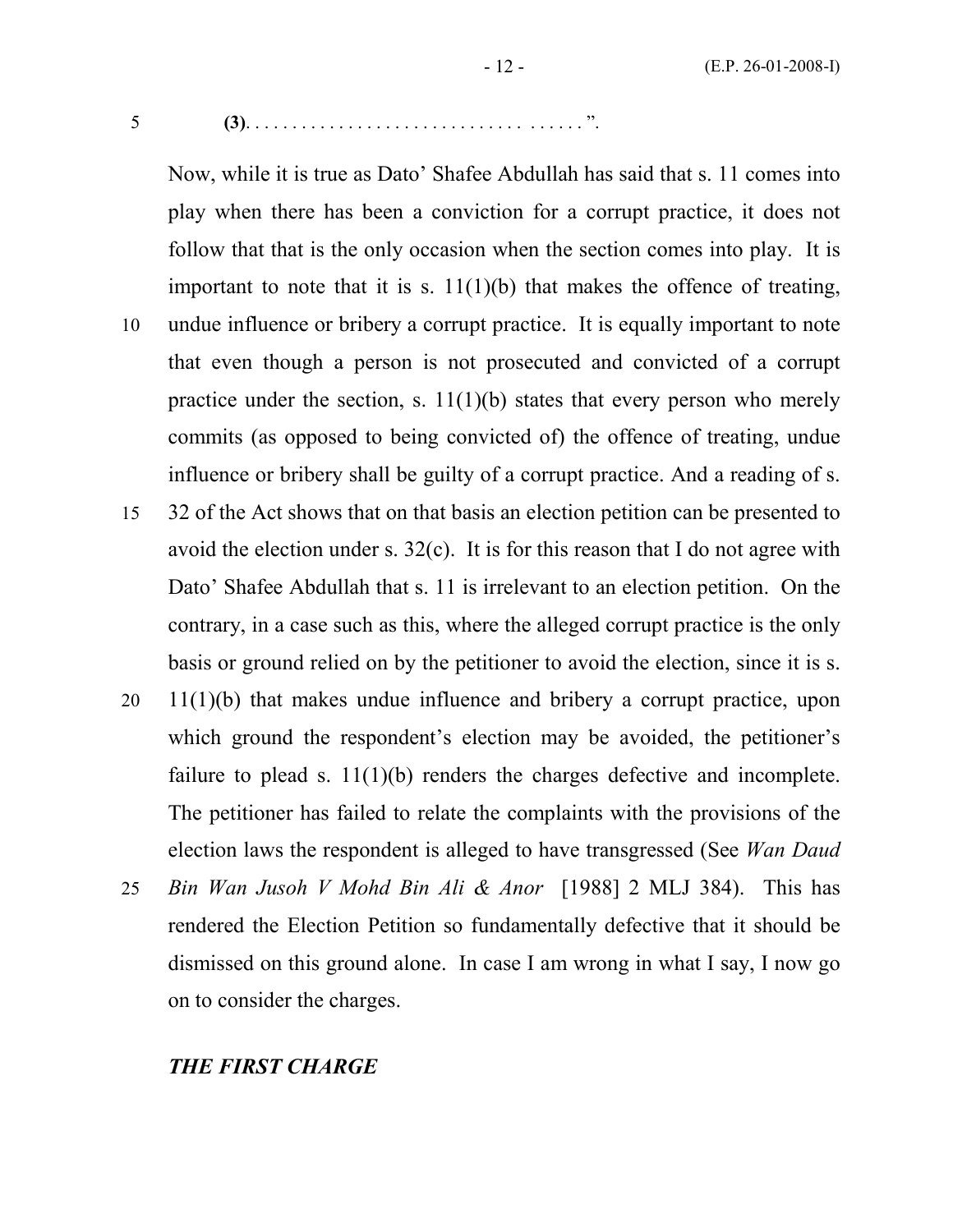**(3)**. . . . . . . . . . . . . . . . . . . . . . . . . . . . . . . . . . . . . ".

Now, while it is true as Dato' Shafee Abdullah has said that s. 11 comes into play when there has been a conviction for a corrupt practice, it does not follow that that is the only occasion when the section comes into play. It is important to note that it is s. 11(1)(b) that makes the offence of treating, undue influence or bribery a corrupt practice. It is equally important to note that even though a person is not prosecuted and convicted of a corrupt practice under the section, s. 11(1)(b) states that every person who merely commits (as opposed to being convicted of) the offence of treating, undue influence or bribery shall be guilty of a corrupt practice. And a reading of s. 32 of the Act shows that on that basis an election petition can be presented to avoid the election under s. 32(c). It is for this reason that I do not agree with Dato' Shafee Abdullah that s. 11 is irrelevant to an election petition. On the contrary, in a case such as this, where the alleged corrupt practice is the only basis or ground relied on by the petitioner to avoid the election, since it is s. 11(1)(b) that makes undue influence and bribery a corrupt practice, upon which ground the respondent's election may be avoided, the petitioner's failure to plead s. 11(1)(b) renders the charges defective and incomplete. The petitioner has failed to relate the complaints with the provisions of the election laws the respondent is alleged to have transgressed (See *Wan Daud Bin Wan Jusoh V Mohd Bin Ali & Anor* [1988] 2 MLJ 384). This has rendered the Election Petition so fundamentally defective that it should be dismissed on this ground alone. In case I am wrong in what I say, I now go on to consider the charges.

***THE FIRST CHARGE***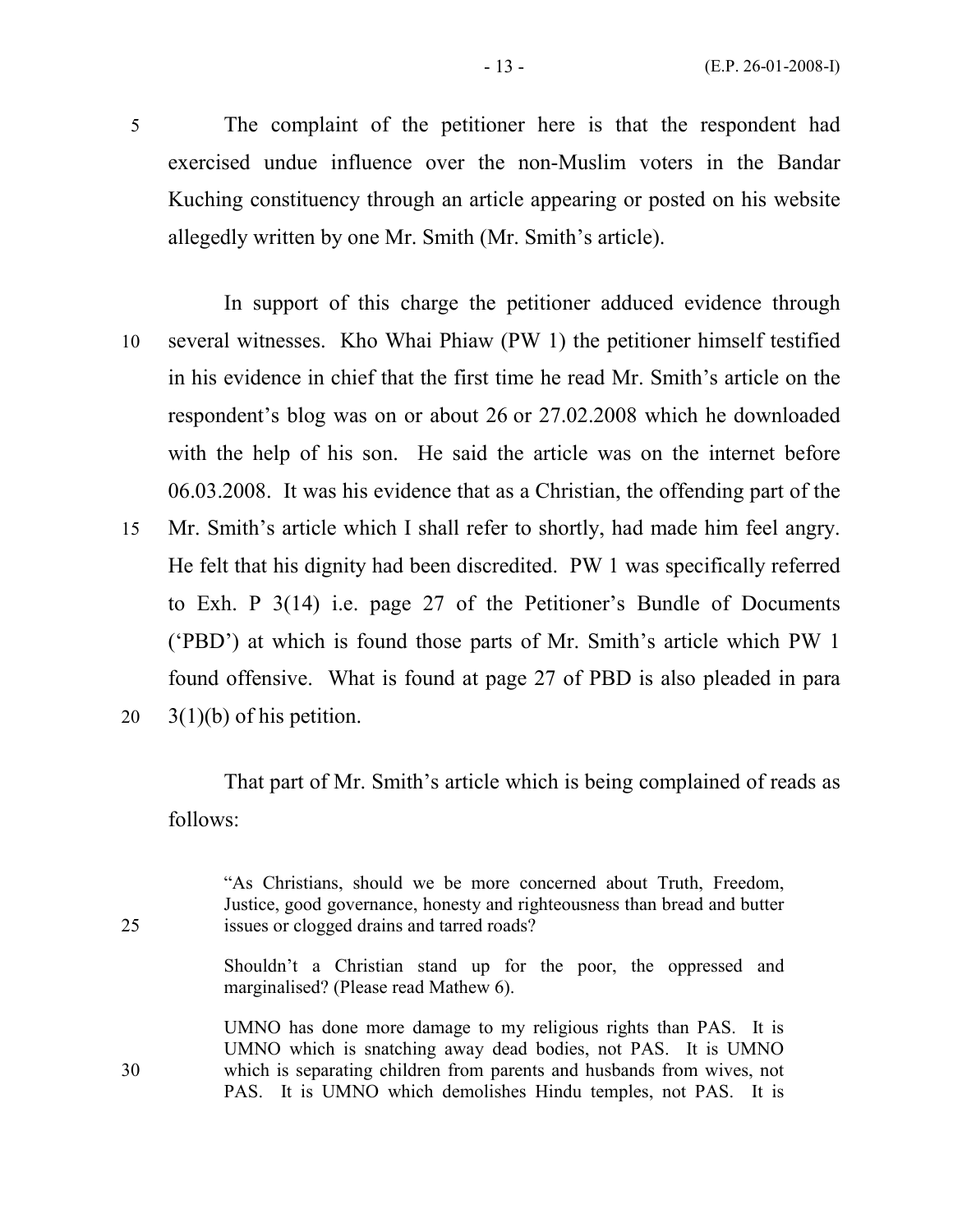The complaint of the petitioner here is that the respondent had exercised undue influence over the non-Muslim voters in the Bandar Kuching constituency through an article appearing or posted on his website allegedly written by one Mr. Smith (Mr. Smith's article).

In support of this charge the petitioner adduced evidence through several witnesses. Kho Whai Phiaw (PW 1) the petitioner himself testified in his evidence in chief that the first time he read Mr. Smith's article on the respondent's blog was on or about 26 or 27.02.2008 which he downloaded with the help of his son. He said the article was on the internet before 06.03.2008. It was his evidence that as a Christian, the offending part of the Mr. Smith's article which I shall refer to shortly, had made him feel angry. He felt that his dignity had been discredited. PW 1 was specifically referred to Exh. P 3(14) i.e. page 27 of the Petitioner's Bundle of Documents ('PBD') at which is found those parts of Mr. Smith's article which PW 1 found offensive. What is found at page 27 of PBD is also pleaded in para 3(1)(b) of his petition.

That part of Mr. Smith's article which is being complained of reads as follows:

> "As Christians, should we be more concerned about Truth, Freedom, Justice, good governance, honesty and righteousness than bread and butter issues or clogged drains and tarred roads?
>
> Shouldn't a Christian stand up for the poor, the oppressed and marginalised? (Please read Mathew 6).
>
> UMNO has done more damage to my religious rights than PAS. It is UMNO which is snatching away dead bodies, not PAS. It is UMNO which is separating children from parents and husbands from wives, not PAS. It is UMNO which demolishes Hindu temples, not PAS. It is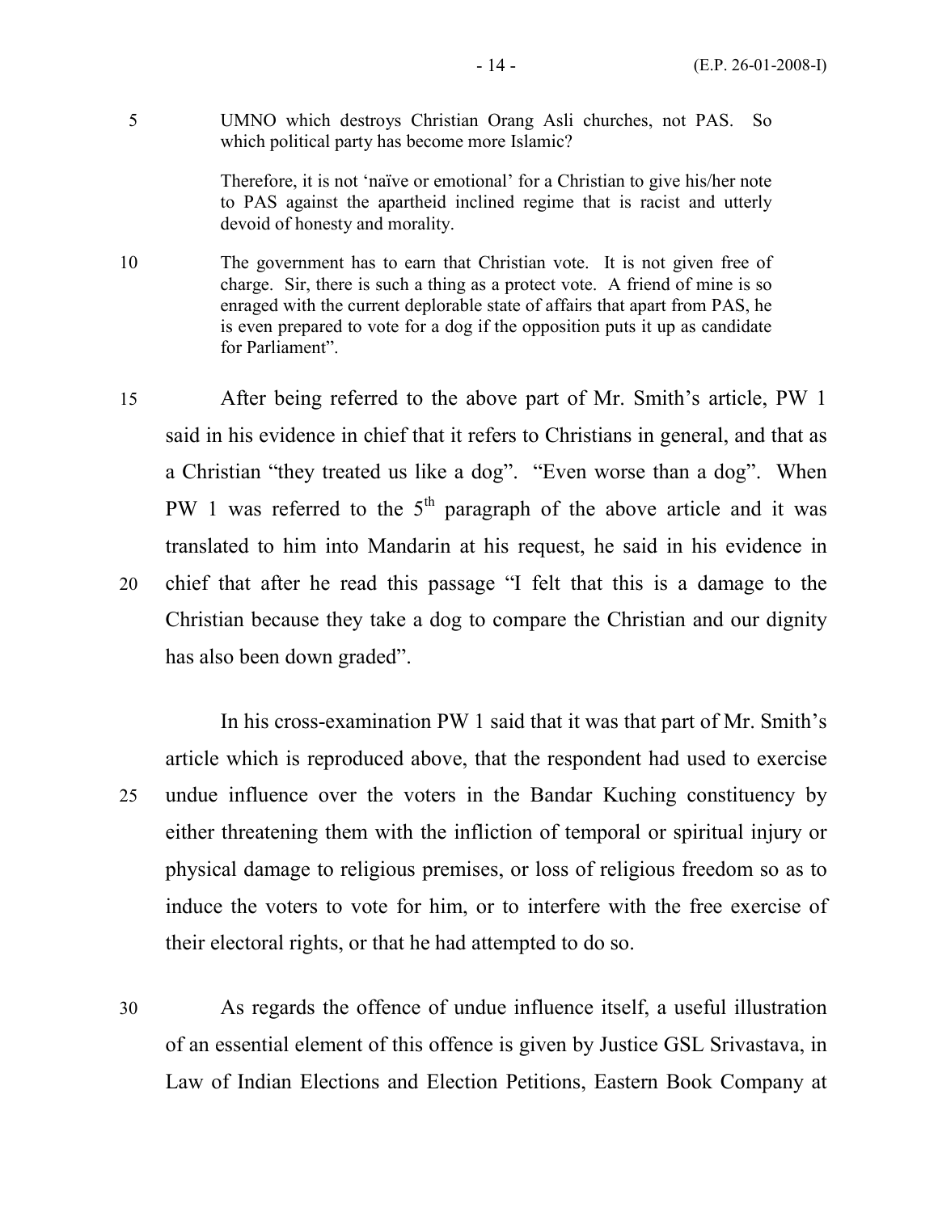> UMNO which destroys Christian Orang Asli churches, not PAS. So which political party has become more Islamic?
>
> Therefore, it is not 'naïve or emotional' for a Christian to give his/her note to PAS against the apartheid inclined regime that is racist and utterly devoid of honesty and morality.
>
> The government has to earn that Christian vote. It is not given free of charge. Sir, there is such a thing as a protect vote. A friend of mine is so enraged with the current deplorable state of affairs that apart from PAS, he is even prepared to vote for a dog if the opposition puts it up as candidate for Parliament".

After being referred to the above part of Mr. Smith's article, PW 1 said in his evidence in chief that it refers to Christians in general, and that as a Christian "they treated us like a dog". "Even worse than a dog". When PW 1 was referred to the 5th paragraph of the above article and it was translated to him into Mandarin at his request, he said in his evidence in chief that after he read this passage "I felt that this is a damage to the Christian because they take a dog to compare the Christian and our dignity has also been down graded".

In his cross-examination PW 1 said that it was that part of Mr. Smith's article which is reproduced above, that the respondent had used to exercise undue influence over the voters in the Bandar Kuching constituency by either threatening them with the infliction of temporal or spiritual injury or physical damage to religious premises, or loss of religious freedom so as to induce the voters to vote for him, or to interfere with the free exercise of their electoral rights, or that he had attempted to do so.

As regards the offence of undue influence itself, a useful illustration of an essential element of this offence is given by Justice GSL Srivastava, in Law of Indian Elections and Election Petitions, Eastern Book Company at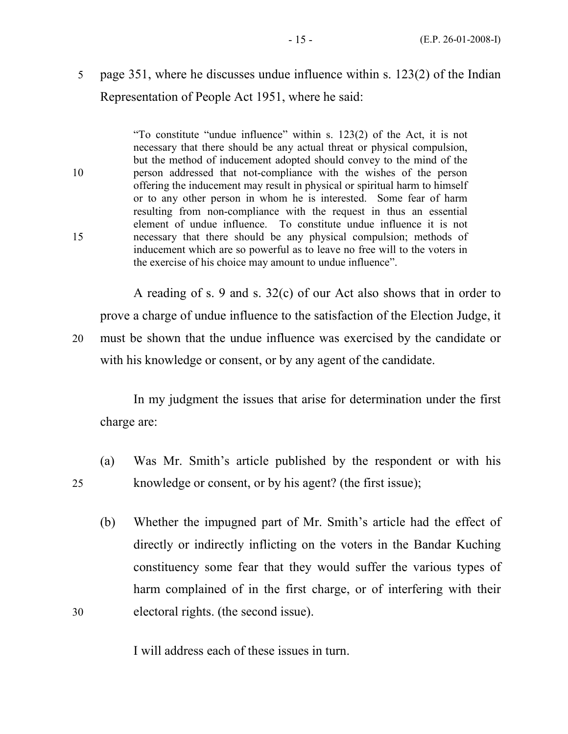page 351, where he discusses undue influence within s. 123(2) of the Indian Representation of People Act 1951, where he said:

> "To constitute "undue influence" within s. 123(2) of the Act, it is not necessary that there should be any actual threat or physical compulsion, but the method of inducement adopted should convey to the mind of the person addressed that not-compliance with the wishes of the person offering the inducement may result in physical or spiritual harm to himself or to any other person in whom he is interested. Some fear of harm resulting from non-compliance with the request in thus an essential element of undue influence. To constitute undue influence it is not necessary that there should be any physical compulsion; methods of inducement which are so powerful as to leave no free will to the voters in the exercise of his choice may amount to undue influence".

A reading of s. 9 and s. 32(c) of our Act also shows that in order to prove a charge of undue influence to the satisfaction of the Election Judge, it must be shown that the undue influence was exercised by the candidate or with his knowledge or consent, or by any agent of the candidate.

In my judgment the issues that arise for determination under the first charge are:

(a) Was Mr. Smith's article published by the respondent or with his knowledge or consent, or by his agent? (the first issue);

(b) Whether the impugned part of Mr. Smith's article had the effect of directly or indirectly inflicting on the voters in the Bandar Kuching constituency some fear that they would suffer the various types of harm complained of in the first charge, or of interfering with their electoral rights. (the second issue).

I will address each of these issues in turn.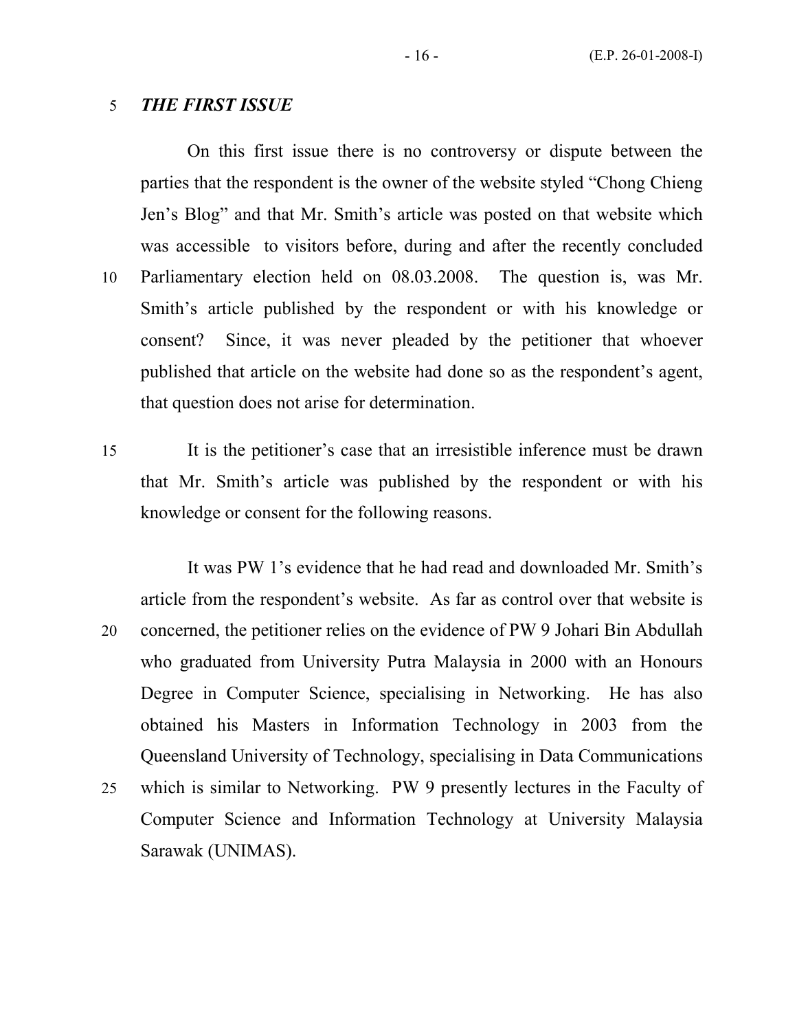***THE FIRST ISSUE***

On this first issue there is no controversy or dispute between the parties that the respondent is the owner of the website styled "Chong Chieng Jen's Blog" and that Mr. Smith's article was posted on that website which was accessible to visitors before, during and after the recently concluded Parliamentary election held on 08.03.2008. The question is, was Mr. Smith's article published by the respondent or with his knowledge or consent? Since, it was never pleaded by the petitioner that whoever published that article on the website had done so as the respondent's agent, that question does not arise for determination.

It is the petitioner's case that an irresistible inference must be drawn that Mr. Smith's article was published by the respondent or with his knowledge or consent for the following reasons.

It was PW 1's evidence that he had read and downloaded Mr. Smith's article from the respondent's website. As far as control over that website is concerned, the petitioner relies on the evidence of PW 9 Johari Bin Abdullah who graduated from University Putra Malaysia in 2000 with an Honours Degree in Computer Science, specialising in Networking. He has also obtained his Masters in Information Technology in 2003 from the Queensland University of Technology, specialising in Data Communications which is similar to Networking. PW 9 presently lectures in the Faculty of Computer Science and Information Technology at University Malaysia Sarawak (UNIMAS).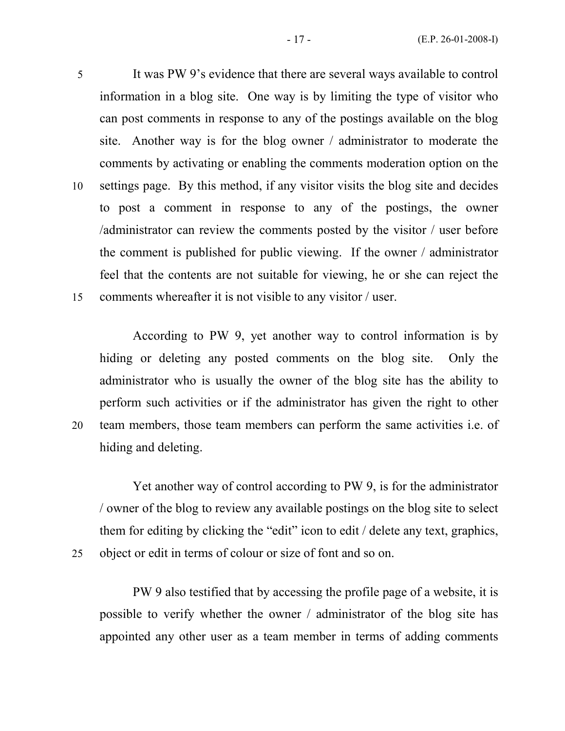It was PW 9's evidence that there are several ways available to control information in a blog site. One way is by limiting the type of visitor who can post comments in response to any of the postings available on the blog site. Another way is for the blog owner / administrator to moderate the comments by activating or enabling the comments moderation option on the settings page. By this method, if any visitor visits the blog site and decides to post a comment in response to any of the postings, the owner /administrator can review the comments posted by the visitor / user before the comment is published for public viewing. If the owner / administrator feel that the contents are not suitable for viewing, he or she can reject the comments whereafter it is not visible to any visitor / user.

According to PW 9, yet another way to control information is by hiding or deleting any posted comments on the blog site. Only the administrator who is usually the owner of the blog site has the ability to perform such activities or if the administrator has given the right to other team members, those team members can perform the same activities i.e. of hiding and deleting.

Yet another way of control according to PW 9, is for the administrator / owner of the blog to review any available postings on the blog site to select them for editing by clicking the "edit" icon to edit / delete any text, graphics, object or edit in terms of colour or size of font and so on.

PW 9 also testified that by accessing the profile page of a website, it is possible to verify whether the owner / administrator of the blog site has appointed any other user as a team member in terms of adding comments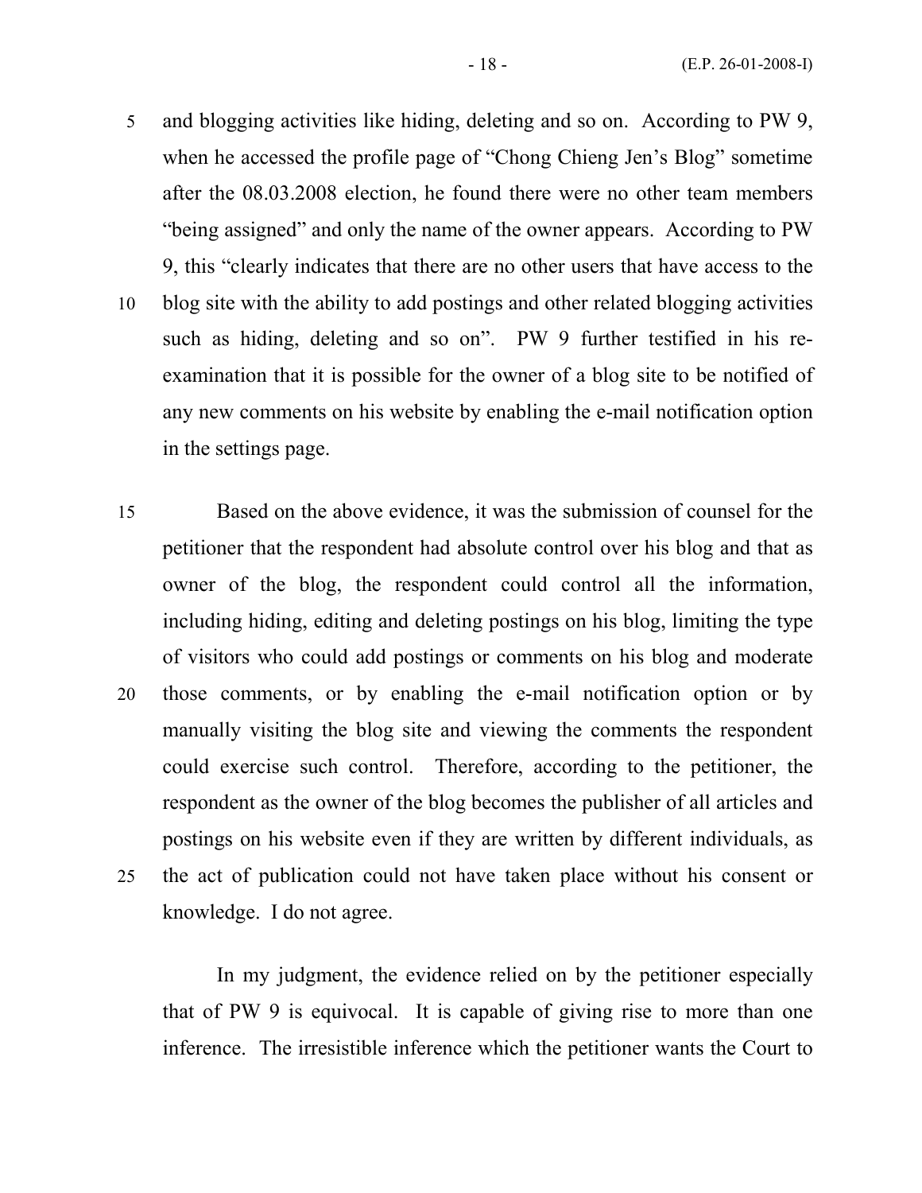and blogging activities like hiding, deleting and so on. According to PW 9, when he accessed the profile page of "Chong Chieng Jen's Blog" sometime after the 08.03.2008 election, he found there were no other team members "being assigned" and only the name of the owner appears. According to PW 9, this "clearly indicates that there are no other users that have access to the blog site with the ability to add postings and other related blogging activities such as hiding, deleting and so on". PW 9 further testified in his re-examination that it is possible for the owner of a blog site to be notified of any new comments on his website by enabling the e-mail notification option in the settings page.

Based on the above evidence, it was the submission of counsel for the petitioner that the respondent had absolute control over his blog and that as owner of the blog, the respondent could control all the information, including hiding, editing and deleting postings on his blog, limiting the type of visitors who could add postings or comments on his blog and moderate those comments, or by enabling the e-mail notification option or by manually visiting the blog site and viewing the comments the respondent could exercise such control. Therefore, according to the petitioner, the respondent as the owner of the blog becomes the publisher of all articles and postings on his website even if they are written by different individuals, as the act of publication could not have taken place without his consent or knowledge. I do not agree.

In my judgment, the evidence relied on by the petitioner especially that of PW 9 is equivocal. It is capable of giving rise to more than one inference. The irresistible inference which the petitioner wants the Court to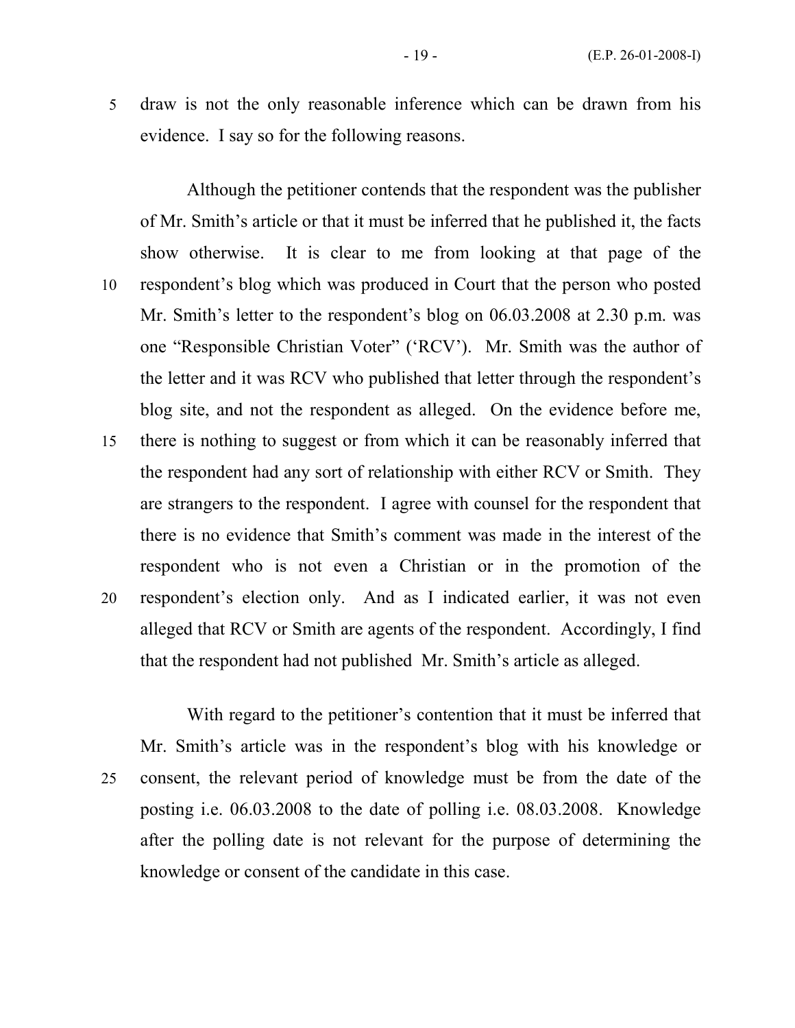draw is not the only reasonable inference which can be drawn from his evidence. I say so for the following reasons.

Although the petitioner contends that the respondent was the publisher of Mr. Smith's article or that it must be inferred that he published it, the facts show otherwise. It is clear to me from looking at that page of the respondent's blog which was produced in Court that the person who posted Mr. Smith's letter to the respondent's blog on 06.03.2008 at 2.30 p.m. was one "Responsible Christian Voter" ('RCV'). Mr. Smith was the author of the letter and it was RCV who published that letter through the respondent's blog site, and not the respondent as alleged. On the evidence before me, there is nothing to suggest or from which it can be reasonably inferred that the respondent had any sort of relationship with either RCV or Smith. They are strangers to the respondent. I agree with counsel for the respondent that there is no evidence that Smith's comment was made in the interest of the respondent who is not even a Christian or in the promotion of the respondent's election only. And as I indicated earlier, it was not even alleged that RCV or Smith are agents of the respondent. Accordingly, I find that the respondent had not published Mr. Smith's article as alleged.

With regard to the petitioner's contention that it must be inferred that Mr. Smith's article was in the respondent's blog with his knowledge or consent, the relevant period of knowledge must be from the date of the posting i.e. 06.03.2008 to the date of polling i.e. 08.03.2008. Knowledge after the polling date is not relevant for the purpose of determining the knowledge or consent of the candidate in this case.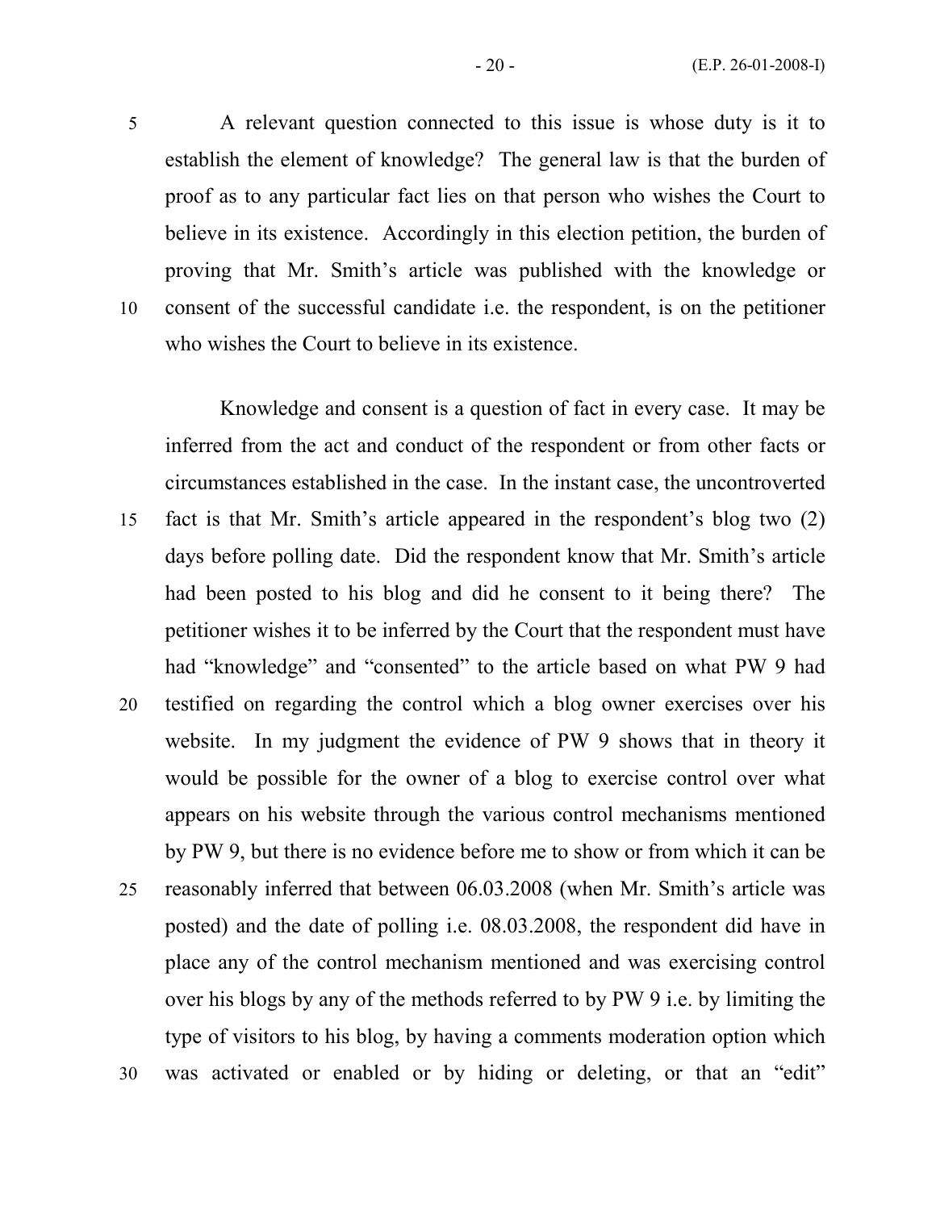A relevant question connected to this issue is whose duty is it to establish the element of knowledge? The general law is that the burden of proof as to any particular fact lies on that person who wishes the Court to believe in its existence. Accordingly in this election petition, the burden of proving that Mr. Smith's article was published with the knowledge or consent of the successful candidate i.e. the respondent, is on the petitioner who wishes the Court to believe in its existence.

Knowledge and consent is a question of fact in every case. It may be inferred from the act and conduct of the respondent or from other facts or circumstances established in the case. In the instant case, the uncontroverted fact is that Mr. Smith's article appeared in the respondent's blog two (2) days before polling date. Did the respondent know that Mr. Smith's article had been posted to his blog and did he consent to it being there? The petitioner wishes it to be inferred by the Court that the respondent must have had "knowledge" and "consented" to the article based on what PW 9 had testified on regarding the control which a blog owner exercises over his website. In my judgment the evidence of PW 9 shows that in theory it would be possible for the owner of a blog to exercise control over what appears on his website through the various control mechanisms mentioned by PW 9, but there is no evidence before me to show or from which it can be reasonably inferred that between 06.03.2008 (when Mr. Smith's article was posted) and the date of polling i.e. 08.03.2008, the respondent did have in place any of the control mechanism mentioned and was exercising control over his blogs by any of the methods referred to by PW 9 i.e. by limiting the type of visitors to his blog, by having a comments moderation option which was activated or enabled or by hiding or deleting, or that an "edit"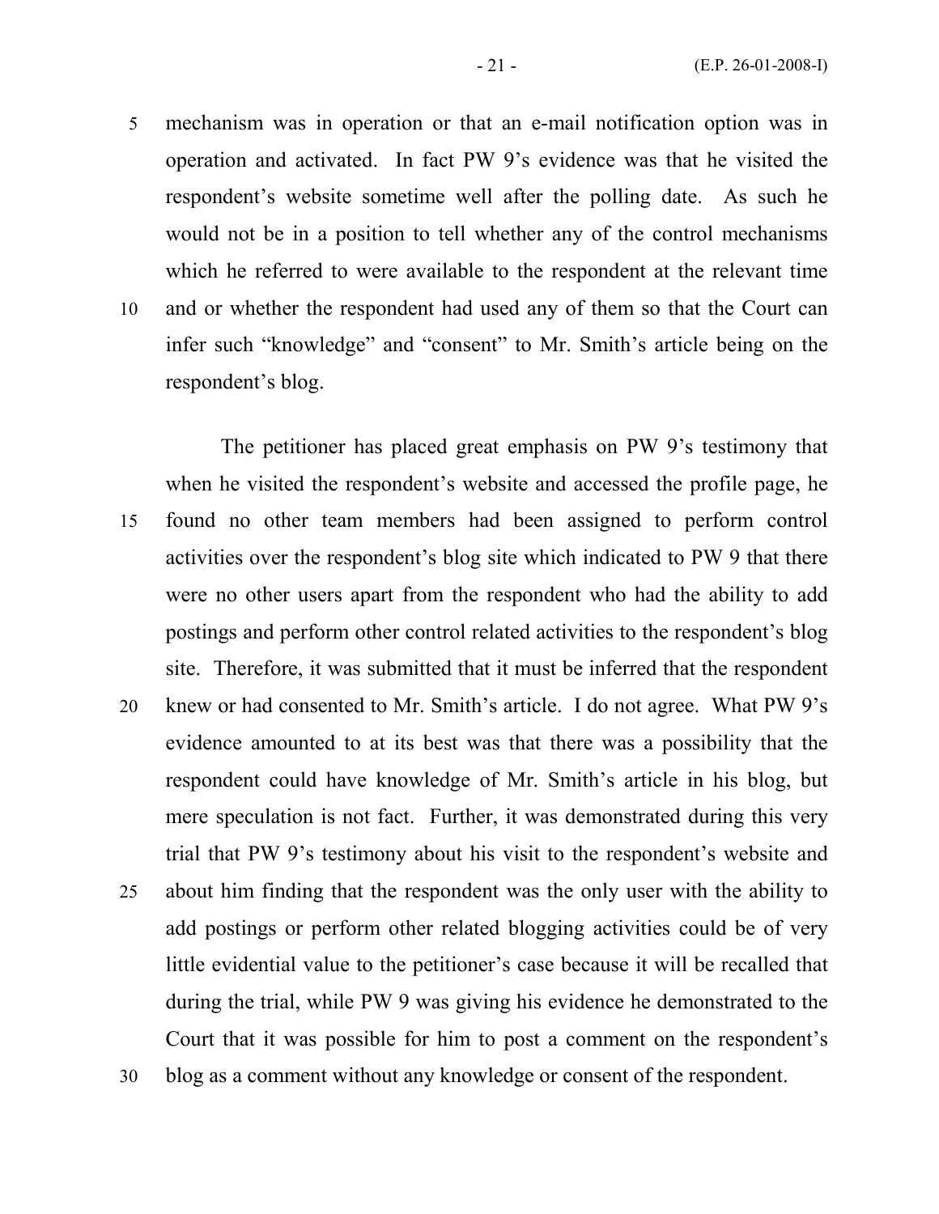mechanism was in operation or that an e-mail notification option was in operation and activated. In fact PW 9's evidence was that he visited the respondent's website sometime well after the polling date. As such he would not be in a position to tell whether any of the control mechanisms which he referred to were available to the respondent at the relevant time and or whether the respondent had used any of them so that the Court can infer such "knowledge" and "consent" to Mr. Smith's article being on the respondent's blog.

The petitioner has placed great emphasis on PW 9's testimony that when he visited the respondent's website and accessed the profile page, he found no other team members had been assigned to perform control activities over the respondent's blog site which indicated to PW 9 that there were no other users apart from the respondent who had the ability to add postings and perform other control related activities to the respondent's blog site. Therefore, it was submitted that it must be inferred that the respondent knew or had consented to Mr. Smith's article. I do not agree. What PW 9's evidence amounted to at its best was that there was a possibility that the respondent could have knowledge of Mr. Smith's article in his blog, but mere speculation is not fact. Further, it was demonstrated during this very trial that PW 9's testimony about his visit to the respondent's website and about him finding that the respondent was the only user with the ability to add postings or perform other related blogging activities could be of very little evidential value to the petitioner's case because it will be recalled that during the trial, while PW 9 was giving his evidence he demonstrated to the Court that it was possible for him to post a comment on the respondent's blog as a comment without any knowledge or consent of the respondent.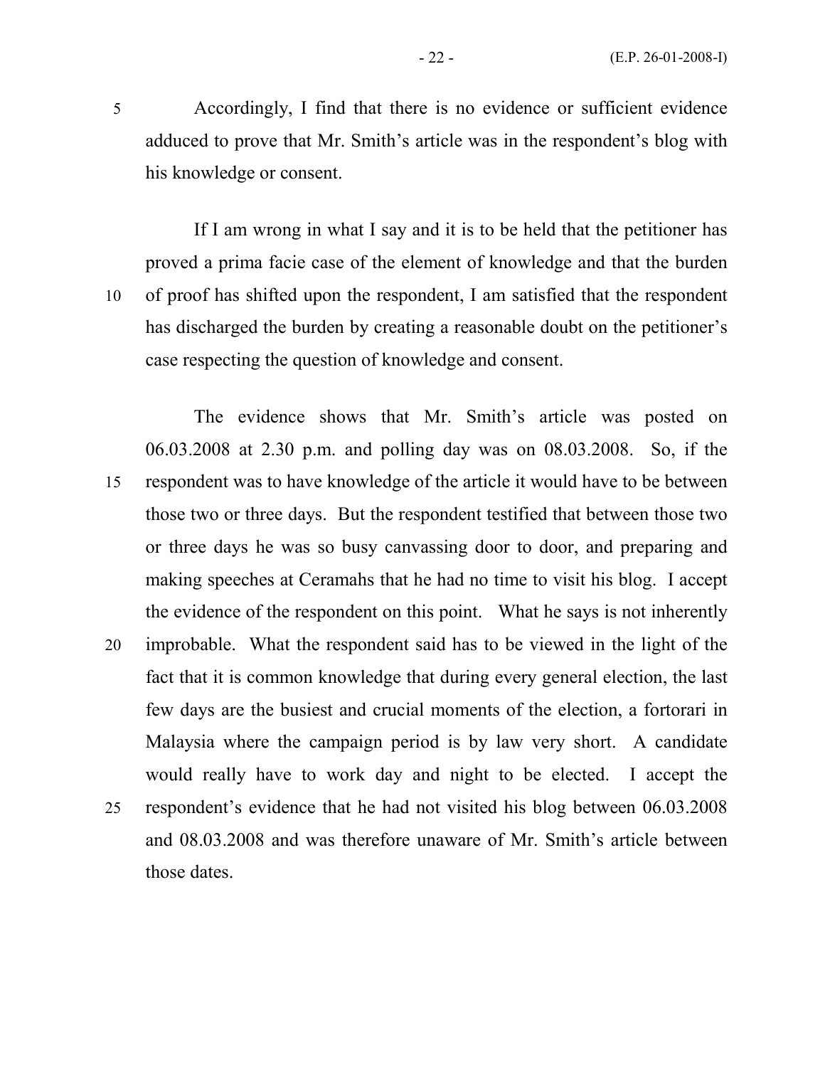Accordingly, I find that there is no evidence or sufficient evidence adduced to prove that Mr. Smith's article was in the respondent's blog with his knowledge or consent.

If I am wrong in what I say and it is to be held that the petitioner has proved a prima facie case of the element of knowledge and that the burden of proof has shifted upon the respondent, I am satisfied that the respondent has discharged the burden by creating a reasonable doubt on the petitioner's case respecting the question of knowledge and consent.

The evidence shows that Mr. Smith's article was posted on 06.03.2008 at 2.30 p.m. and polling day was on 08.03.2008. So, if the respondent was to have knowledge of the article it would have to be between those two or three days. But the respondent testified that between those two or three days he was so busy canvassing door to door, and preparing and making speeches at Ceramahs that he had no time to visit his blog. I accept the evidence of the respondent on this point. What he says is not inherently improbable. What the respondent said has to be viewed in the light of the fact that it is common knowledge that during every general election, the last few days are the busiest and crucial moments of the election, a fortorari in Malaysia where the campaign period is by law very short. A candidate would really have to work day and night to be elected. I accept the respondent's evidence that he had not visited his blog between 06.03.2008 and 08.03.2008 and was therefore unaware of Mr. Smith's article between those dates.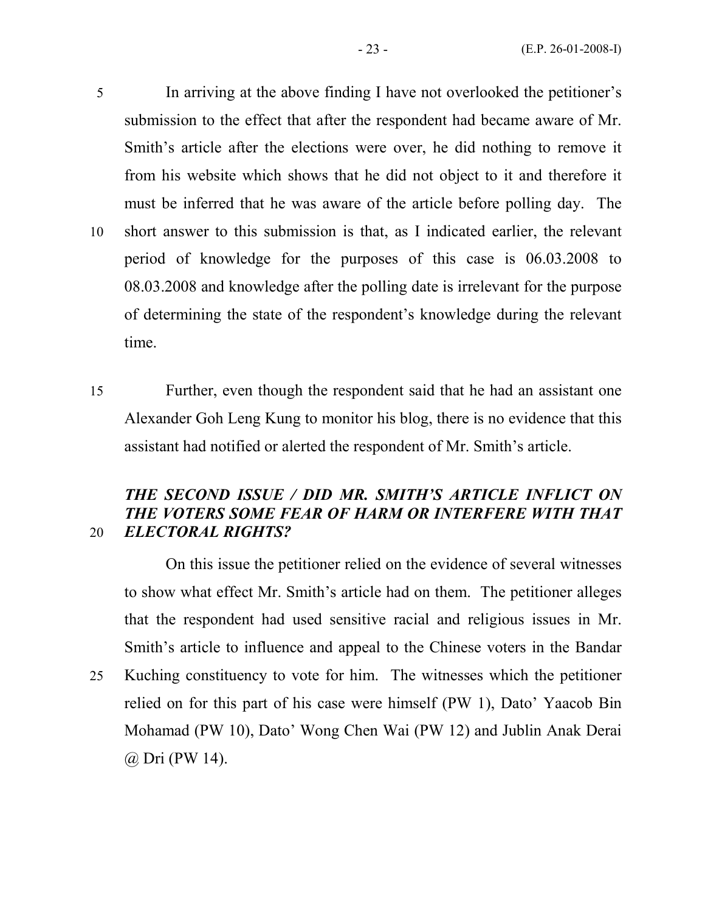In arriving at the above finding I have not overlooked the petitioner's submission to the effect that after the respondent had became aware of Mr. Smith's article after the elections were over, he did nothing to remove it from his website which shows that he did not object to it and therefore it must be inferred that he was aware of the article before polling day. The short answer to this submission is that, as I indicated earlier, the relevant period of knowledge for the purposes of this case is 06.03.2008 to 08.03.2008 and knowledge after the polling date is irrelevant for the purpose of determining the state of the respondent's knowledge during the relevant time.

Further, even though the respondent said that he had an assistant one Alexander Goh Leng Kung to monitor his blog, there is no evidence that this assistant had notified or alerted the respondent of Mr. Smith's article.

***THE SECOND ISSUE / DID MR. SMITH'S ARTICLE INFLICT ON THE VOTERS SOME FEAR OF HARM OR INTERFERE WITH THAT ELECTORAL RIGHTS?***

On this issue the petitioner relied on the evidence of several witnesses to show what effect Mr. Smith's article had on them. The petitioner alleges that the respondent had used sensitive racial and religious issues in Mr. Smith's article to influence and appeal to the Chinese voters in the Bandar Kuching constituency to vote for him. The witnesses which the petitioner relied on for this part of his case were himself (PW 1), Dato' Yaacob Bin Mohamad (PW 10), Dato' Wong Chen Wai (PW 12) and Jublin Anak Derai @ Dri (PW 14).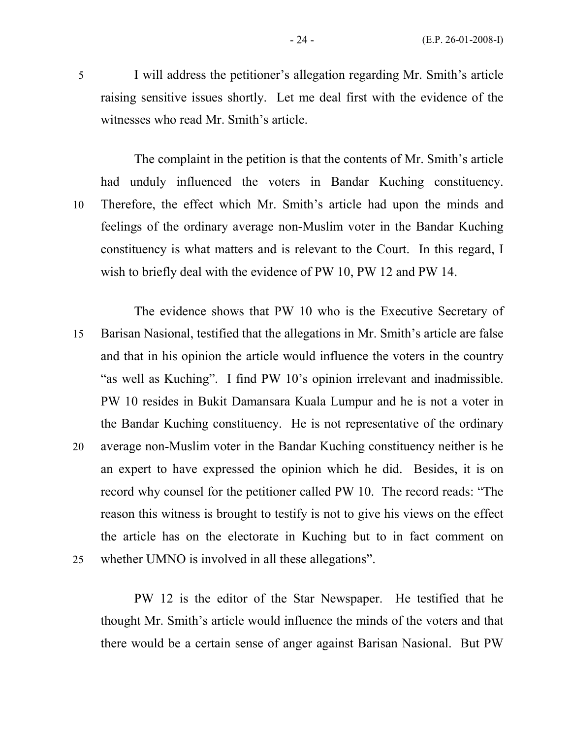I will address the petitioner's allegation regarding Mr. Smith's article raising sensitive issues shortly. Let me deal first with the evidence of the witnesses who read Mr. Smith's article.

The complaint in the petition is that the contents of Mr. Smith's article had unduly influenced the voters in Bandar Kuching constituency. Therefore, the effect which Mr. Smith's article had upon the minds and feelings of the ordinary average non-Muslim voter in the Bandar Kuching constituency is what matters and is relevant to the Court. In this regard, I wish to briefly deal with the evidence of PW 10, PW 12 and PW 14.

The evidence shows that PW 10 who is the Executive Secretary of Barisan Nasional, testified that the allegations in Mr. Smith's article are false and that in his opinion the article would influence the voters in the country "as well as Kuching". I find PW 10's opinion irrelevant and inadmissible. PW 10 resides in Bukit Damansara Kuala Lumpur and he is not a voter in the Bandar Kuching constituency. He is not representative of the ordinary average non-Muslim voter in the Bandar Kuching constituency neither is he an expert to have expressed the opinion which he did. Besides, it is on record why counsel for the petitioner called PW 10. The record reads: "The reason this witness is brought to testify is not to give his views on the effect the article has on the electorate in Kuching but to in fact comment on whether UMNO is involved in all these allegations".

PW 12 is the editor of the Star Newspaper. He testified that he thought Mr. Smith's article would influence the minds of the voters and that there would be a certain sense of anger against Barisan Nasional. But PW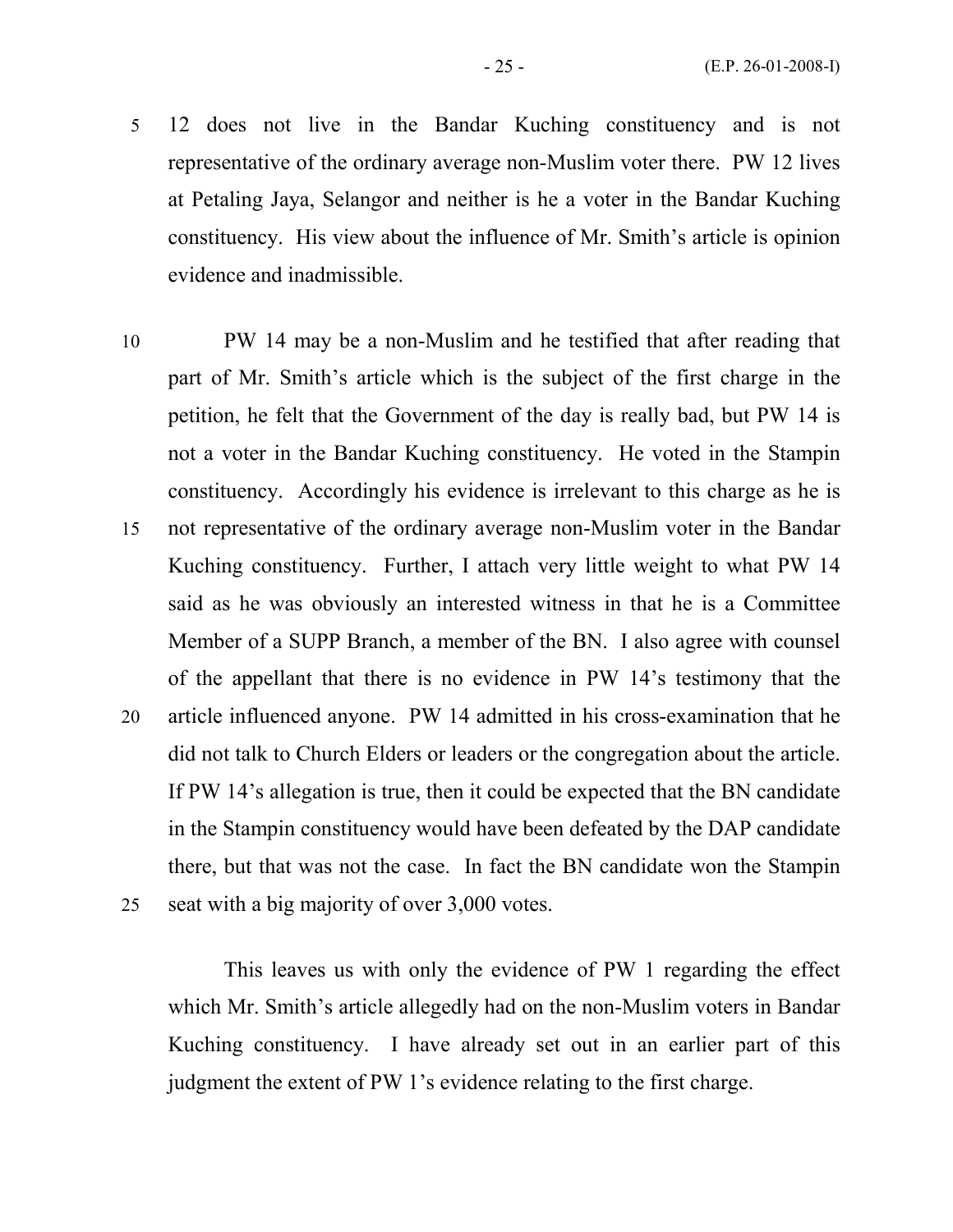12 does not live in the Bandar Kuching constituency and is not representative of the ordinary average non-Muslim voter there. PW 12 lives at Petaling Jaya, Selangor and neither is he a voter in the Bandar Kuching constituency. His view about the influence of Mr. Smith's article is opinion evidence and inadmissible.

PW 14 may be a non-Muslim and he testified that after reading that part of Mr. Smith's article which is the subject of the first charge in the petition, he felt that the Government of the day is really bad, but PW 14 is not a voter in the Bandar Kuching constituency. He voted in the Stampin constituency. Accordingly his evidence is irrelevant to this charge as he is not representative of the ordinary average non-Muslim voter in the Bandar Kuching constituency. Further, I attach very little weight to what PW 14 said as he was obviously an interested witness in that he is a Committee Member of a SUPP Branch, a member of the BN. I also agree with counsel of the appellant that there is no evidence in PW 14's testimony that the article influenced anyone. PW 14 admitted in his cross-examination that he did not talk to Church Elders or leaders or the congregation about the article. If PW 14's allegation is true, then it could be expected that the BN candidate in the Stampin constituency would have been defeated by the DAP candidate there, but that was not the case. In fact the BN candidate won the Stampin seat with a big majority of over 3,000 votes.

This leaves us with only the evidence of PW 1 regarding the effect which Mr. Smith's article allegedly had on the non-Muslim voters in Bandar Kuching constituency. I have already set out in an earlier part of this judgment the extent of PW 1's evidence relating to the first charge.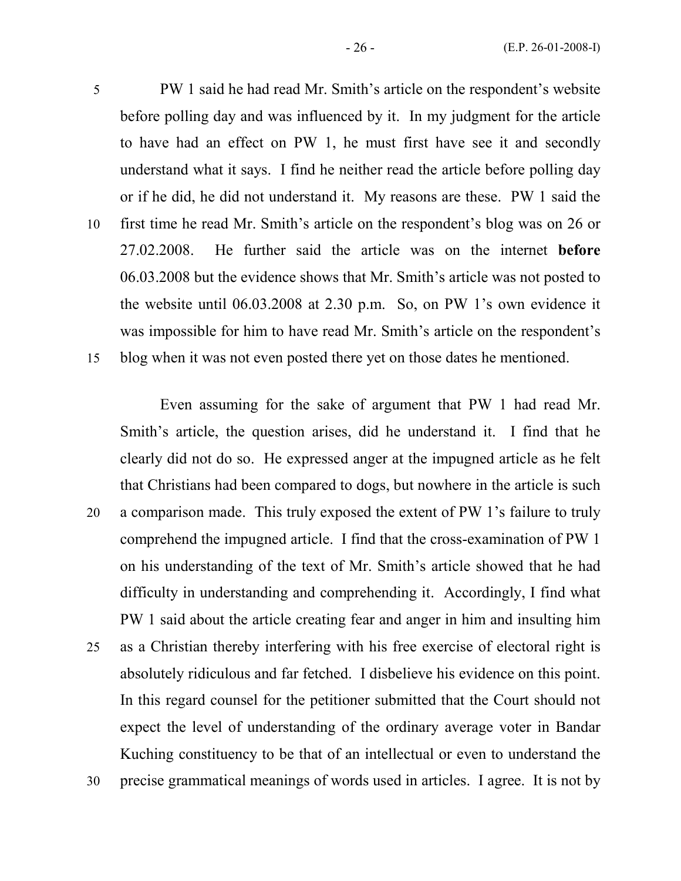PW 1 said he had read Mr. Smith's article on the respondent's website before polling day and was influenced by it. In my judgment for the article to have had an effect on PW 1, he must first have see it and secondly understand what it says. I find he neither read the article before polling day or if he did, he did not understand it. My reasons are these. PW 1 said the first time he read Mr. Smith's article on the respondent's blog was on 26 or 27.02.2008. He further said the article was on the internet **before** 06.03.2008 but the evidence shows that Mr. Smith's article was not posted to the website until 06.03.2008 at 2.30 p.m. So, on PW 1's own evidence it was impossible for him to have read Mr. Smith's article on the respondent's blog when it was not even posted there yet on those dates he mentioned.

Even assuming for the sake of argument that PW 1 had read Mr. Smith's article, the question arises, did he understand it. I find that he clearly did not do so. He expressed anger at the impugned article as he felt that Christians had been compared to dogs, but nowhere in the article is such a comparison made. This truly exposed the extent of PW 1's failure to truly comprehend the impugned article. I find that the cross-examination of PW 1 on his understanding of the text of Mr. Smith's article showed that he had difficulty in understanding and comprehending it. Accordingly, I find what PW 1 said about the article creating fear and anger in him and insulting him as a Christian thereby interfering with his free exercise of electoral right is absolutely ridiculous and far fetched. I disbelieve his evidence on this point. In this regard counsel for the petitioner submitted that the Court should not expect the level of understanding of the ordinary average voter in Bandar Kuching constituency to be that of an intellectual or even to understand the precise grammatical meanings of words used in articles. I agree. It is not by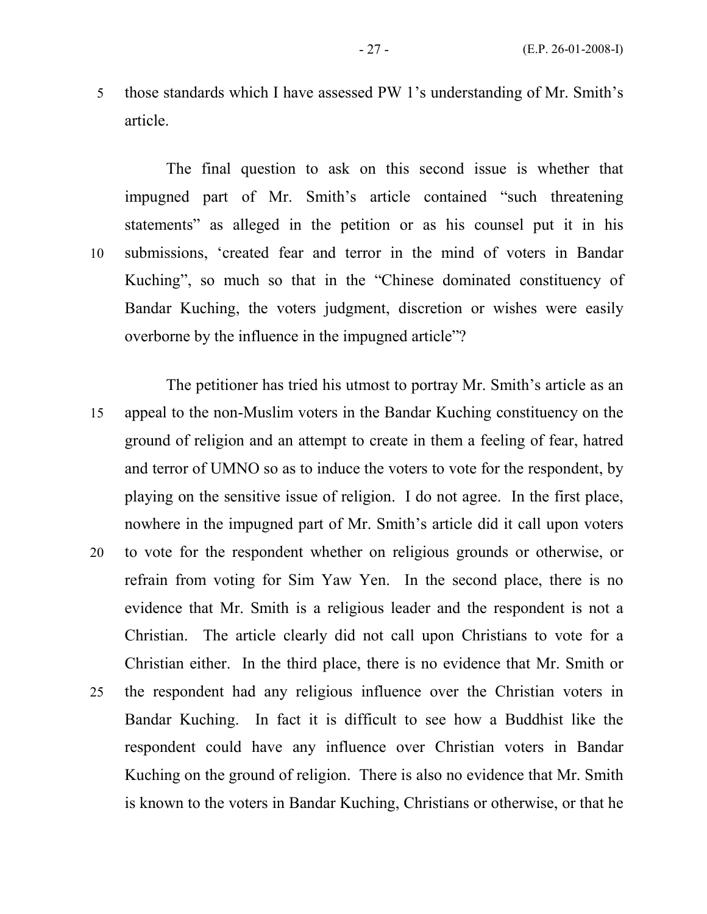those standards which I have assessed PW 1's understanding of Mr. Smith's article.

The final question to ask on this second issue is whether that impugned part of Mr. Smith's article contained "such threatening statements" as alleged in the petition or as his counsel put it in his submissions, 'created fear and terror in the mind of voters in Bandar Kuching", so much so that in the "Chinese dominated constituency of Bandar Kuching, the voters judgment, discretion or wishes were easily overborne by the influence in the impugned article"?

The petitioner has tried his utmost to portray Mr. Smith's article as an appeal to the non-Muslim voters in the Bandar Kuching constituency on the ground of religion and an attempt to create in them a feeling of fear, hatred and terror of UMNO so as to induce the voters to vote for the respondent, by playing on the sensitive issue of religion. I do not agree. In the first place, nowhere in the impugned part of Mr. Smith's article did it call upon voters to vote for the respondent whether on religious grounds or otherwise, or refrain from voting for Sim Yaw Yen. In the second place, there is no evidence that Mr. Smith is a religious leader and the respondent is not a Christian. The article clearly did not call upon Christians to vote for a Christian either. In the third place, there is no evidence that Mr. Smith or the respondent had any religious influence over the Christian voters in Bandar Kuching. In fact it is difficult to see how a Buddhist like the respondent could have any influence over Christian voters in Bandar Kuching on the ground of religion. There is also no evidence that Mr. Smith is known to the voters in Bandar Kuching, Christians or otherwise, or that he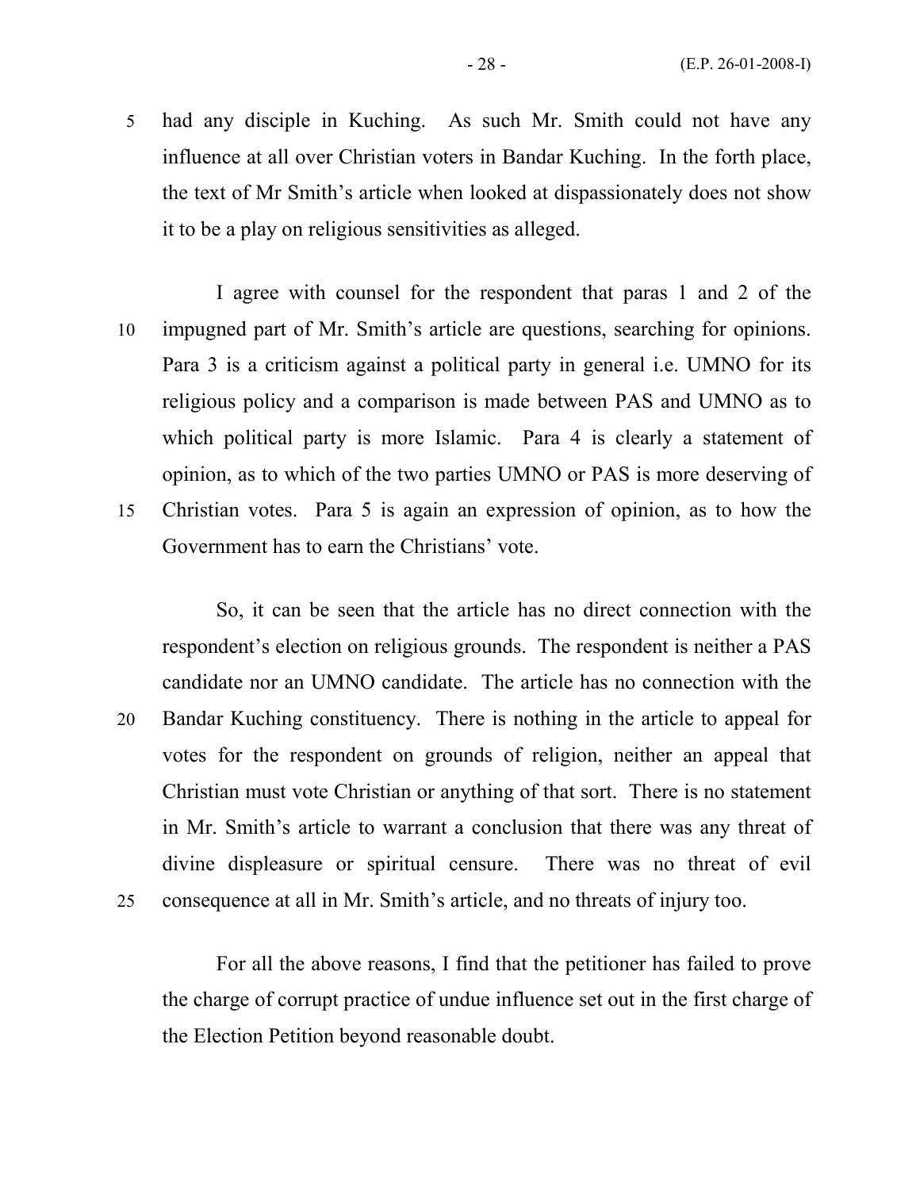had any disciple in Kuching. As such Mr. Smith could not have any influence at all over Christian voters in Bandar Kuching. In the forth place, the text of Mr Smith's article when looked at dispassionately does not show it to be a play on religious sensitivities as alleged.

I agree with counsel for the respondent that paras 1 and 2 of the impugned part of Mr. Smith's article are questions, searching for opinions. Para 3 is a criticism against a political party in general i.e. UMNO for its religious policy and a comparison is made between PAS and UMNO as to which political party is more Islamic. Para 4 is clearly a statement of opinion, as to which of the two parties UMNO or PAS is more deserving of Christian votes. Para 5 is again an expression of opinion, as to how the Government has to earn the Christians' vote.

So, it can be seen that the article has no direct connection with the respondent's election on religious grounds. The respondent is neither a PAS candidate nor an UMNO candidate. The article has no connection with the Bandar Kuching constituency. There is nothing in the article to appeal for votes for the respondent on grounds of religion, neither an appeal that Christian must vote Christian or anything of that sort. There is no statement in Mr. Smith's article to warrant a conclusion that there was any threat of divine displeasure or spiritual censure. There was no threat of evil consequence at all in Mr. Smith's article, and no threats of injury too.

For all the above reasons, I find that the petitioner has failed to prove the charge of corrupt practice of undue influence set out in the first charge of the Election Petition beyond reasonable doubt.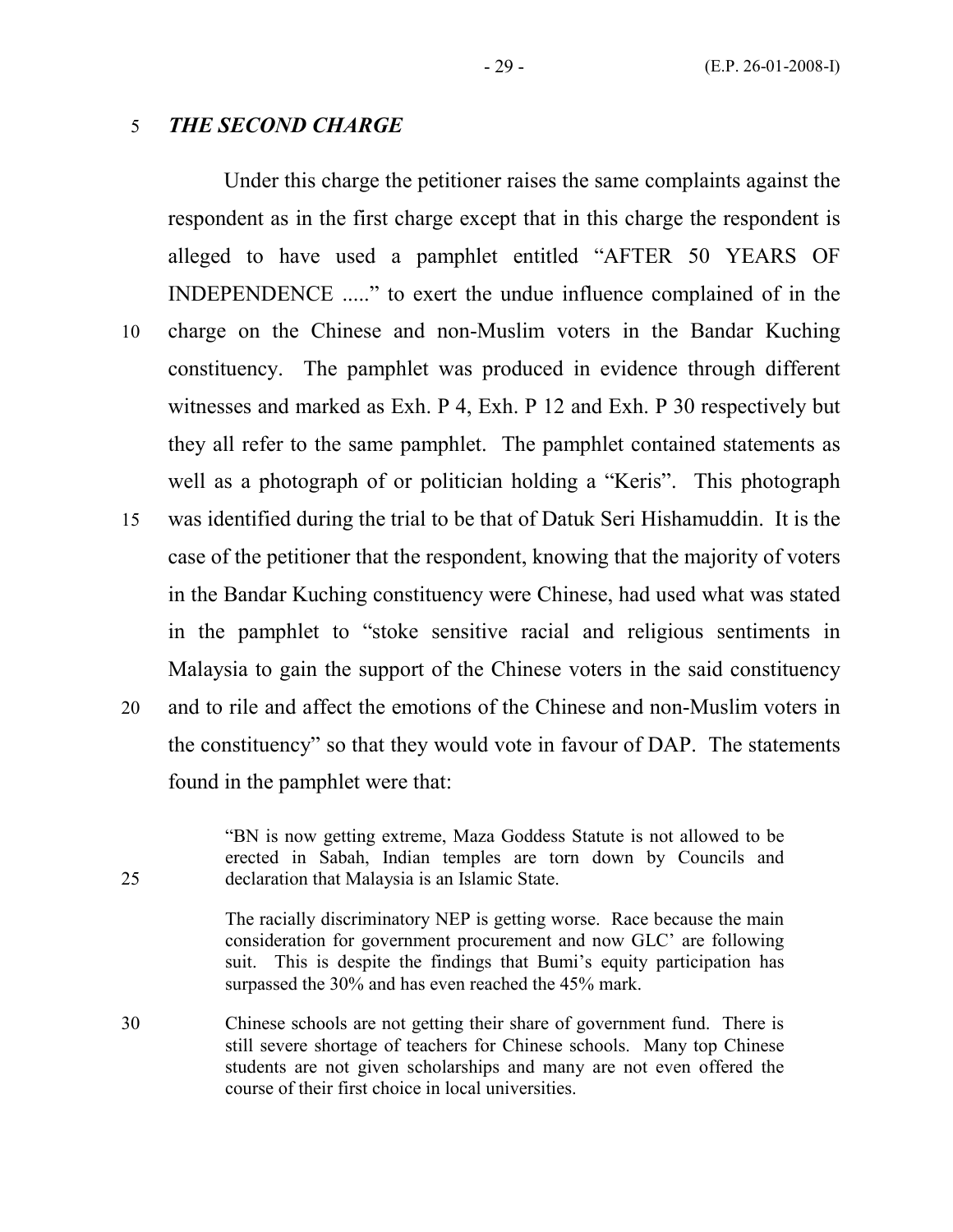### *THE SECOND CHARGE*

Under this charge the petitioner raises the same complaints against the respondent as in the first charge except that in this charge the respondent is alleged to have used a pamphlet entitled "AFTER 50 YEARS OF INDEPENDENCE ....." to exert the undue influence complained of in the charge on the Chinese and non-Muslim voters in the Bandar Kuching constituency. The pamphlet was produced in evidence through different witnesses and marked as Exh. P 4, Exh. P 12 and Exh. P 30 respectively but they all refer to the same pamphlet. The pamphlet contained statements as well as a photograph of or politician holding a "Keris". This photograph was identified during the trial to be that of Datuk Seri Hishamuddin. It is the case of the petitioner that the respondent, knowing that the majority of voters in the Bandar Kuching constituency were Chinese, had used what was stated in the pamphlet to "stoke sensitive racial and religious sentiments in Malaysia to gain the support of the Chinese voters in the said constituency and to rile and affect the emotions of the Chinese and non-Muslim voters in the constituency" so that they would vote in favour of DAP. The statements found in the pamphlet were that:

> "BN is now getting extreme, Maza Goddess Statute is not allowed to be erected in Sabah, Indian temples are torn down by Councils and declaration that Malaysia is an Islamic State.
>
> The racially discriminatory NEP is getting worse. Race because the main consideration for government procurement and now GLC' are following suit. This is despite the findings that Bumi's equity participation has surpassed the 30% and has even reached the 45% mark.
>
> Chinese schools are not getting their share of government fund. There is still severe shortage of teachers for Chinese schools. Many top Chinese students are not given scholarships and many are not even offered the course of their first choice in local universities.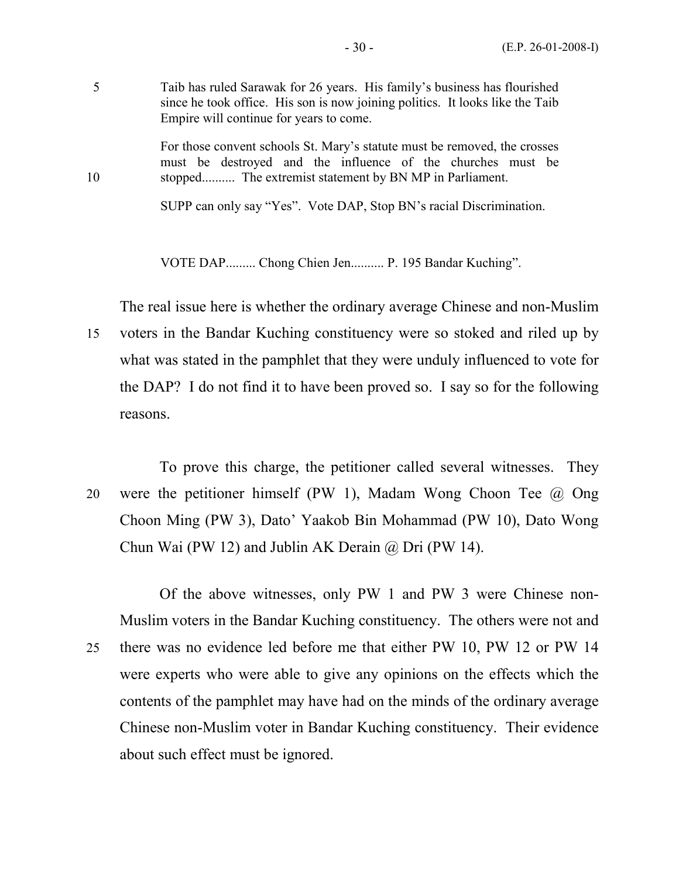> Taib has ruled Sarawak for 26 years. His family's business has flourished since he took office. His son is now joining politics. It looks like the Taib Empire will continue for years to come.
>
> For those convent schools St. Mary's statute must be removed, the crosses must be destroyed and the influence of the churches must be stopped.......... The extremist statement by BN MP in Parliament.
>
> SUPP can only say "Yes". Vote DAP, Stop BN's racial Discrimination.
>
> VOTE DAP......... Chong Chien Jen.......... P. 195 Bandar Kuching".

The real issue here is whether the ordinary average Chinese and non-Muslim voters in the Bandar Kuching constituency were so stoked and riled up by what was stated in the pamphlet that they were unduly influenced to vote for the DAP? I do not find it to have been proved so. I say so for the following reasons.

To prove this charge, the petitioner called several witnesses. They were the petitioner himself (PW 1), Madam Wong Choon Tee @ Ong Choon Ming (PW 3), Dato' Yaakob Bin Mohammad (PW 10), Dato Wong Chun Wai (PW 12) and Jublin AK Derain @ Dri (PW 14).

Of the above witnesses, only PW 1 and PW 3 were Chinese non-Muslim voters in the Bandar Kuching constituency. The others were not and there was no evidence led before me that either PW 10, PW 12 or PW 14 were experts who were able to give any opinions on the effects which the contents of the pamphlet may have had on the minds of the ordinary average Chinese non-Muslim voter in Bandar Kuching constituency. Their evidence about such effect must be ignored.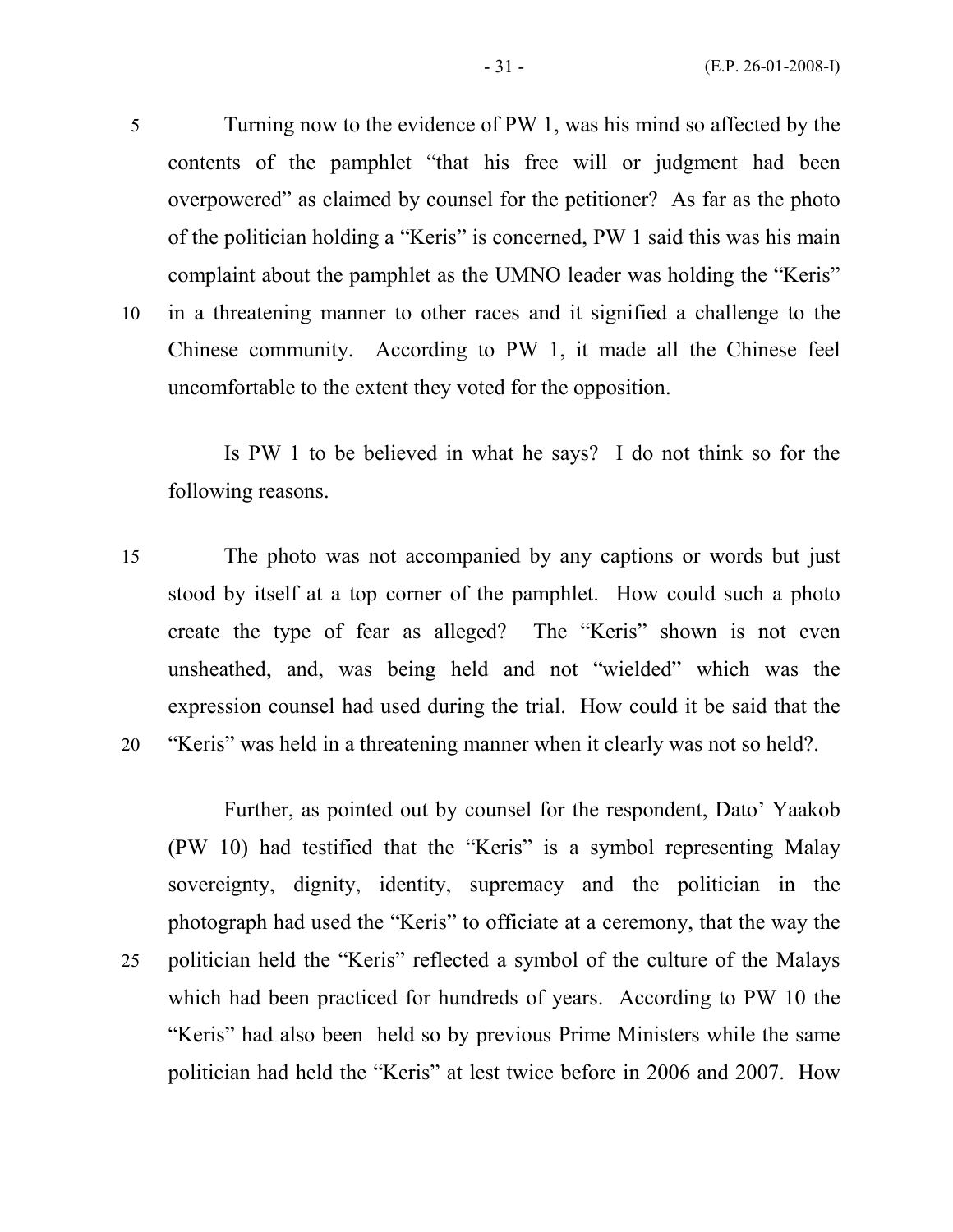Turning now to the evidence of PW 1, was his mind so affected by the contents of the pamphlet "that his free will or judgment had been overpowered" as claimed by counsel for the petitioner? As far as the photo of the politician holding a "Keris" is concerned, PW 1 said this was his main complaint about the pamphlet as the UMNO leader was holding the "Keris" in a threatening manner to other races and it signified a challenge to the Chinese community. According to PW 1, it made all the Chinese feel uncomfortable to the extent they voted for the opposition.

Is PW 1 to be believed in what he says? I do not think so for the following reasons.

The photo was not accompanied by any captions or words but just stood by itself at a top corner of the pamphlet. How could such a photo create the type of fear as alleged? The "Keris" shown is not even unsheathed, and, was being held and not "wielded" which was the expression counsel had used during the trial. How could it be said that the "Keris" was held in a threatening manner when it clearly was not so held?.

Further, as pointed out by counsel for the respondent, Dato' Yaakob (PW 10) had testified that the "Keris" is a symbol representing Malay sovereignty, dignity, identity, supremacy and the politician in the photograph had used the "Keris" to officiate at a ceremony, that the way the politician held the "Keris" reflected a symbol of the culture of the Malays which had been practiced for hundreds of years. According to PW 10 the "Keris" had also been held so by previous Prime Ministers while the same politician had held the "Keris" at lest twice before in 2006 and 2007. How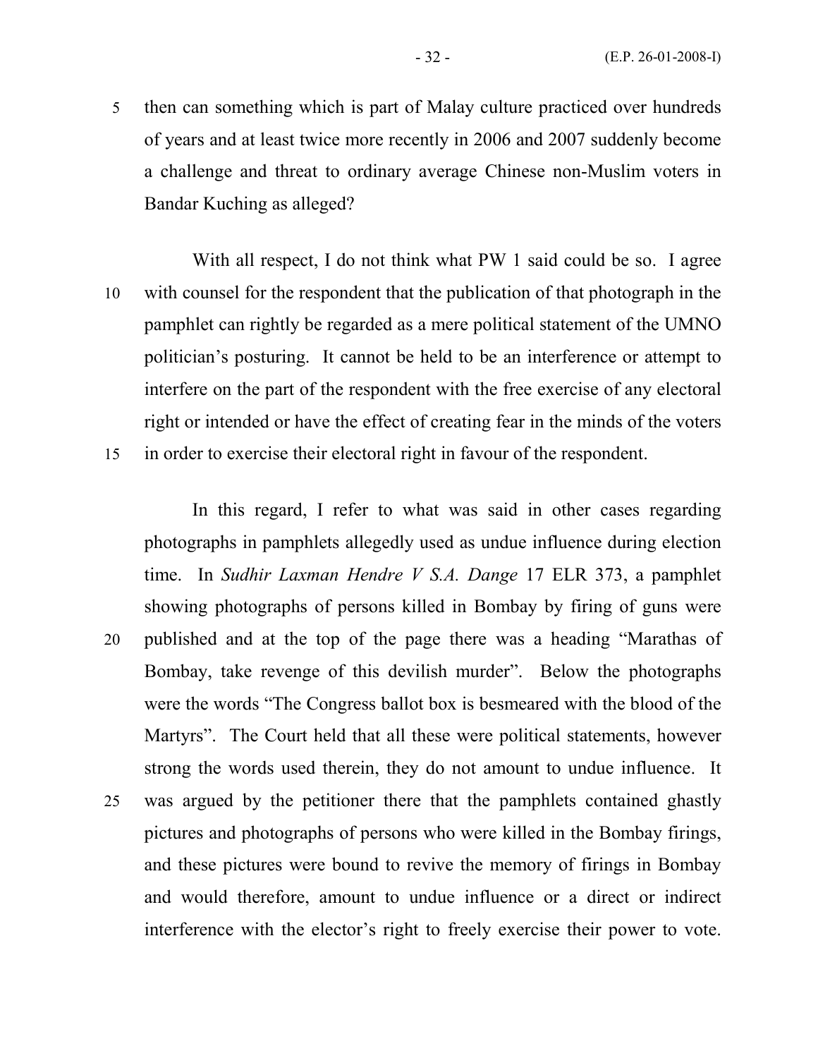then can something which is part of Malay culture practiced over hundreds of years and at least twice more recently in 2006 and 2007 suddenly become a challenge and threat to ordinary average Chinese non-Muslim voters in Bandar Kuching as alleged?

With all respect, I do not think what PW 1 said could be so. I agree with counsel for the respondent that the publication of that photograph in the pamphlet can rightly be regarded as a mere political statement of the UMNO politician's posturing. It cannot be held to be an interference or attempt to interfere on the part of the respondent with the free exercise of any electoral right or intended or have the effect of creating fear in the minds of the voters in order to exercise their electoral right in favour of the respondent.

In this regard, I refer to what was said in other cases regarding photographs in pamphlets allegedly used as undue influence during election time. In *Sudhir Laxman Hendre V S.A. Dange* 17 ELR 373, a pamphlet showing photographs of persons killed in Bombay by firing of guns were published and at the top of the page there was a heading "Marathas of Bombay, take revenge of this devilish murder". Below the photographs were the words "The Congress ballot box is besmeared with the blood of the Martyrs". The Court held that all these were political statements, however strong the words used therein, they do not amount to undue influence. It was argued by the petitioner there that the pamphlets contained ghastly pictures and photographs of persons who were killed in the Bombay firings, and these pictures were bound to revive the memory of firings in Bombay and would therefore, amount to undue influence or a direct or indirect interference with the elector's right to freely exercise their power to vote.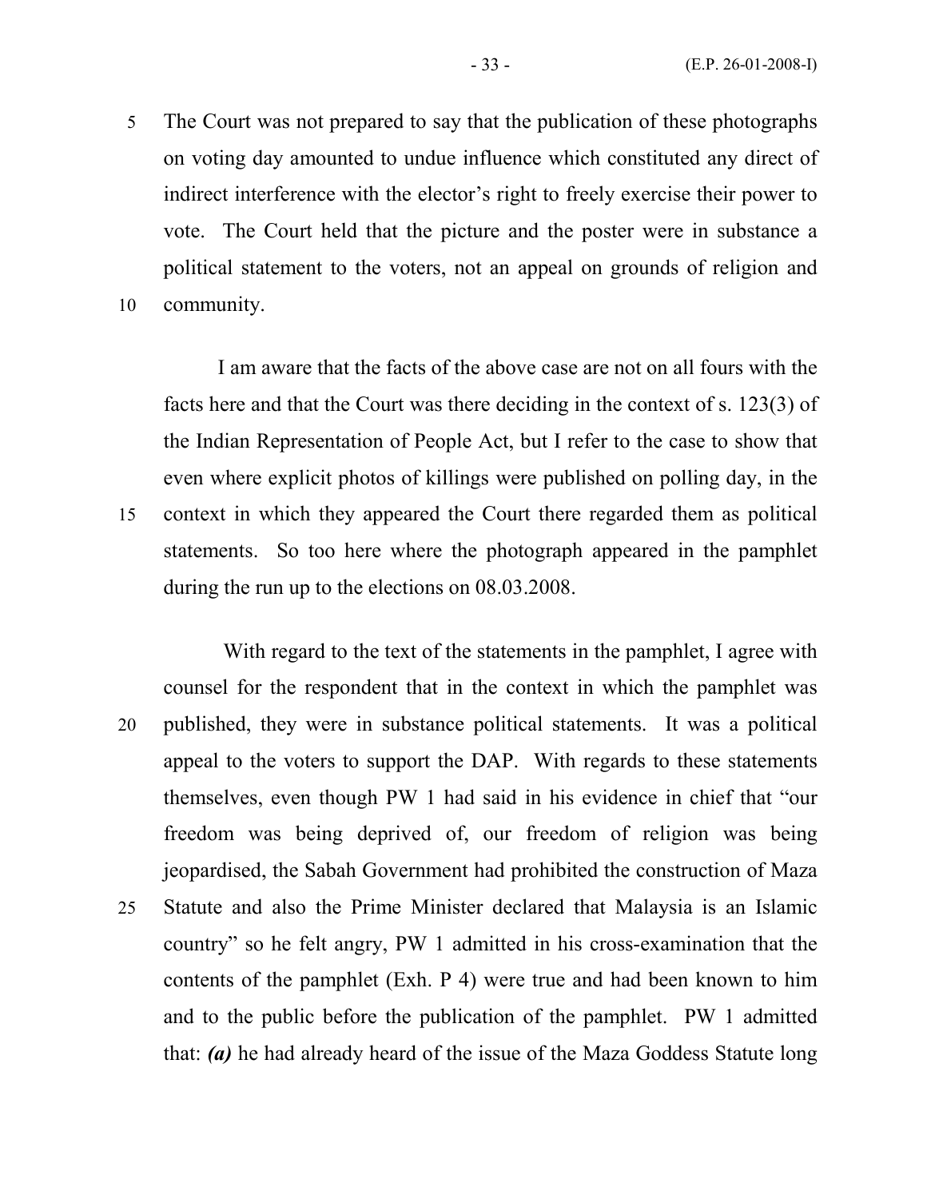The Court was not prepared to say that the publication of these photographs on voting day amounted to undue influence which constituted any direct of indirect interference with the elector's right to freely exercise their power to vote. The Court held that the picture and the poster were in substance a political statement to the voters, not an appeal on grounds of religion and community.

I am aware that the facts of the above case are not on all fours with the facts here and that the Court was there deciding in the context of s. 123(3) of the Indian Representation of People Act, but I refer to the case to show that even where explicit photos of killings were published on polling day, in the context in which they appeared the Court there regarded them as political statements. So too here where the photograph appeared in the pamphlet during the run up to the elections on 08.03.2008.

With regard to the text of the statements in the pamphlet, I agree with counsel for the respondent that in the context in which the pamphlet was published, they were in substance political statements. It was a political appeal to the voters to support the DAP. With regards to these statements themselves, even though PW 1 had said in his evidence in chief that "our freedom was being deprived of, our freedom of religion was being jeopardised, the Sabah Government had prohibited the construction of Maza Statute and also the Prime Minister declared that Malaysia is an Islamic country" so he felt angry, PW 1 admitted in his cross-examination that the contents of the pamphlet (Exh. P 4) were true and had been known to him and to the public before the publication of the pamphlet. PW 1 admitted that: ***(a)*** he had already heard of the issue of the Maza Goddess Statute long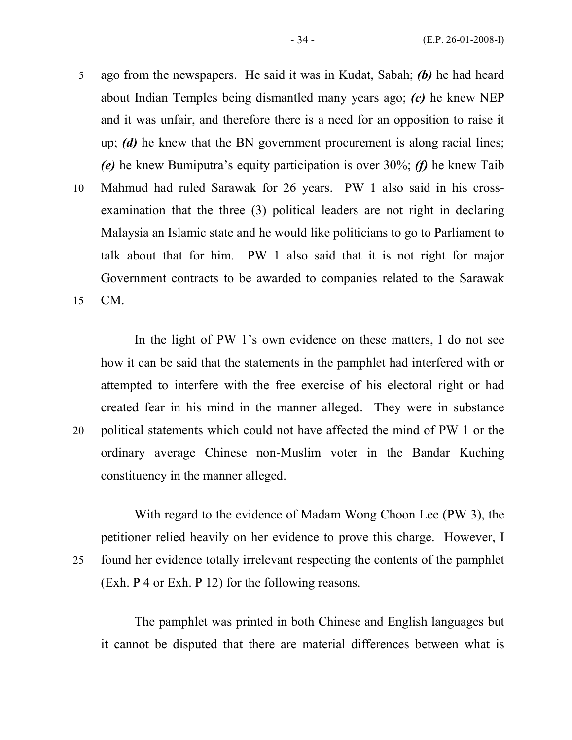ago from the newspapers. He said it was in Kudat, Sabah; ***(b)*** he had heard about Indian Temples being dismantled many years ago; ***(c)*** he knew NEP and it was unfair, and therefore there is a need for an opposition to raise it up; ***(d)*** he knew that the BN government procurement is along racial lines; ***(e)*** he knew Bumiputra's equity participation is over 30%; ***(f)*** he knew Taib Mahmud had ruled Sarawak for 26 years. PW 1 also said in his cross-examination that the three (3) political leaders are not right in declaring Malaysia an Islamic state and he would like politicians to go to Parliament to talk about that for him. PW 1 also said that it is not right for major Government contracts to be awarded to companies related to the Sarawak CM.

In the light of PW 1's own evidence on these matters, I do not see how it can be said that the statements in the pamphlet had interfered with or attempted to interfere with the free exercise of his electoral right or had created fear in his mind in the manner alleged. They were in substance political statements which could not have affected the mind of PW 1 or the ordinary average Chinese non-Muslim voter in the Bandar Kuching constituency in the manner alleged.

With regard to the evidence of Madam Wong Choon Lee (PW 3), the petitioner relied heavily on her evidence to prove this charge. However, I found her evidence totally irrelevant respecting the contents of the pamphlet (Exh. P 4 or Exh. P 12) for the following reasons.

The pamphlet was printed in both Chinese and English languages but it cannot be disputed that there are material differences between what is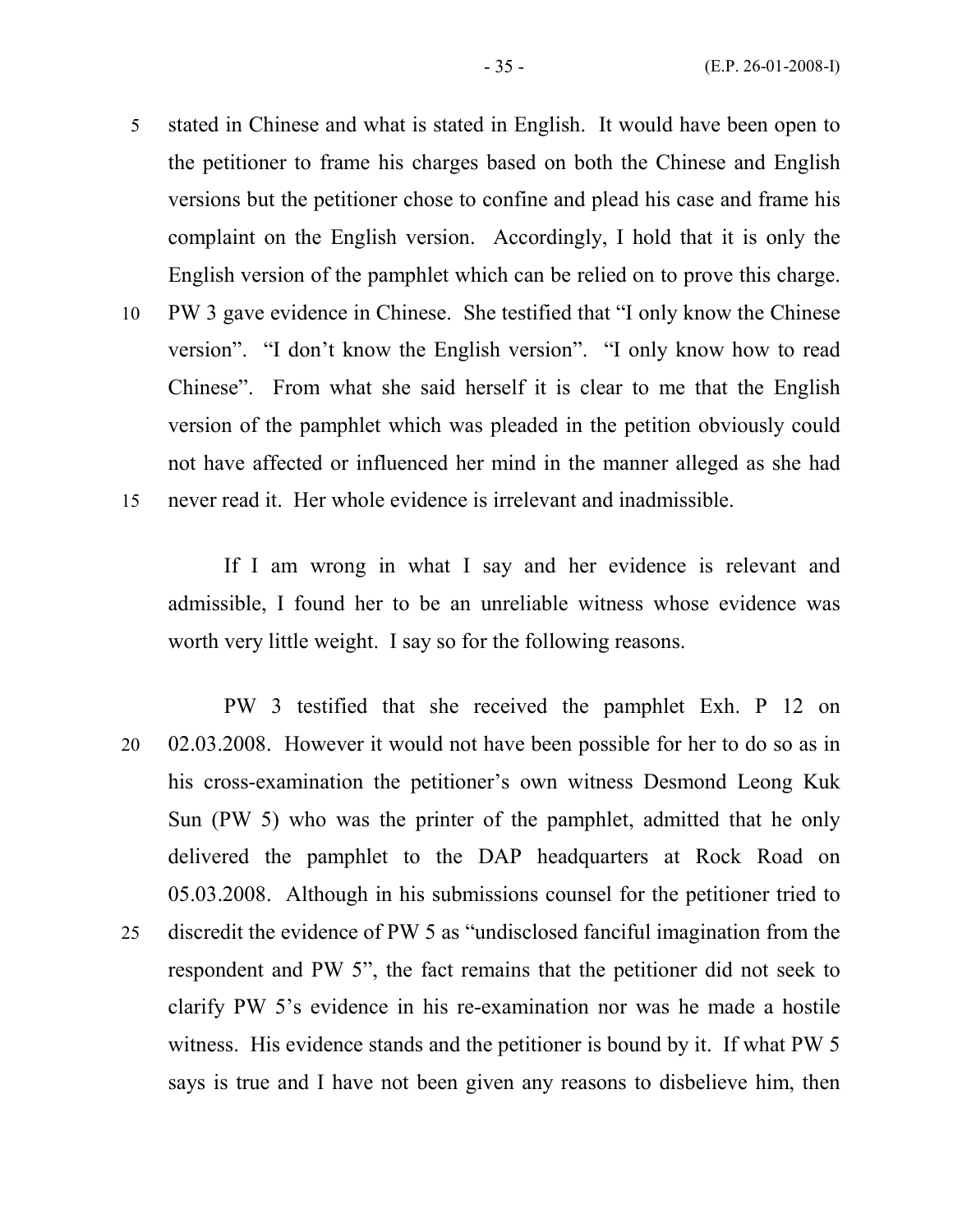stated in Chinese and what is stated in English. It would have been open to the petitioner to frame his charges based on both the Chinese and English versions but the petitioner chose to confine and plead his case and frame his complaint on the English version. Accordingly, I hold that it is only the English version of the pamphlet which can be relied on to prove this charge. PW 3 gave evidence in Chinese. She testified that "I only know the Chinese version". "I don't know the English version". "I only know how to read Chinese". From what she said herself it is clear to me that the English version of the pamphlet which was pleaded in the petition obviously could not have affected or influenced her mind in the manner alleged as she had never read it. Her whole evidence is irrelevant and inadmissible.

If I am wrong in what I say and her evidence is relevant and admissible, I found her to be an unreliable witness whose evidence was worth very little weight. I say so for the following reasons.

PW 3 testified that she received the pamphlet Exh. P 12 on 02.03.2008. However it would not have been possible for her to do so as in his cross-examination the petitioner's own witness Desmond Leong Kuk Sun (PW 5) who was the printer of the pamphlet, admitted that he only delivered the pamphlet to the DAP headquarters at Rock Road on 05.03.2008. Although in his submissions counsel for the petitioner tried to discredit the evidence of PW 5 as "undisclosed fanciful imagination from the respondent and PW 5", the fact remains that the petitioner did not seek to clarify PW 5's evidence in his re-examination nor was he made a hostile witness. His evidence stands and the petitioner is bound by it. If what PW 5 says is true and I have not been given any reasons to disbelieve him, then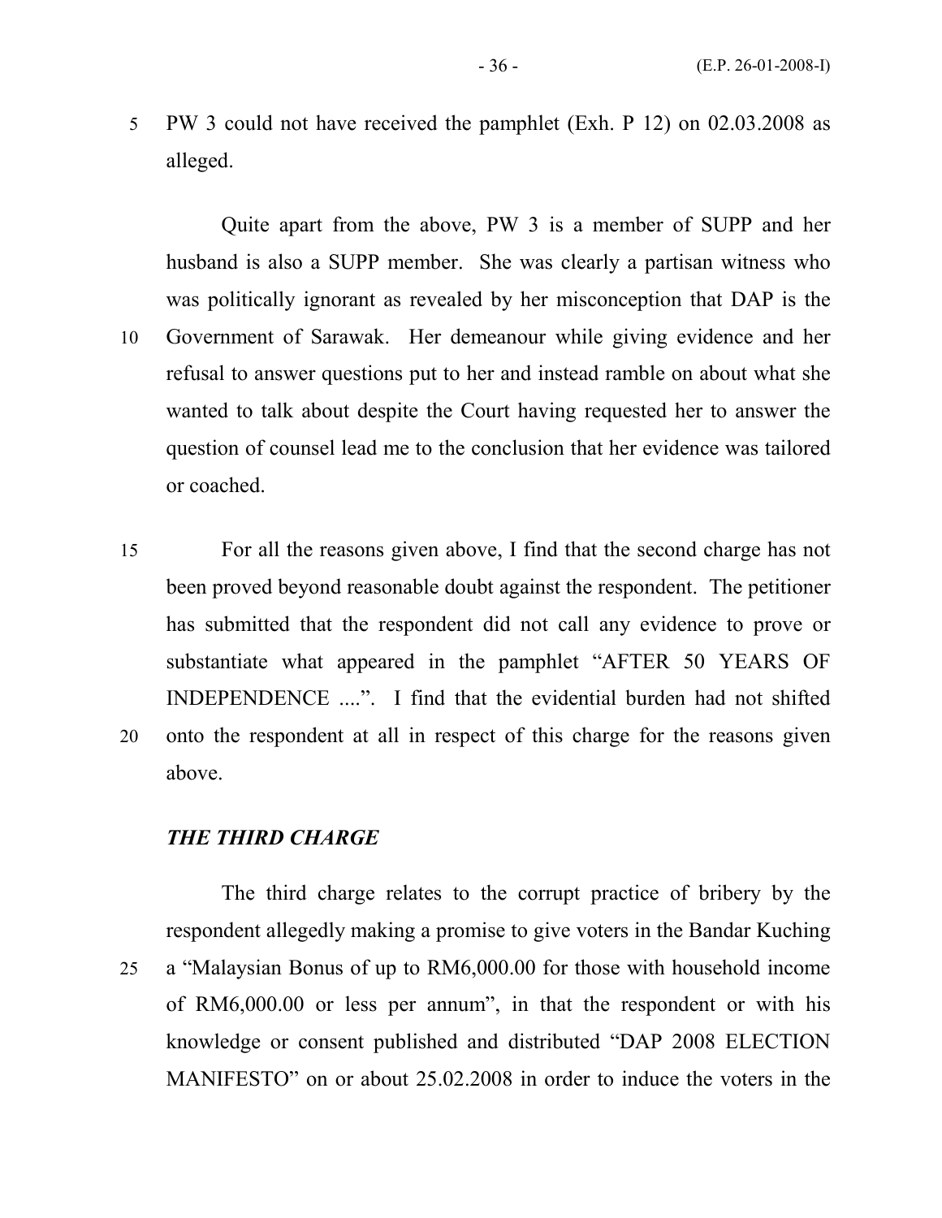PW 3 could not have received the pamphlet (Exh. P 12) on 02.03.2008 as alleged.

Quite apart from the above, PW 3 is a member of SUPP and her husband is also a SUPP member. She was clearly a partisan witness who was politically ignorant as revealed by her misconception that DAP is the Government of Sarawak. Her demeanour while giving evidence and her refusal to answer questions put to her and instead ramble on about what she wanted to talk about despite the Court having requested her to answer the question of counsel lead me to the conclusion that her evidence was tailored or coached.

For all the reasons given above, I find that the second charge has not been proved beyond reasonable doubt against the respondent. The petitioner has submitted that the respondent did not call any evidence to prove or substantiate what appeared in the pamphlet "AFTER 50 YEARS OF INDEPENDENCE ....". I find that the evidential burden had not shifted onto the respondent at all in respect of this charge for the reasons given above.

***THE THIRD CHARGE***

The third charge relates to the corrupt practice of bribery by the respondent allegedly making a promise to give voters in the Bandar Kuching a "Malaysian Bonus of up to RM6,000.00 for those with household income of RM6,000.00 or less per annum", in that the respondent or with his knowledge or consent published and distributed "DAP 2008 ELECTION MANIFESTO" on or about 25.02.2008 in order to induce the voters in the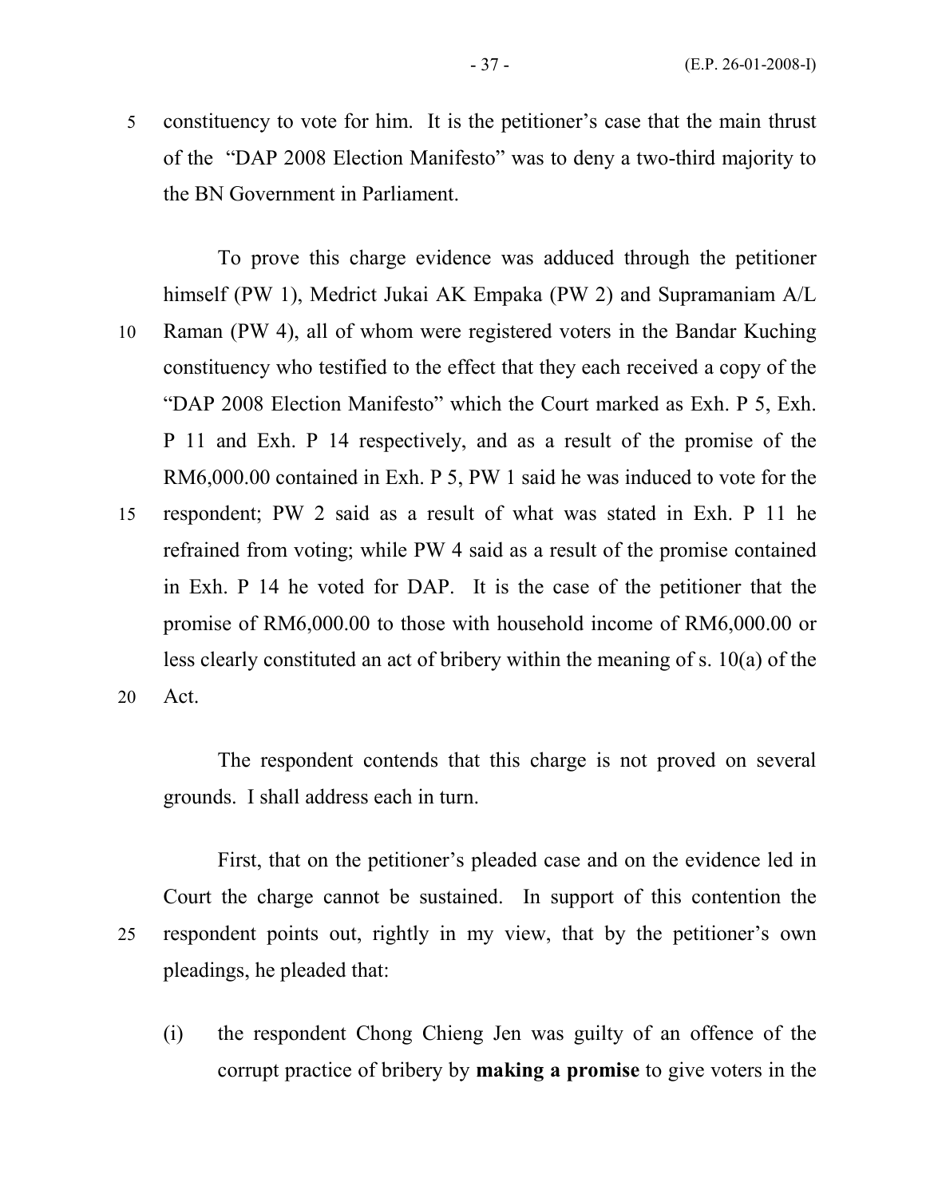constituency to vote for him. It is the petitioner's case that the main thrust of the "DAP 2008 Election Manifesto" was to deny a two-third majority to the BN Government in Parliament.

To prove this charge evidence was adduced through the petitioner himself (PW 1), Medrict Jukai AK Empaka (PW 2) and Supramaniam A/L Raman (PW 4), all of whom were registered voters in the Bandar Kuching constituency who testified to the effect that they each received a copy of the "DAP 2008 Election Manifesto" which the Court marked as Exh. P 5, Exh. P 11 and Exh. P 14 respectively, and as a result of the promise of the RM6,000.00 contained in Exh. P 5, PW 1 said he was induced to vote for the respondent; PW 2 said as a result of what was stated in Exh. P 11 he refrained from voting; while PW 4 said as a result of the promise contained in Exh. P 14 he voted for DAP. It is the case of the petitioner that the promise of RM6,000.00 to those with household income of RM6,000.00 or less clearly constituted an act of bribery within the meaning of s. 10(a) of the Act.

The respondent contends that this charge is not proved on several grounds. I shall address each in turn.

First, that on the petitioner's pleaded case and on the evidence led in Court the charge cannot be sustained. In support of this contention the respondent points out, rightly in my view, that by the petitioner's own pleadings, he pleaded that:

(i) the respondent Chong Chieng Jen was guilty of an offence of the corrupt practice of bribery by **making a promise** to give voters in the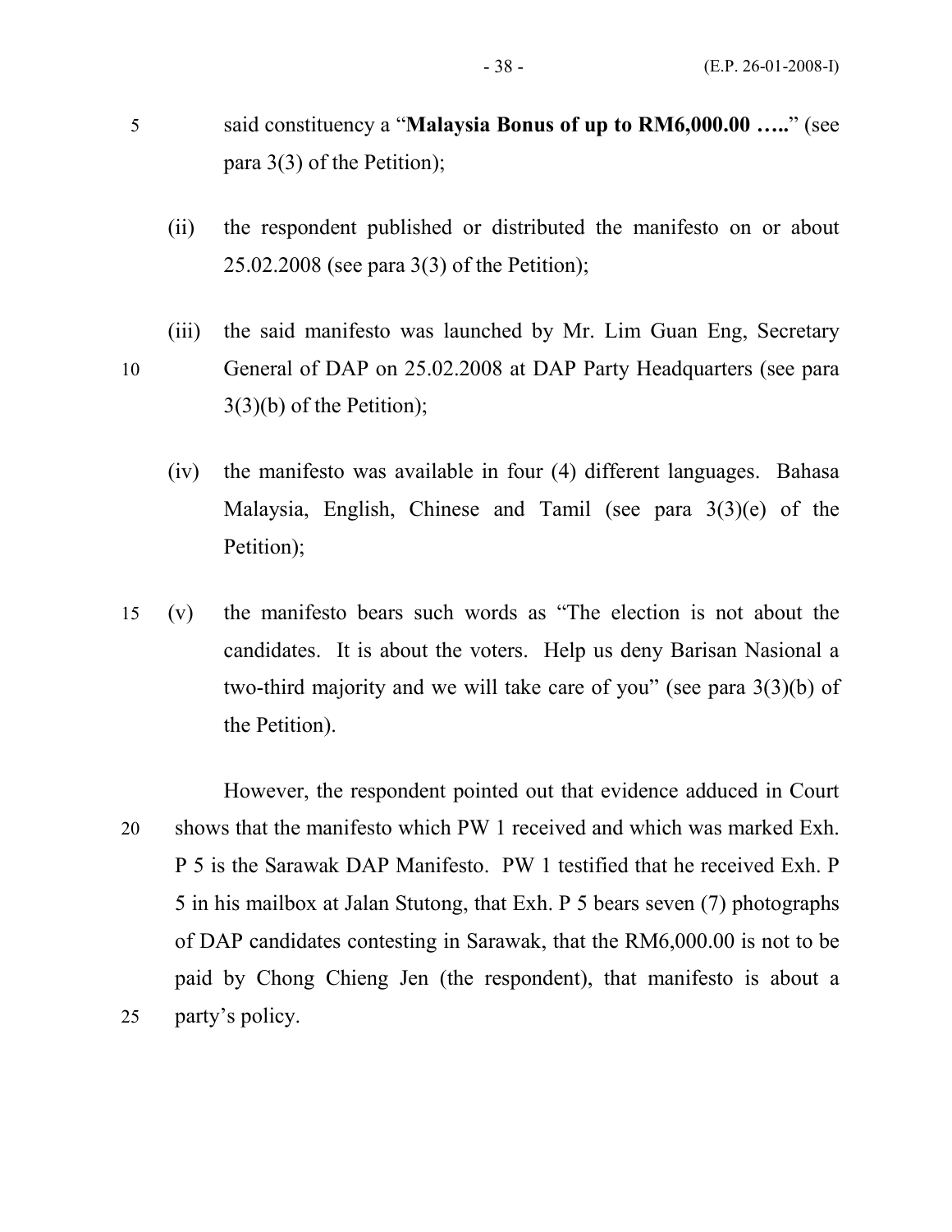said constituency a "**Malysia Bonus of up to RM6,000.00 …..**" (see para 3(3) of the Petition);

(ii) the respondent published or distributed the manifesto on or about 25.02.2008 (see para 3(3) of the Petition);

(iii) the said manifesto was launched by Mr. Lim Guan Eng, Secretary General of DAP on 25.02.2008 at DAP Party Headquarters (see para 3(3)(b) of the Petition);

(iv) the manifesto was available in four (4) different languages. Bahasa Malaysia, English, Chinese and Tamil (see para 3(3)(e) of the Petition);

(v) the manifesto bears such words as "The election is not about the candidates. It is about the voters. Help us deny Barisan Nasional a two-third majority and we will take care of you" (see para 3(3)(b) of the Petition).

However, the respondent pointed out that evidence adduced in Court shows that the manifesto which PW 1 received and which was marked Exh. P 5 is the Sarawak DAP Manifesto. PW 1 testified that he received Exh. P 5 in his mailbox at Jalan Stutong, that Exh. P 5 bears seven (7) photographs of DAP candidates contesting in Sarawak, that the RM6,000.00 is not to be paid by Chong Chieng Jen (the respondent), that manifesto is about a party's policy.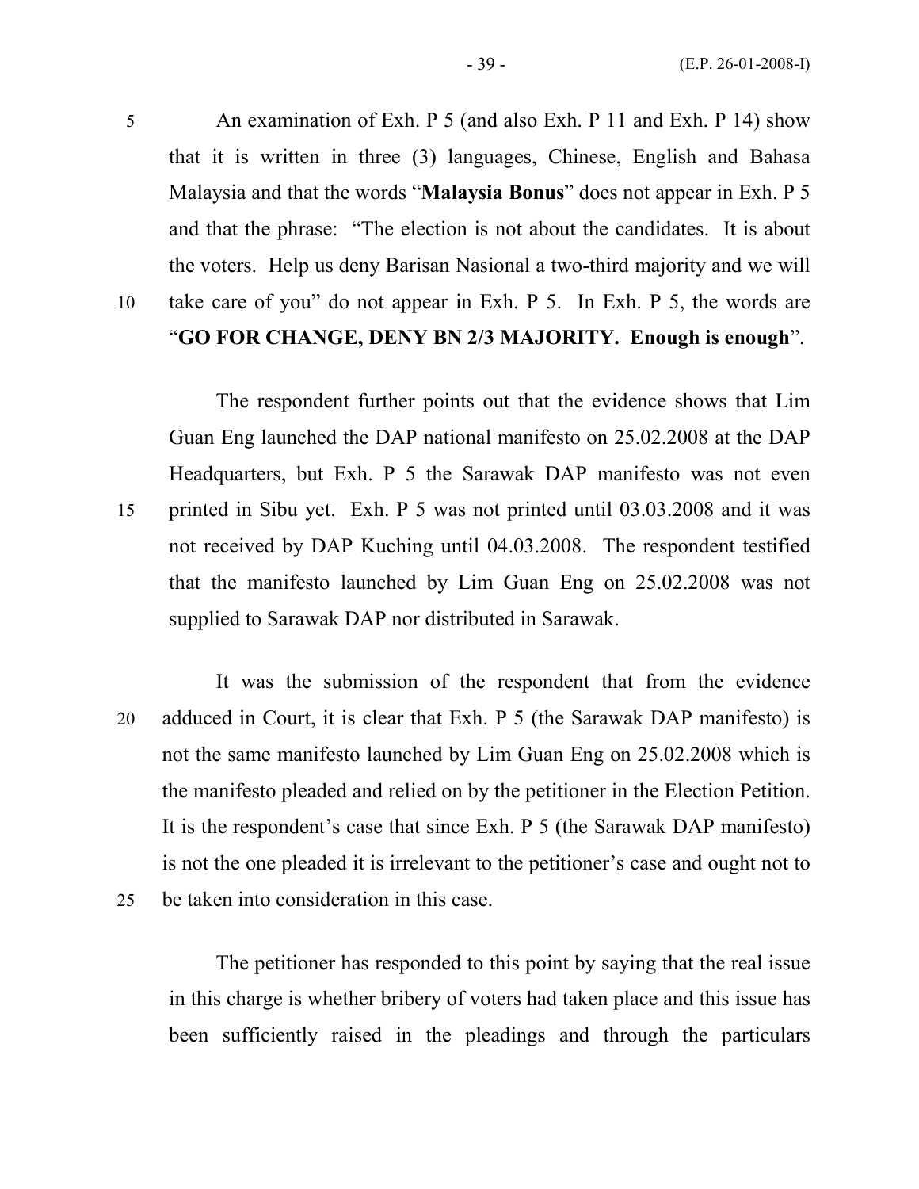An examination of Exh. P 5 (and also Exh. P 11 and Exh. P 14) show that it is written in three (3) languages, Chinese, English and Bahasa Malaysia and that the words "**Malaysia Bonus**" does not appear in Exh. P 5 and that the phrase: "The election is not about the candidates. It is about the voters. Help us deny Barisan Nasional a two-third majority and we will take care of you" do not appear in Exh. P 5. In Exh. P 5, the words are "**GO FOR CHANGE, DENY BN 2/3 MAJORITY. Enough is enough**".

The respondent further points out that the evidence shows that Lim Guan Eng launched the DAP national manifesto on 25.02.2008 at the DAP Headquarters, but Exh. P 5 the Sarawak DAP manifesto was not even printed in Sibu yet. Exh. P 5 was not printed until 03.03.2008 and it was not received by DAP Kuching until 04.03.2008. The respondent testified that the manifesto launched by Lim Guan Eng on 25.02.2008 was not supplied to Sarawak DAP nor distributed in Sarawak.

It was the submission of the respondent that from the evidence adduced in Court, it is clear that Exh. P 5 (the Sarawak DAP manifesto) is not the same manifesto launched by Lim Guan Eng on 25.02.2008 which is the manifesto pleaded and relied on by the petitioner in the Election Petition. It is the respondent's case that since Exh. P 5 (the Sarawak DAP manifesto) is not the one pleaded it is irrelevant to the petitioner's case and ought not to be taken into consideration in this case.

The petitioner has responded to this point by saying that the real issue in this charge is whether bribery of voters had taken place and this issue has been sufficiently raised in the pleadings and through the particulars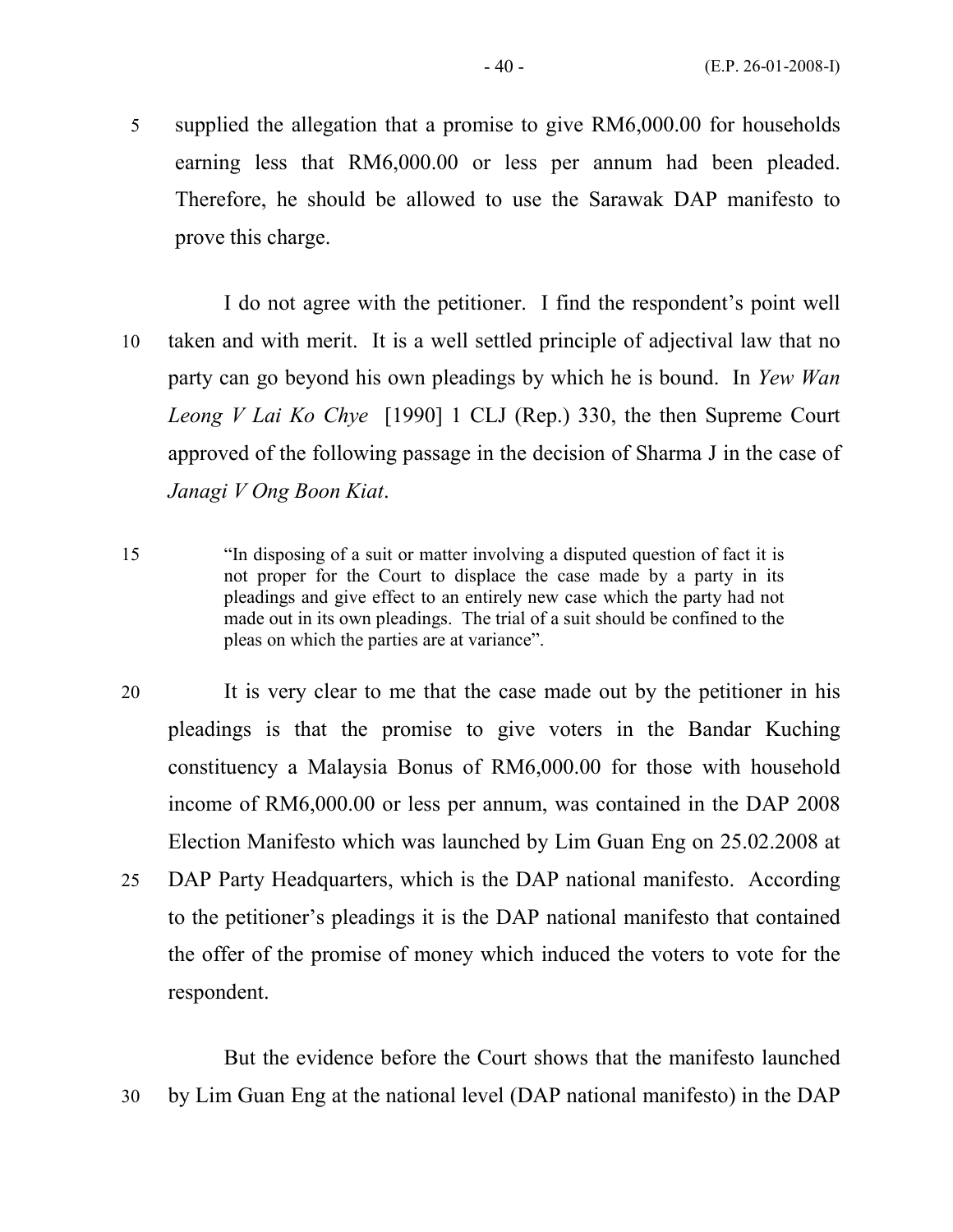supplied the allegation that a promise to give RM6,000.00 for households earning less that RM6,000.00 or less per annum had been pleaded. Therefore, he should be allowed to use the Sarawak DAP manifesto to prove this charge.

I do not agree with the petitioner. I find the respondent's point well taken and with merit. It is a well settled principle of adjectival law that no party can go beyond his own pleadings by which he is bound. In *Yew Wan Leong V Lai Ko Chye* [1990] 1 CLJ (Rep.) 330, the then Supreme Court approved of the following passage in the decision of Sharma J in the case of *Janagi V Ong Boon Kiat*.

> "In disposing of a suit or matter involving a disputed question of fact it is not proper for the Court to displace the case made by a party in its pleadings and give effect to an entirely new case which the party had not made out in its own pleadings. The trial of a suit should be confined to the pleas on which the parties are at variance".

It is very clear to me that the case made out by the petitioner in his pleadings is that the promise to give voters in the Bandar Kuching constituency a Malaysia Bonus of RM6,000.00 for those with household income of RM6,000.00 or less per annum, was contained in the DAP 2008 Election Manifesto which was launched by Lim Guan Eng on 25.02.2008 at DAP Party Headquarters, which is the DAP national manifesto. According to the petitioner's pleadings it is the DAP national manifesto that contained the offer of the promise of money which induced the voters to vote for the respondent.

But the evidence before the Court shows that the manifesto launched by Lim Guan Eng at the national level (DAP national manifesto) in the DAP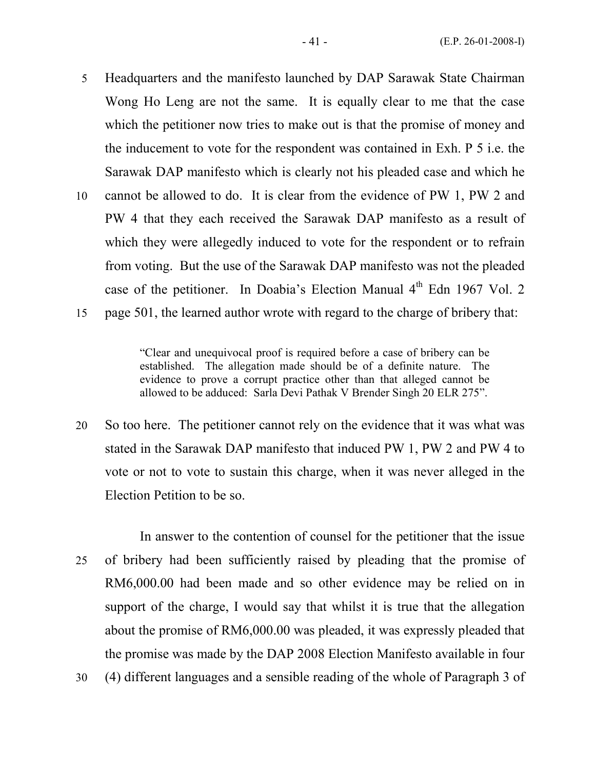Headquarters and the manifesto launched by DAP Sarawak State Chairman Wong Ho Leng are not the same. It is equally clear to me that the case which the petitioner now tries to make out is that the promise of money and the inducement to vote for the respondent was contained in Exh. P 5 i.e. the Sarawak DAP manifesto which is clearly not his pleaded case and which he cannot be allowed to do. It is clear from the evidence of PW 1, PW 2 and PW 4 that they each received the Sarawak DAP manifesto as a result of which they were allegedly induced to vote for the respondent or to refrain from voting. But the use of the Sarawak DAP manifesto was not the pleaded case of the petitioner. In Doabia's Election Manual 4th Edn 1967 Vol. 2 page 501, the learned author wrote with regard to the charge of bribery that:

> "Clear and unequivocal proof is required before a case of bribery can be established. The allegation made should be of a definite nature. The evidence to prove a corrupt practice other than that alleged cannot be allowed to be adduced: Sarla Devi Pathak V Brender Singh 20 ELR 275".

So too here. The petitioner cannot rely on the evidence that it was what was stated in the Sarawak DAP manifesto that induced PW 1, PW 2 and PW 4 to vote or not to vote to sustain this charge, when it was never alleged in the Election Petition to be so.

In answer to the contention of counsel for the petitioner that the issue of bribery had been sufficiently raised by pleading that the promise of RM6,000.00 had been made and so other evidence may be relied on in support of the charge, I would say that whilst it is true that the allegation about the promise of RM6,000.00 was pleaded, it was expressly pleaded that the promise was made by the DAP 2008 Election Manifesto available in four (4) different languages and a sensible reading of the whole of Paragraph 3 of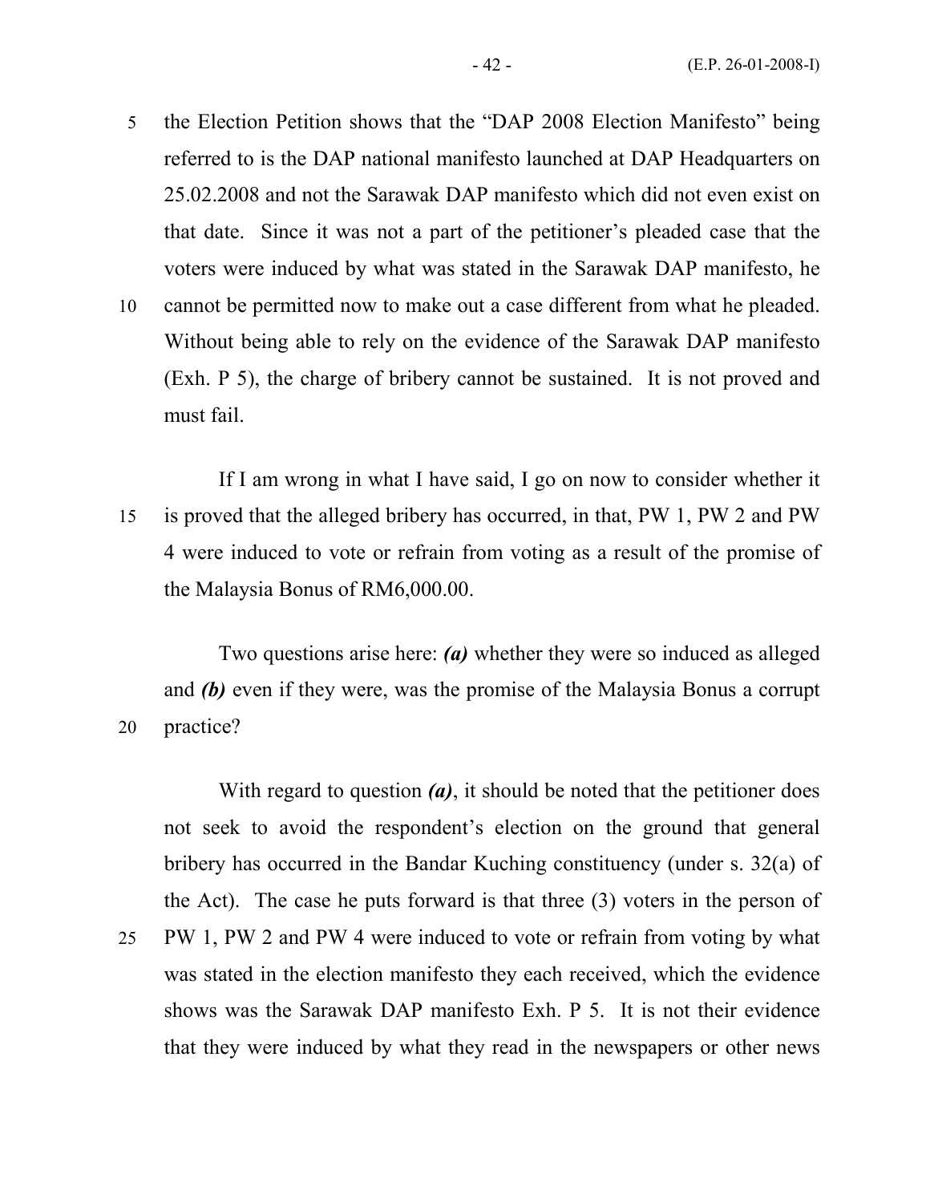the Election Petition shows that the "DAP 2008 Election Manifesto" being referred to is the DAP national manifesto launched at DAP Headquarters on 25.02.2008 and not the Sarawak DAP manifesto which did not even exist on that date. Since it was not a part of the petitioner's pleaded case that the voters were induced by what was stated in the Sarawak DAP manifesto, he cannot be permitted now to make out a case different from what he pleaded. Without being able to rely on the evidence of the Sarawak DAP manifesto (Exh. P 5), the charge of bribery cannot be sustained. It is not proved and must fail.

If I am wrong in what I have said, I go on now to consider whether it is proved that the alleged bribery has occurred, in that, PW 1, PW 2 and PW 4 were induced to vote or refrain from voting as a result of the promise of the Malaysia Bonus of RM6,000.00.

Two questions arise here: ***(a)*** whether they were so induced as alleged and ***(b)*** even if they were, was the promise of the Malaysia Bonus a corrupt practice?

With regard to question ***(a)***, it should be noted that the petitioner does not seek to avoid the respondent's election on the ground that general bribery has occurred in the Bandar Kuching constituency (under s. 32(a) of the Act). The case he puts forward is that three (3) voters in the person of PW 1, PW 2 and PW 4 were induced to vote or refrain from voting by what was stated in the election manifesto they each received, which the evidence shows was the Sarawak DAP manifesto Exh. P 5. It is not their evidence that they were induced by what they read in the newspapers or other news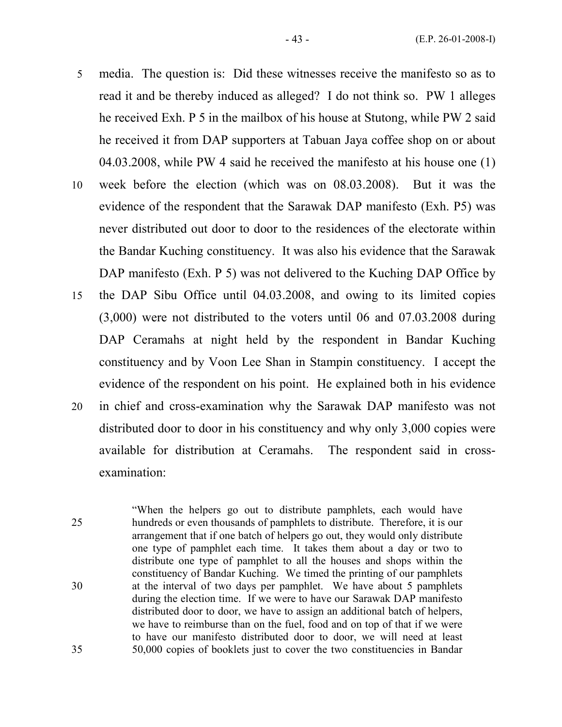media. The question is: Did these witnesses receive the manifesto so as to read it and be thereby induced as alleged? I do not think so. PW 1 alleges he received Exh. P 5 in the mailbox of his house at Stutong, while PW 2 said he received it from DAP supporters at Tabuan Jaya coffee shop on or about 04.03.2008, while PW 4 said he received the manifesto at his house one (1) week before the election (which was on 08.03.2008). But it was the evidence of the respondent that the Sarawak DAP manifesto (Exh. P5) was never distributed out door to door to the residences of the electorate within the Bandar Kuching constituency. It was also his evidence that the Sarawak DAP manifesto (Exh. P 5) was not delivered to the Kuching DAP Office by the DAP Sibu Office until 04.03.2008, and owing to its limited copies (3,000) were not distributed to the voters until 06 and 07.03.2008 during DAP Ceramahs at night held by the respondent in Bandar Kuching constituency and by Voon Lee Shan in Stampin constituency. I accept the evidence of the respondent on his point. He explained both in his evidence in chief and cross-examination why the Sarawak DAP manifesto was not distributed door to door in his constituency and why only 3,000 copies were available for distribution at Ceramahs. The respondent said in cross-examination:

> "When the helpers go out to distribute pamphlets, each would have hundreds or even thousands of pamphlets to distribute. Therefore, it is our arrangement that if one batch of helpers go out, they would only distribute one type of pamphlet each time. It takes them about a day or two to distribute one type of pamphlet to all the houses and shops within the constituency of Bandar Kuching. We timed the printing of our pamphlets at the interval of two days per pamphlet. We have about 5 pamphlets during the election time. If we were to have our Sarawak DAP manifesto distributed door to door, we have to assign an additional batch of helpers, we have to reimburse than on the fuel, food and on top of that if we were to have our manifesto distributed door to door, we will need at least 50,000 copies of booklets just to cover the two constituencies in Bandar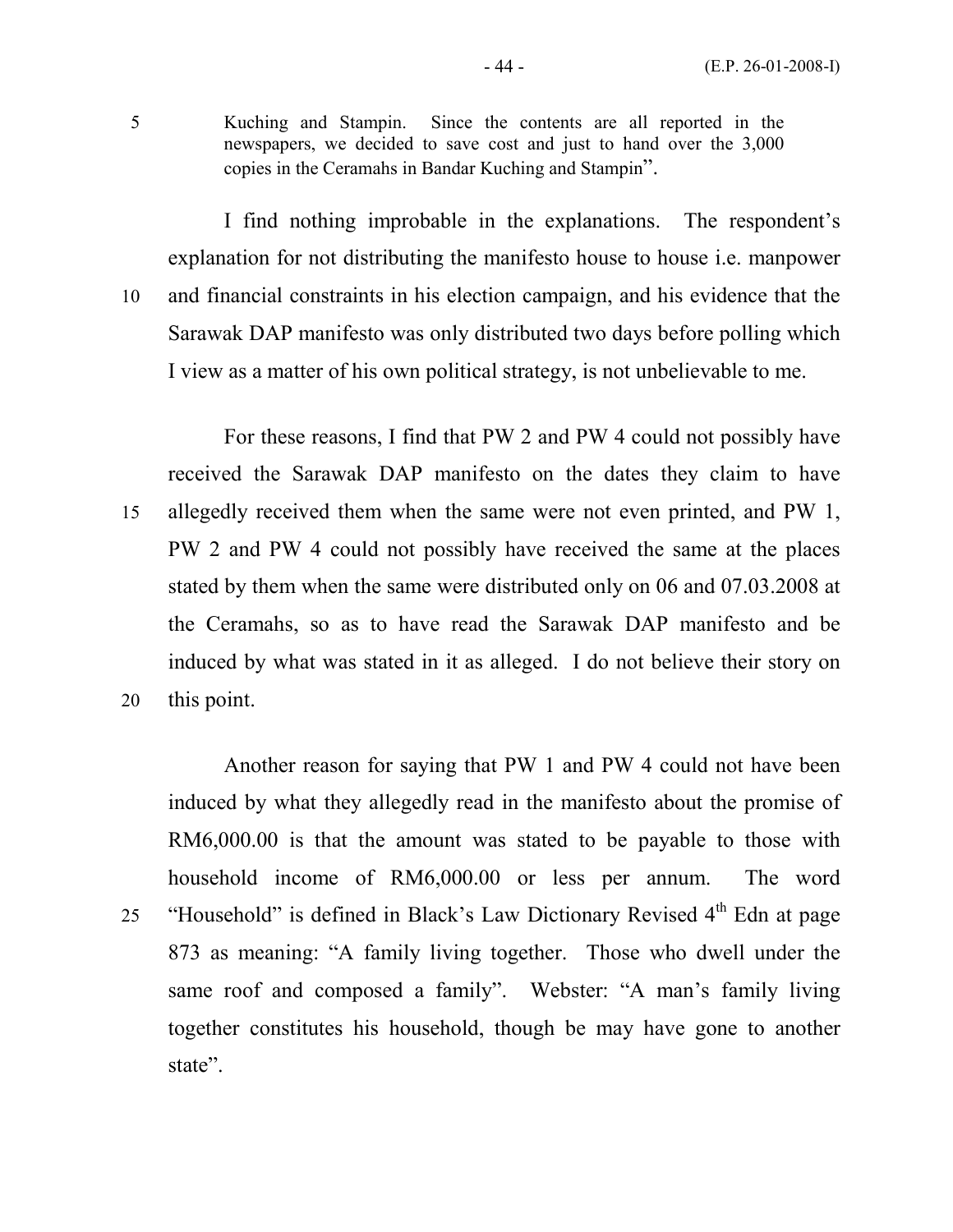> Kuching and Stampin. Since the contents are all reported in the newspapers, we decided to save cost and just to hand over the 3,000 copies in the Ceramahs in Bandar Kuching and Stampin".

I find nothing improbable in the explanations. The respondent's explanation for not distributing the manifesto house to house i.e. manpower and financial constraints in his election campaign, and his evidence that the Sarawak DAP manifesto was only distributed two days before polling which I view as a matter of his own political strategy, is not unbelievable to me.

For these reasons, I find that PW 2 and PW 4 could not possibly have received the Sarawak DAP manifesto on the dates they claim to have allegedly received them when the same were not even printed, and PW 1, PW 2 and PW 4 could not possibly have received the same at the places stated by them when the same were distributed only on 06 and 07.03.2008 at the Ceramahs, so as to have read the Sarawak DAP manifesto and be induced by what was stated in it as alleged. I do not believe their story on this point.

Another reason for saying that PW 1 and PW 4 could not have been induced by what they allegedly read in the manifesto about the promise of RM6,000.00 is that the amount was stated to be payable to those with household income of RM6,000.00 or less per annum. The word "Household" is defined in Black's Law Dictionary Revised 4th Edn at page 873 as meaning: "A family living together. Those who dwell under the same roof and composed a family". Webster: "A man's family living together constitutes his household, though be may have gone to another state".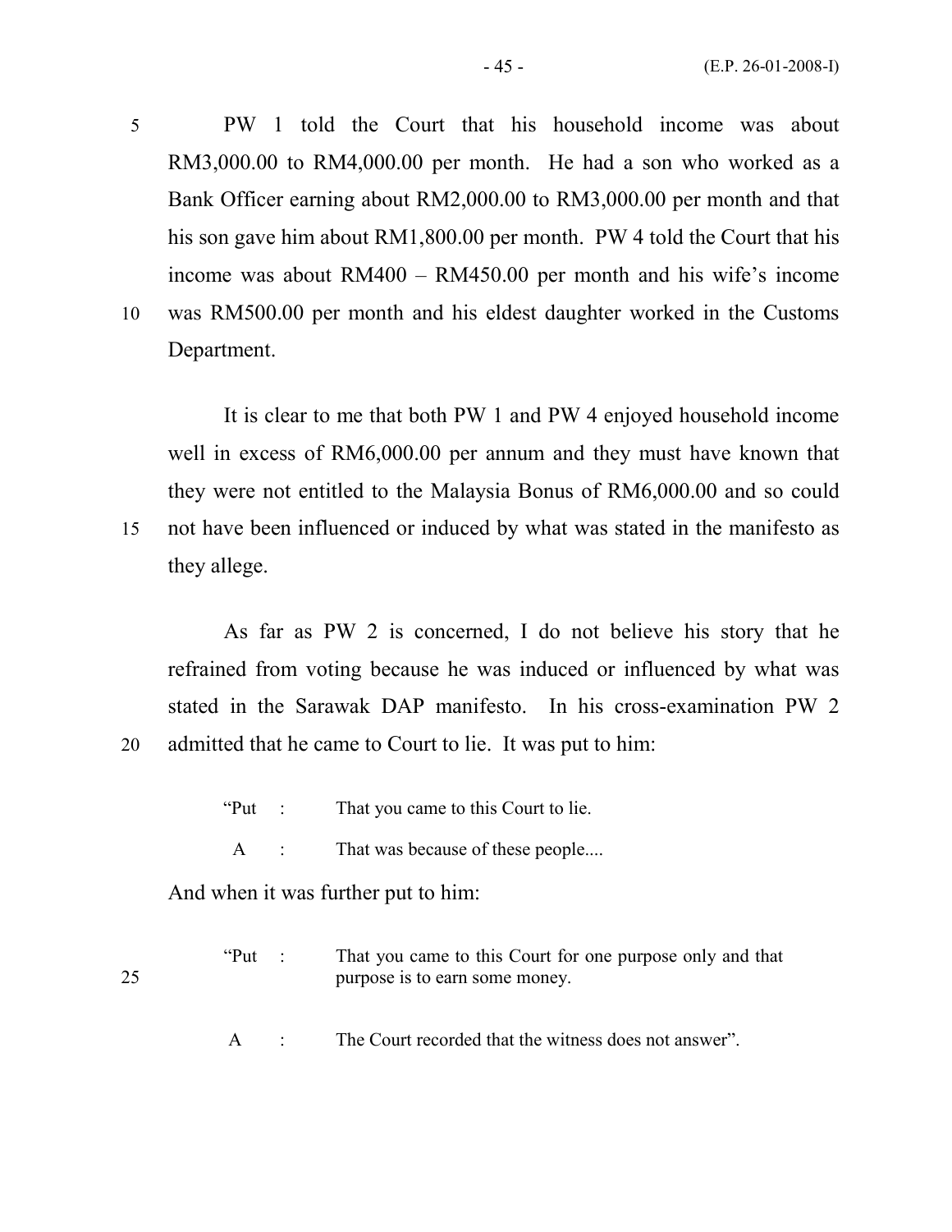PW 1 told the Court that his household income was about RM3,000.00 to RM4,000.00 per month. He had a son who worked as a Bank Officer earning about RM2,000.00 to RM3,000.00 per month and that his son gave him about RM1,800.00 per month. PW 4 told the Court that his income was about RM400 – RM450.00 per month and his wife's income was RM500.00 per month and his eldest daughter worked in the Customs Department.

It is clear to me that both PW 1 and PW 4 enjoyed household income well in excess of RM6,000.00 per annum and they must have known that they were not entitled to the Malaysia Bonus of RM6,000.00 and so could not have been influenced or induced by what was stated in the manifesto as they allege.

As far as PW 2 is concerned, I do not believe his story that he refrained from voting because he was induced or influenced by what was stated in the Sarawak DAP manifesto. In his cross-examination PW 2 admitted that he came to Court to lie. It was put to him:

> "Put : That you came to this Court to lie.
>
> A : That was because of these people....

And when it was further put to him:

> "Put : That you came to this Court for one purpose only and that purpose is to earn some money.
>
> A : The Court recorded that the witness does not answer".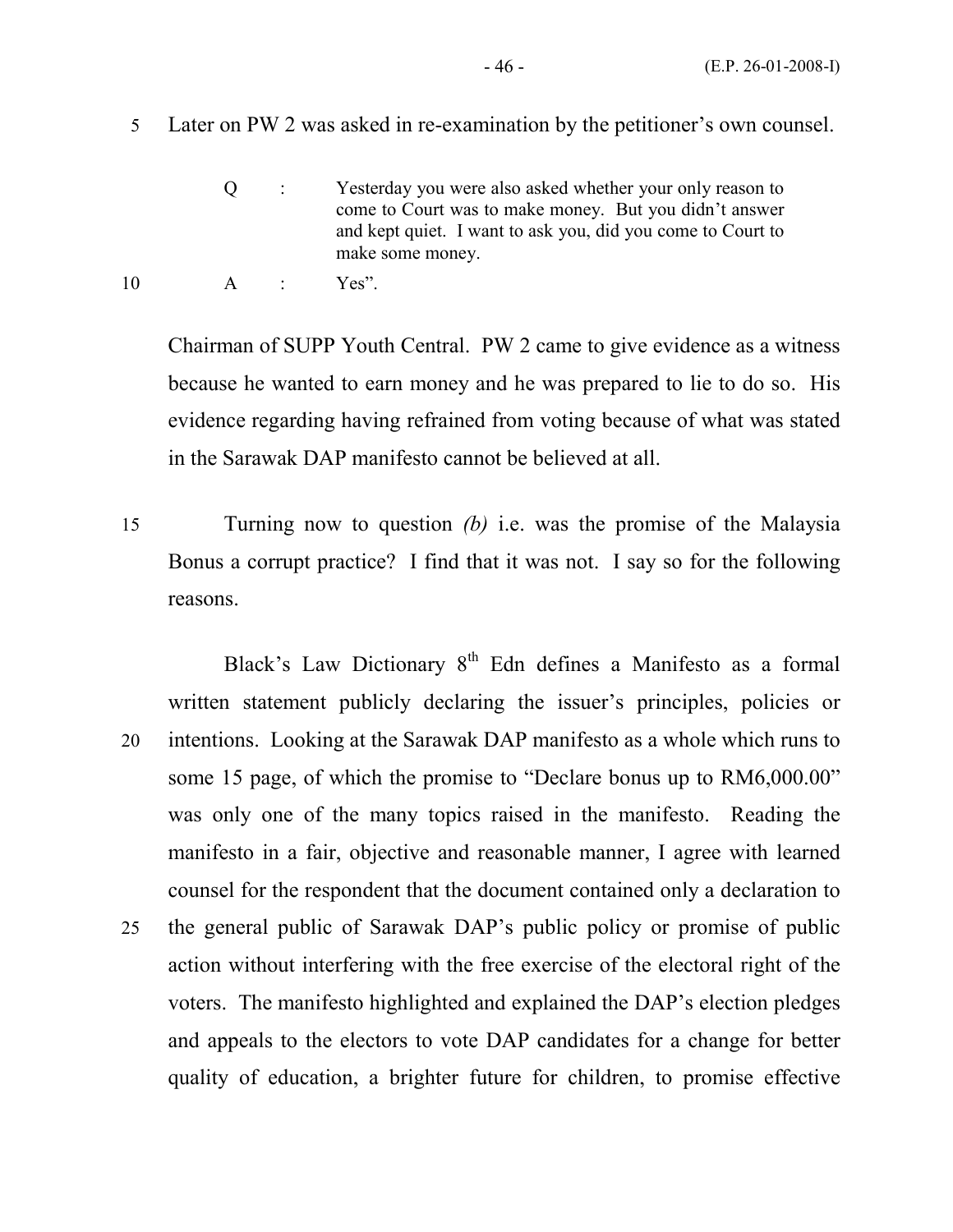Later on PW 2 was asked in re-examination by the petitioner's own counsel.

> Q : Yesterday you were also asked whether your only reason to come to Court was to make money. But you didn't answer and kept quiet. I want to ask you, did you come to Court to make some money.
>
> A : Yes".

Chairman of SUPP Youth Central. PW 2 came to give evidence as a witness because he wanted to earn money and he was prepared to lie to do so. His evidence regarding having refrained from voting because of what was stated in the Sarawak DAP manifesto cannot be believed at all.

Turning now to question *(b)* i.e. was the promise of the Malaysia Bonus a corrupt practice? I find that it was not. I say so for the following reasons.

Black's Law Dictionary 8th Edn defines a Manifesto as a formal written statement publicly declaring the issuer's principles, policies or intentions. Looking at the Sarawak DAP manifesto as a whole which runs to some 15 page, of which the promise to "Declare bonus up to RM6,000.00" was only one of the many topics raised in the manifesto. Reading the manifesto in a fair, objective and reasonable manner, I agree with learned counsel for the respondent that the document contained only a declaration to the general public of Sarawak DAP's public policy or promise of public action without interfering with the free exercise of the electoral right of the voters. The manifesto highlighted and explained the DAP's election pledges and appeals to the electors to vote DAP candidates for a change for better quality of education, a brighter future for children, to promise effective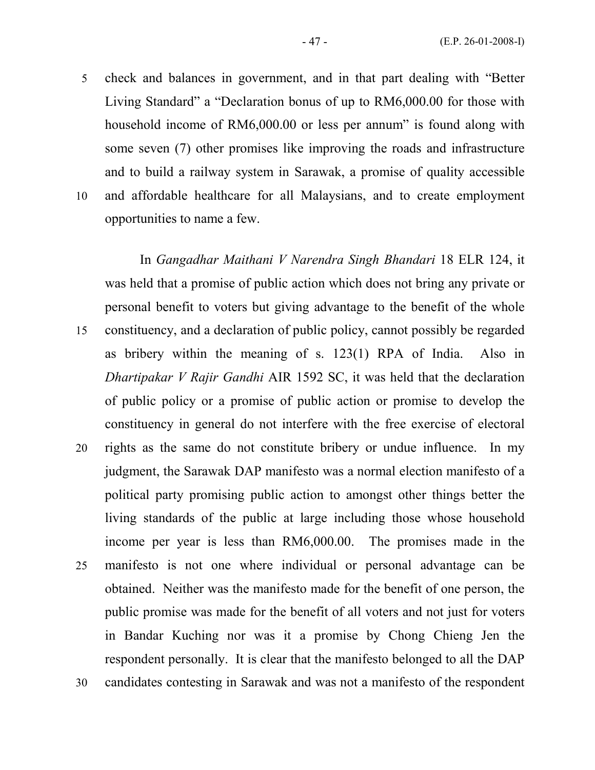check and balances in government, and in that part dealing with "Better Living Standard" a "Declaration bonus of up to RM6,000.00 for those with household income of RM6,000.00 or less per annum" is found along with some seven (7) other promises like improving the roads and infrastructure and to build a railway system in Sarawak, a promise of quality accessible and affordable healthcare for all Malaysians, and to create employment opportunities to name a few.

In *Gangadhar Maithani V Narendra Singh Bhandari* 18 ELR 124, it was held that a promise of public action which does not bring any private or personal benefit to voters but giving advantage to the benefit of the whole constituency, and a declaration of public policy, cannot possibly be regarded as bribery within the meaning of s. 123(1) RPA of India. Also in *Dhartipakar V Rajir Gandhi* AIR 1592 SC, it was held that the declaration of public policy or a promise of public action or promise to develop the constituency in general do not interfere with the free exercise of electoral rights as the same do not constitute bribery or undue influence. In my judgment, the Sarawak DAP manifesto was a normal election manifesto of a political party promising public action to amongst other things better the living standards of the public at large including those whose household income per year is less than RM6,000.00. The promises made in the manifesto is not one where individual or personal advantage can be obtained. Neither was the manifesto made for the benefit of one person, the public promise was made for the benefit of all voters and not just for voters in Bandar Kuching nor was it a promise by Chong Chieng Jen the respondent personally. It is clear that the manifesto belonged to all the DAP candidates contesting in Sarawak and was not a manifesto of the respondent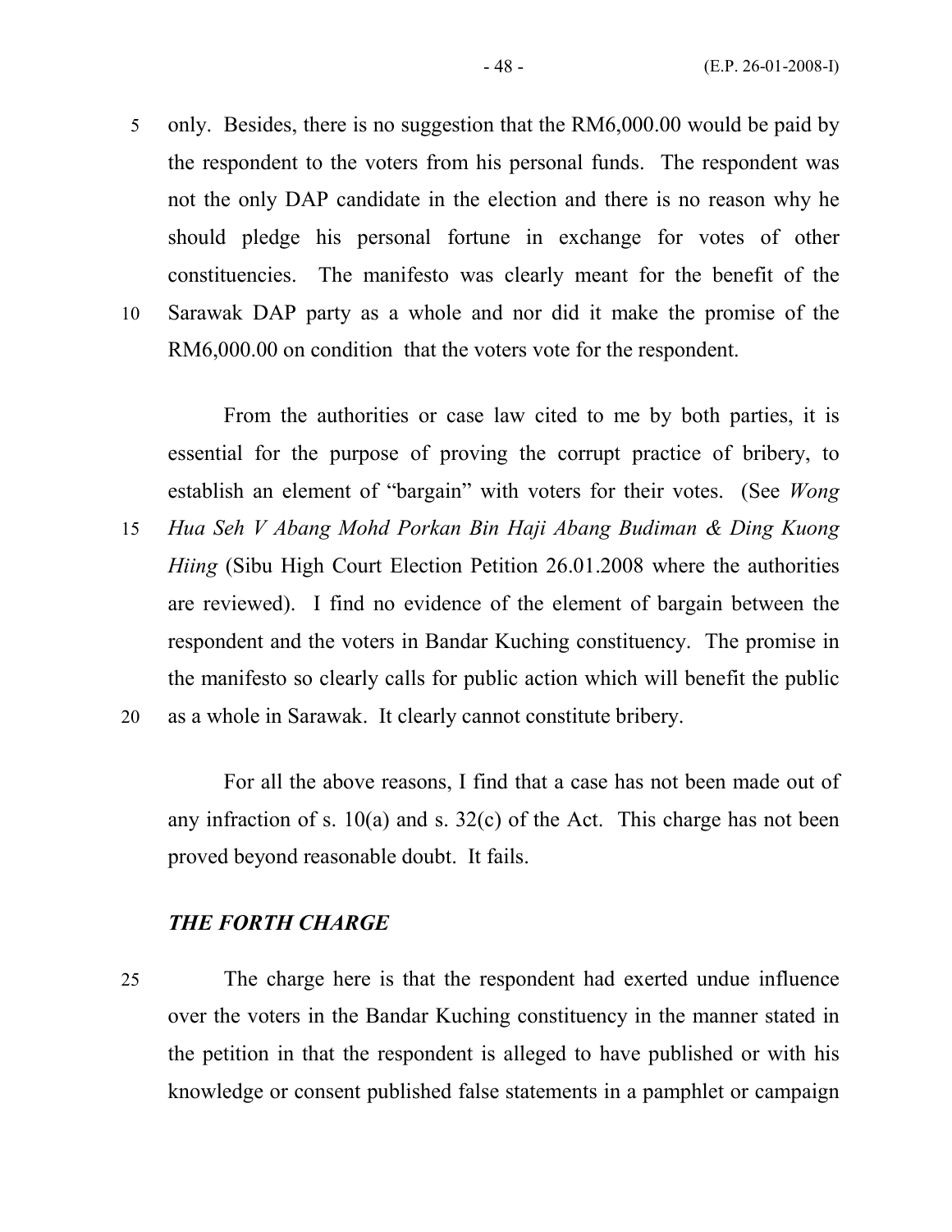only. Besides, there is no suggestion that the RM6,000.00 would be paid by the respondent to the voters from his personal funds. The respondent was not the only DAP candidate in the election and there is no reason why he should pledge his personal fortune in exchange for votes of other constituencies. The manifesto was clearly meant for the benefit of the Sarawak DAP party as a whole and nor did it make the promise of the RM6,000.00 on condition that the voters vote for the respondent.

From the authorities or case law cited to me by both parties, it is essential for the purpose of proving the corrupt practice of bribery, to establish an element of "bargain" with voters for their votes. (See *Wong Hua Seh V Abang Mohd Porkan Bin Haji Abang Budiman & Ding Kuong Hiing* (Sibu High Court Election Petition 26.01.2008 where the authorities are reviewed). I find no evidence of the element of bargain between the respondent and the voters in Bandar Kuching constituency. The promise in the manifesto so clearly calls for public action which will benefit the public as a whole in Sarawak. It clearly cannot constitute bribery.

For all the above reasons, I find that a case has not been made out of any infraction of s. 10(a) and s. 32(c) of the Act. This charge has not been proved beyond reasonable doubt. It fails.

### ***THE FORTH CHARGE***

The charge here is that the respondent had exerted undue influence over the voters in the Bandar Kuching constituency in the manner stated in the petition in that the respondent is alleged to have published or with his knowledge or consent published false statements in a pamphlet or campaign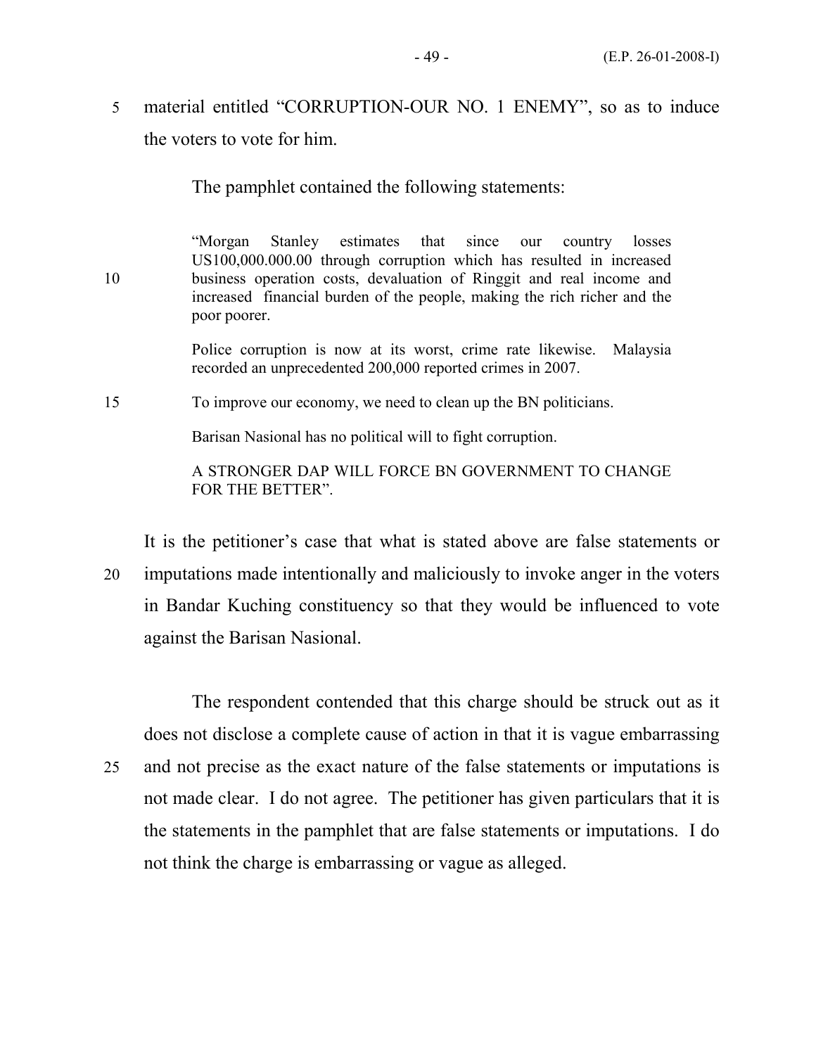material entitled "CORRUPTION-OUR NO. 1 ENEMY", so as to induce the voters to vote for him.

The pamphlet contained the following statements:

> "Morgan Stanley estimates that since our country losses US100,000.000.00 through corruption which has resulted in increased business operation costs, devaluation of Ringgit and real income and increased financial burden of the people, making the rich richer and the poor poorer.
>
> Police corruption is now at its worst, crime rate likewise. Malaysia recorded an unprecedented 200,000 reported crimes in 2007.
>
> To improve our economy, we need to clean up the BN politicians.
>
> Barisan Nasional has no political will to fight corruption.
>
> A STRONGER DAP WILL FORCE BN GOVERNMENT TO CHANGE FOR THE BETTER".

It is the petitioner's case that what is stated above are false statements or imputations made intentionally and maliciously to invoke anger in the voters in Bandar Kuching constituency so that they would be influenced to vote against the Barisan Nasional.

The respondent contended that this charge should be struck out as it does not disclose a complete cause of action in that it is vague embarrassing and not precise as the exact nature of the false statements or imputations is not made clear. I do not agree. The petitioner has given particulars that it is the statements in the pamphlet that are false statements or imputations. I do not think the charge is embarrassing or vague as alleged.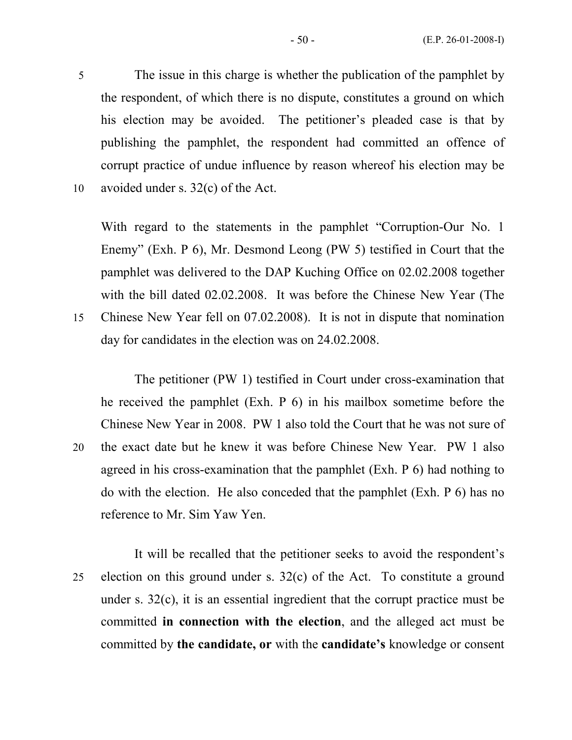The issue in this charge is whether the publication of the pamphlet by the respondent, of which there is no dispute, constitutes a ground on which his election may be avoided. The petitioner's pleaded case is that by publishing the pamphlet, the respondent had committed an offence of corrupt practice of undue influence by reason whereof his election may be avoided under s. 32(c) of the Act.

With regard to the statements in the pamphlet "Corruption-Our No. 1 Enemy" (Exh. P 6), Mr. Desmond Leong (PW 5) testified in Court that the pamphlet was delivered to the DAP Kuching Office on 02.02.2008 together with the bill dated 02.02.2008. It was before the Chinese New Year (The Chinese New Year fell on 07.02.2008). It is not in dispute that nomination day for candidates in the election was on 24.02.2008.

The petitioner (PW 1) testified in Court under cross-examination that he received the pamphlet (Exh. P 6) in his mailbox sometime before the Chinese New Year in 2008. PW 1 also told the Court that he was not sure of the exact date but he knew it was before Chinese New Year. PW 1 also agreed in his cross-examination that the pamphlet (Exh. P 6) had nothing to do with the election. He also conceded that the pamphlet (Exh. P 6) has no reference to Mr. Sim Yaw Yen.

It will be recalled that the petitioner seeks to avoid the respondent's election on this ground under s. 32(c) of the Act. To constitute a ground under s. 32(c), it is an essential ingredient that the corrupt practice must be committed **in connection with the election**, and the alleged act must be committed by **the candidate, or** with the **candidate's** knowledge or consent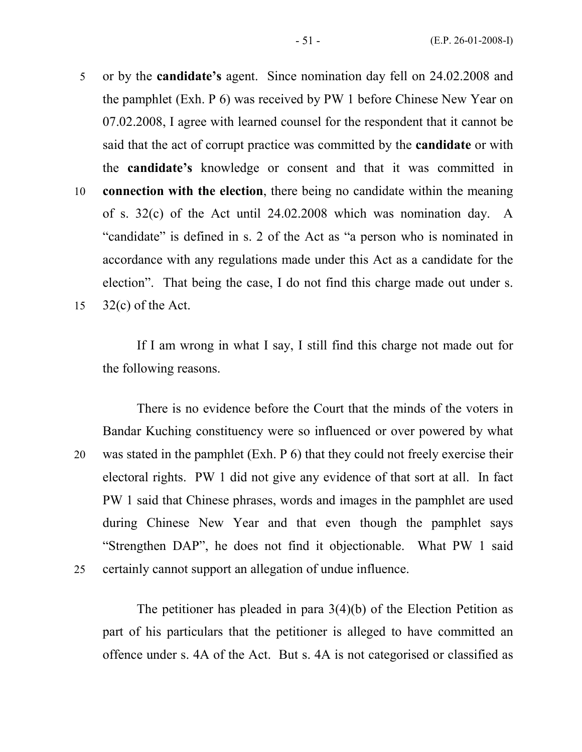or by the **candidate's** agent. Since nomination day fell on 24.02.2008 and the pamphlet (Exh. P 6) was received by PW 1 before Chinese New Year on 07.02.2008, I agree with learned counsel for the respondent that it cannot be said that the act of corrupt practice was committed by the **candidate** or with the **candidate's** knowledge or consent and that it was committed in **connection with the election**, there being no candidate within the meaning of s. 32(c) of the Act until 24.02.2008 which was nomination day. A "candidate" is defined in s. 2 of the Act as "a person who is nominated in accordance with any regulations made under this Act as a candidate for the election". That being the case, I do not find this charge made out under s. 32(c) of the Act.

If I am wrong in what I say, I still find this charge not made out for the following reasons.

There is no evidence before the Court that the minds of the voters in Bandar Kuching constituency were so influenced or over powered by what was stated in the pamphlet (Exh. P 6) that they could not freely exercise their electoral rights. PW 1 did not give any evidence of that sort at all. In fact PW 1 said that Chinese phrases, words and images in the pamphlet are used during Chinese New Year and that even though the pamphlet says "Strengthen DAP", he does not find it objectionable. What PW 1 said certainly cannot support an allegation of undue influence.

The petitioner has pleaded in para 3(4)(b) of the Election Petition as part of his particulars that the petitioner is alleged to have committed an offence under s. 4A of the Act. But s. 4A is not categorised or classified as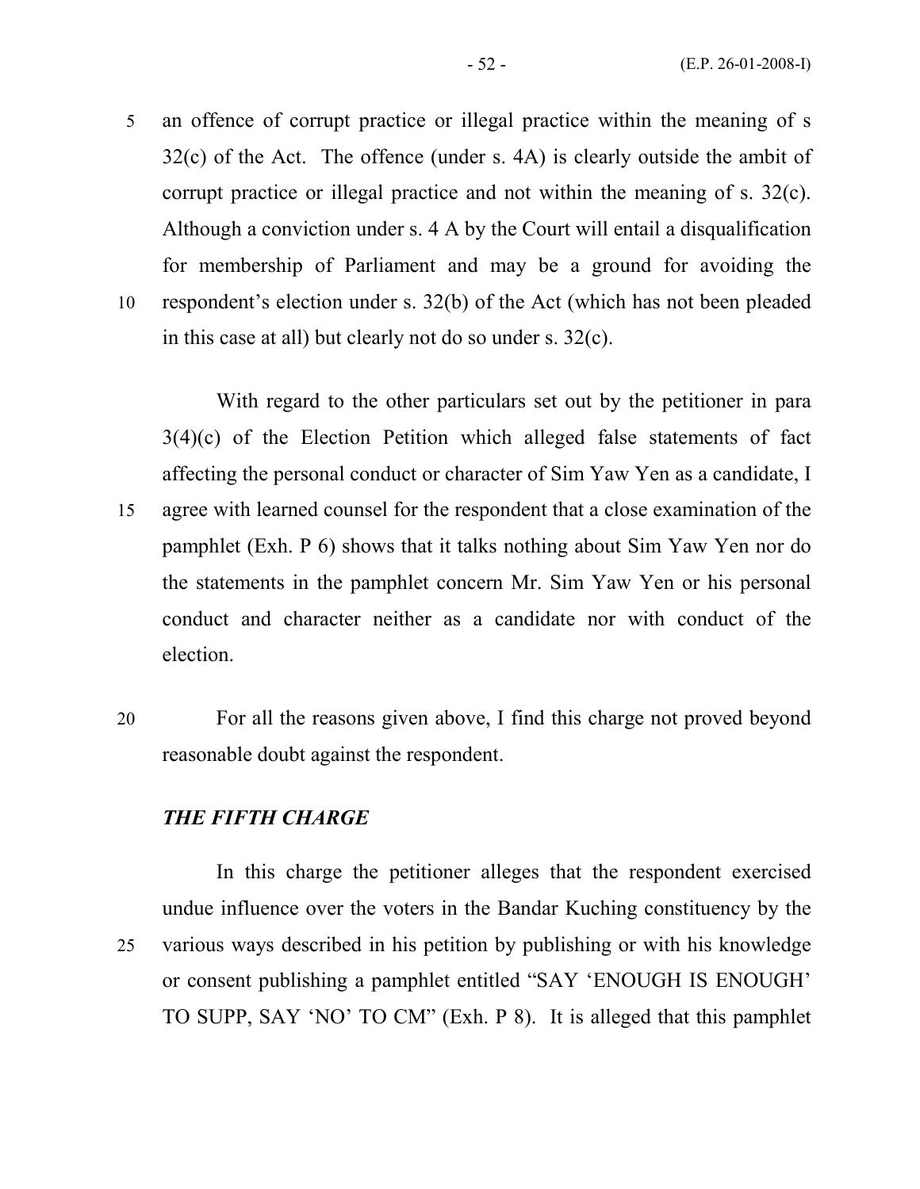an offence of corrupt practice or illegal practice within the meaning of s 32(c) of the Act. The offence (under s. 4A) is clearly outside the ambit of corrupt practice or illegal practice and not within the meaning of s. 32(c). Although a conviction under s. 4 A by the Court will entail a disqualification for membership of Parliament and may be a ground for avoiding the respondent's election under s. 32(b) of the Act (which has not been pleaded in this case at all) but clearly not do so under s. 32(c).

With regard to the other particulars set out by the petitioner in para 3(4)(c) of the Election Petition which alleged false statements of fact affecting the personal conduct or character of Sim Yaw Yen as a candidate, I agree with learned counsel for the respondent that a close examination of the pamphlet (Exh. P 6) shows that it talks nothing about Sim Yaw Yen nor do the statements in the pamphlet concern Mr. Sim Yaw Yen or his personal conduct and character neither as a candidate nor with conduct of the election.

For all the reasons given above, I find this charge not proved beyond reasonable doubt against the respondent.

***THE FIFTH CHARGE***

In this charge the petitioner alleges that the respondent exercised undue influence over the voters in the Bandar Kuching constituency by the various ways described in his petition by publishing or with his knowledge or consent publishing a pamphlet entitled "SAY 'ENOUGH IS ENOUGH' TO SUPP, SAY 'NO' TO CM" (Exh. P 8). It is alleged that this pamphlet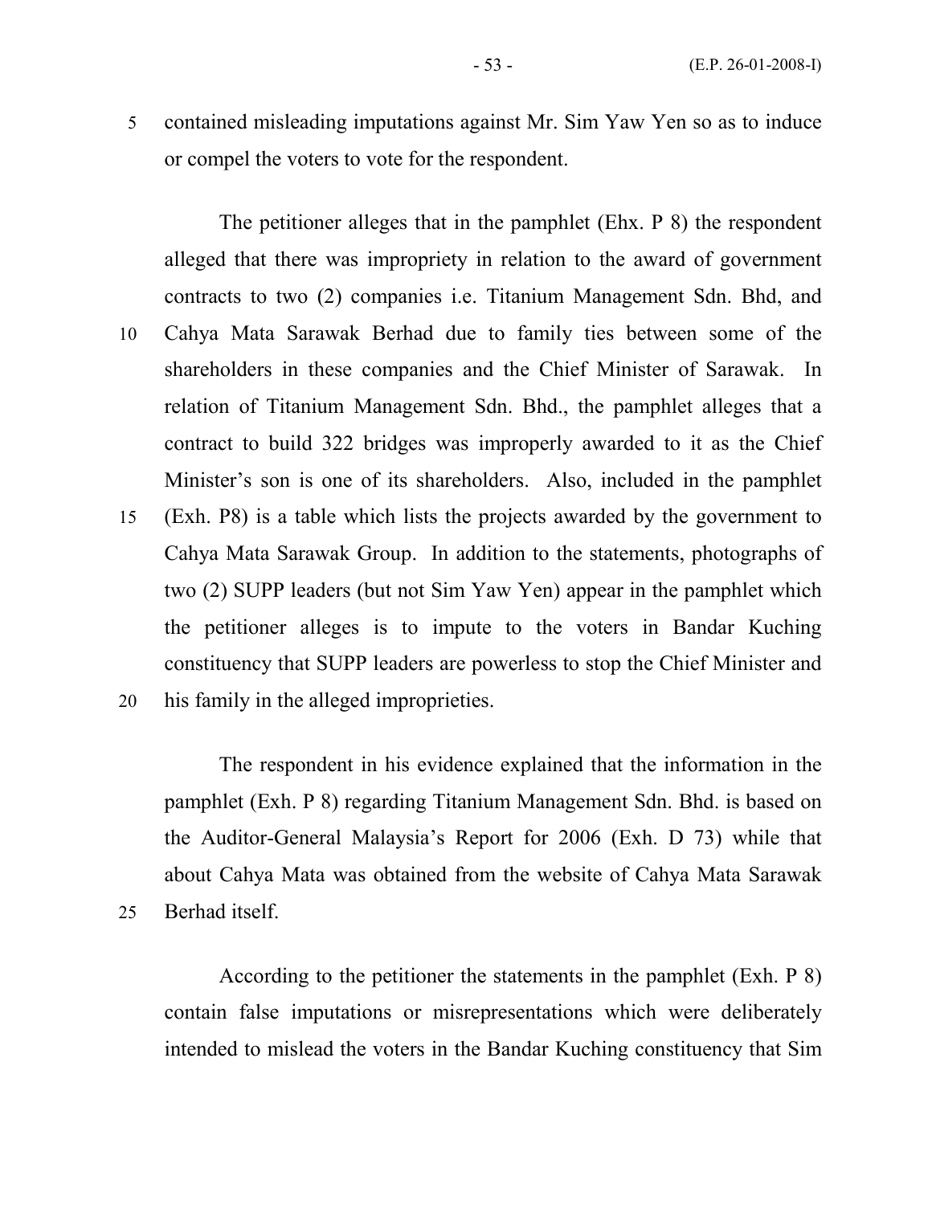contained misleading imputations against Mr. Sim Yaw Yen so as to induce or compel the voters to vote for the respondent.

The petitioner alleges that in the pamphlet (Ehx. P 8) the respondent alleged that there was impropriety in relation to the award of government contracts to two (2) companies i.e. Titanium Management Sdn. Bhd, and Cahya Mata Sarawak Berhad due to family ties between some of the shareholders in these companies and the Chief Minister of Sarawak. In relation of Titanium Management Sdn. Bhd., the pamphlet alleges that a contract to build 322 bridges was improperly awarded to it as the Chief Minister's son is one of its shareholders. Also, included in the pamphlet (Exh. P8) is a table which lists the projects awarded by the government to Cahya Mata Sarawak Group. In addition to the statements, photographs of two (2) SUPP leaders (but not Sim Yaw Yen) appear in the pamphlet which the petitioner alleges is to impute to the voters in Bandar Kuching constituency that SUPP leaders are powerless to stop the Chief Minister and his family in the alleged improprieties.

The respondent in his evidence explained that the information in the pamphlet (Exh. P 8) regarding Titanium Management Sdn. Bhd. is based on the Auditor-General Malaysia's Report for 2006 (Exh. D 73) while that about Cahya Mata was obtained from the website of Cahya Mata Sarawak Berhad itself.

According to the petitioner the statements in the pamphlet (Exh. P 8) contain false imputations or misrepresentations which were deliberately intended to mislead the voters in the Bandar Kuching constituency that Sim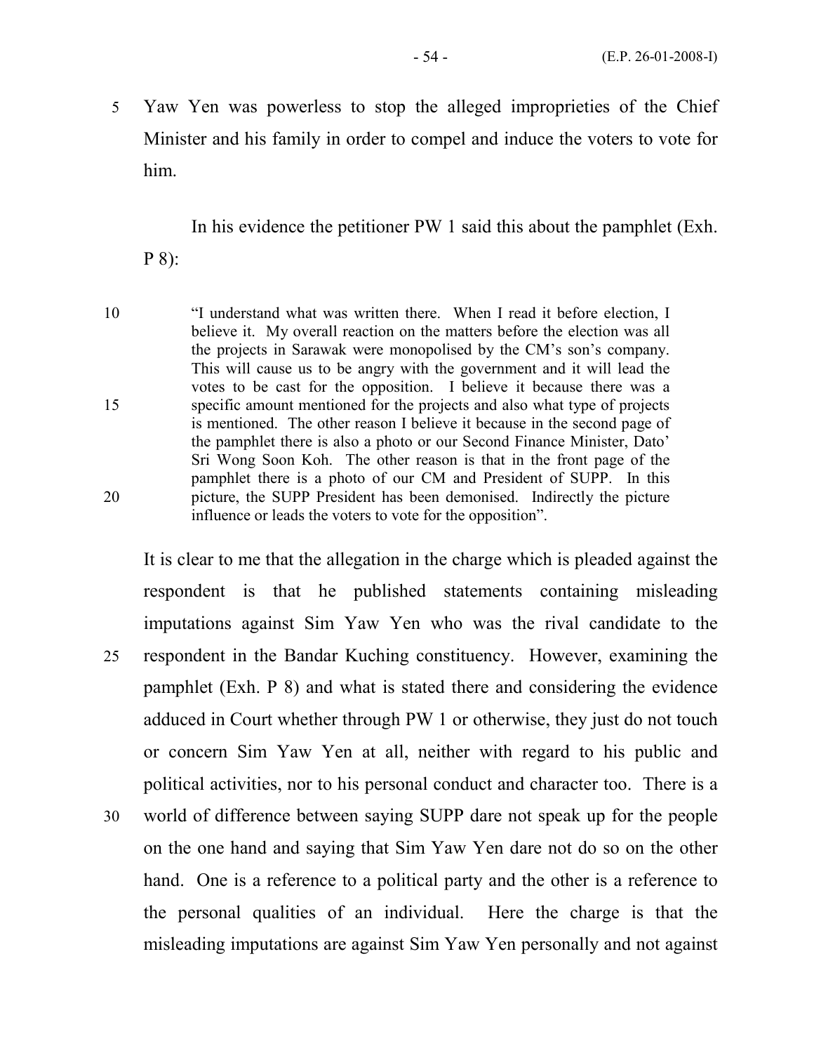Yaw Yen was powerless to stop the alleged improprieties of the Chief Minister and his family in order to compel and induce the voters to vote for him.

In his evidence the petitioner PW 1 said this about the pamphlet (Exh. P 8):

> "I understand what was written there. When I read it before election, I believe it. My overall reaction on the matters before the election was all the projects in Sarawak were monopolised by the CM's son's company. This will cause us to be angry with the government and it will lead the votes to be cast for the opposition. I believe it because there was a specific amount mentioned for the projects and also what type of projects is mentioned. The other reason I believe it because in the second page of the pamphlet there is also a photo or our Second Finance Minister, Dato' Sri Wong Soon Koh. The other reason is that in the front page of the pamphlet there is a photo of our CM and President of SUPP. In this picture, the SUPP President has been demonised. Indirectly the picture influence or leads the voters to vote for the opposition".

It is clear to me that the allegation in the charge which is pleaded against the respondent is that he published statements containing misleading imputations against Sim Yaw Yen who was the rival candidate to the respondent in the Bandar Kuching constituency. However, examining the pamphlet (Exh. P 8) and what is stated there and considering the evidence adduced in Court whether through PW 1 or otherwise, they just do not touch or concern Sim Yaw Yen at all, neither with regard to his public and political activities, nor to his personal conduct and character too. There is a world of difference between saying SUPP dare not speak up for the people on the one hand and saying that Sim Yaw Yen dare not do so on the other hand. One is a reference to a political party and the other is a reference to the personal qualities of an individual. Here the charge is that the misleading imputations are against Sim Yaw Yen personally and not against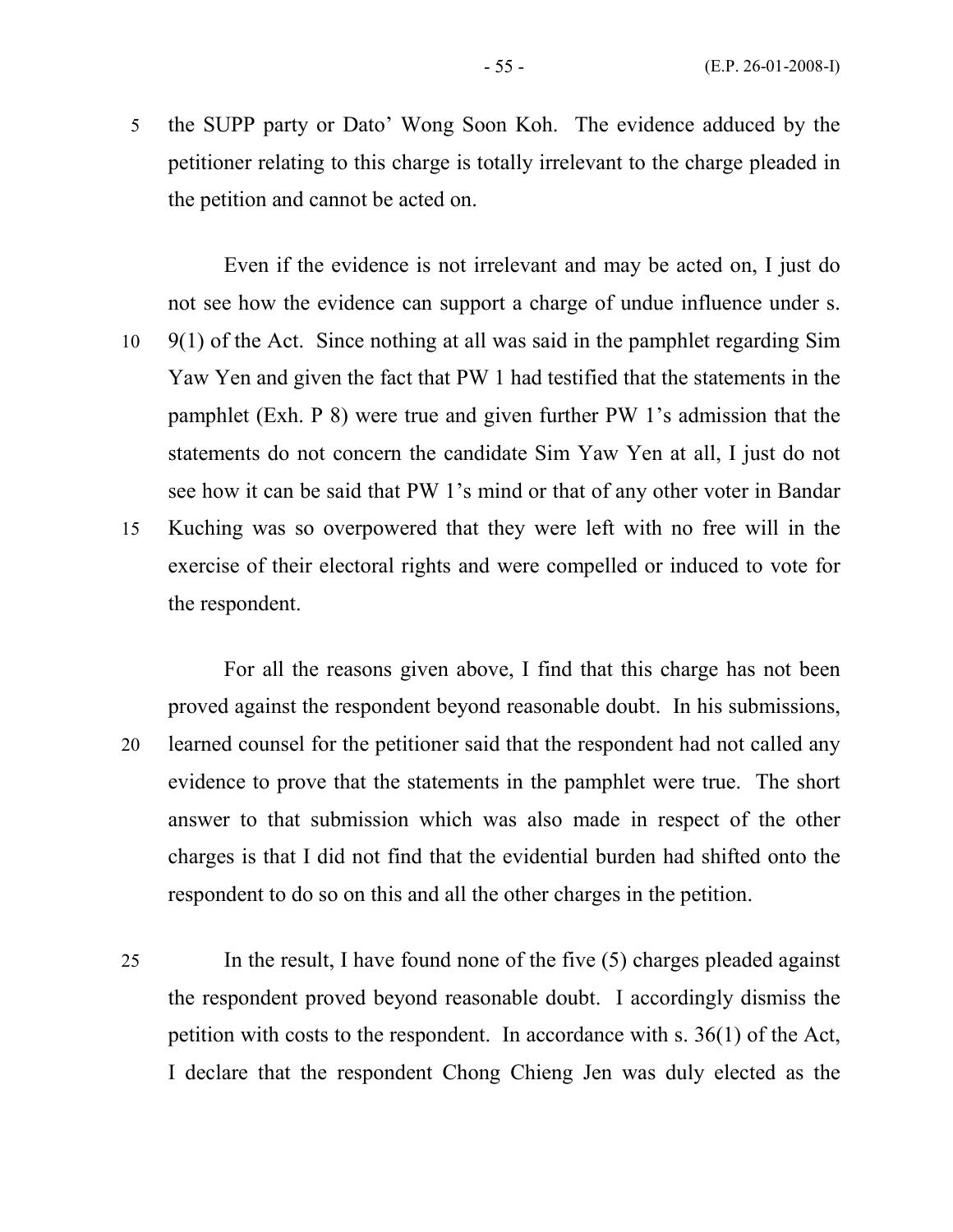the SUPP party or Dato' Wong Soon Koh. The evidence adduced by the petitioner relating to this charge is totally irrelevant to the charge pleaded in the petition and cannot be acted on.

Even if the evidence is not irrelevant and may be acted on, I just do not see how the evidence can support a charge of undue influence under s. 9(1) of the Act. Since nothing at all was said in the pamphlet regarding Sim Yaw Yen and given the fact that PW 1 had testified that the statements in the pamphlet (Exh. P 8) were true and given further PW 1's admission that the statements do not concern the candidate Sim Yaw Yen at all, I just do not see how it can be said that PW 1's mind or that of any other voter in Bandar Kuching was so overpowered that they were left with no free will in the exercise of their electoral rights and were compelled or induced to vote for the respondent.

For all the reasons given above, I find that this charge has not been proved against the respondent beyond reasonable doubt. In his submissions, learned counsel for the petitioner said that the respondent had not called any evidence to prove that the statements in the pamphlet were true. The short answer to that submission which was also made in respect of the other charges is that I did not find that the evidential burden had shifted onto the respondent to do so on this and all the other charges in the petition.

In the result, I have found none of the five (5) charges pleaded against the respondent proved beyond reasonable doubt. I accordingly dismiss the petition with costs to the respondent. In accordance with s. 36(1) of the Act, I declare that the respondent Chong Chieng Jen was duly elected as the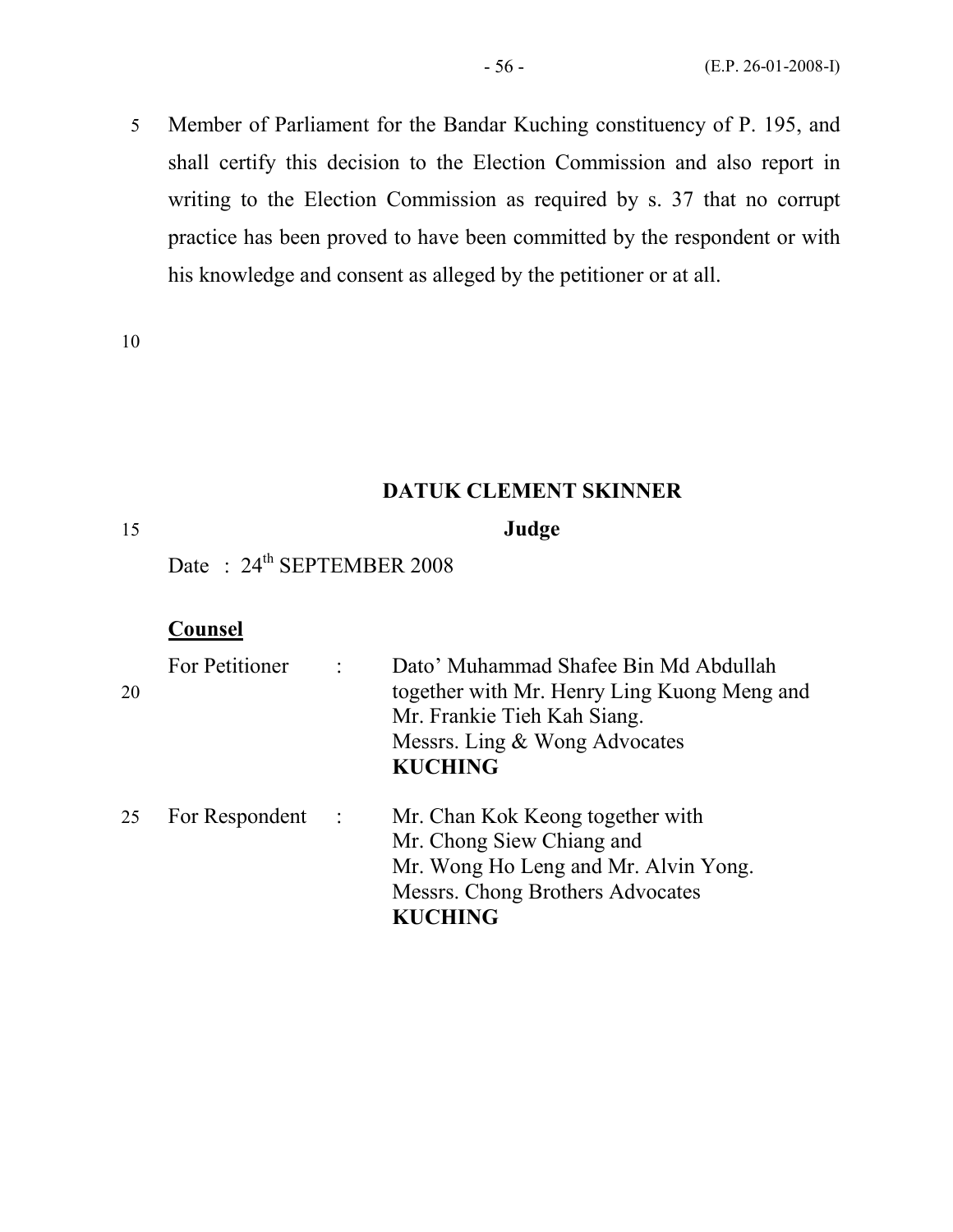Member of Parliament for the Bandar Kuching constituency of P. 195, and shall certify this decision to the Election Commission and also report in writing to the Election Commission as required by s. 37 that no corrupt practice has been proved to have been committed by the respondent or with his knowledge and consent as alleged by the petitioner or at all.

**DATUK CLEMENT SKINNER**

**Judge**

Date : 24th SEPTEMBER 2008

**Counsel**

| | | |
|---|---|---|
| For Petitioner | : | Dato' Muhammad Shafee Bin Md Abdullah together with Mr. Henry Ling Kuong Meng and Mr. Frankie Tieh Kah Siang. Messrs. Ling & Wong Advocates **KUCHING** |
| For Respondent | : | Mr. Chan Kok Keong together with Mr. Chong Siew Chiang and Mr. Wong Ho Leng and Mr. Alvin Yong. Messrs. Chong Brothers Advocates **KUCHING** |